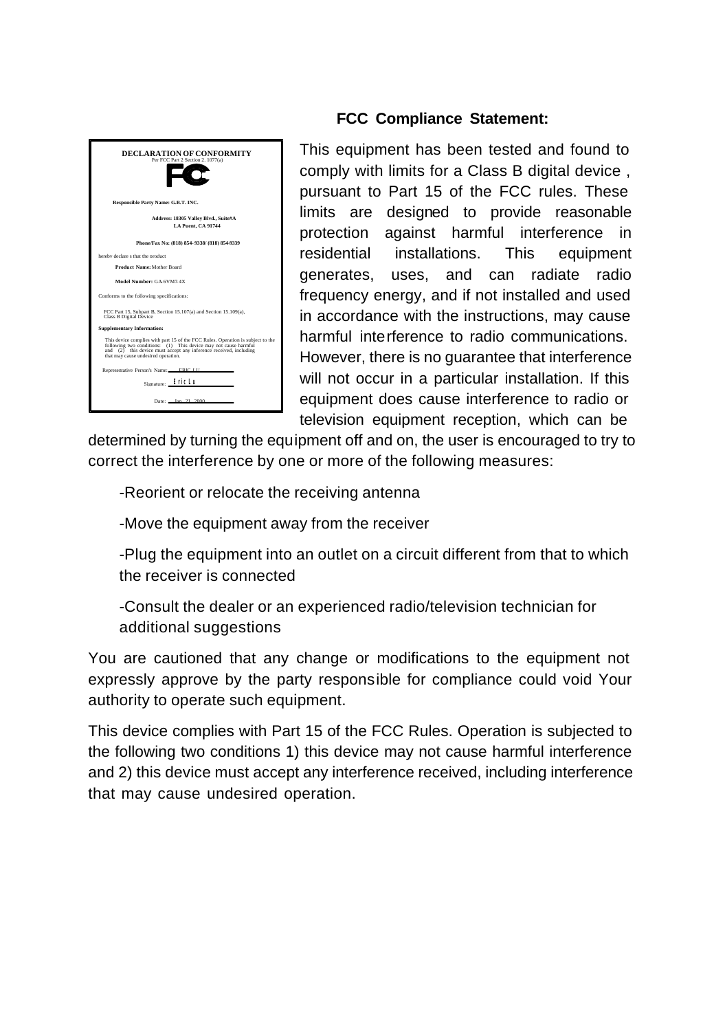**DECLARATION OF CONFORMITY**
Per FCC Part 2 Section 2. 1077(a)

**Responsible Party Name: G.B.T. INC.**

**Address: 18305 Valley Blvd., Suite#A**
**LA Puent, CA 91744**

**Phone/Fax No: (818) 854-9338/ (818) 854-9339**

hereby declare s that the product

**Product Name:** Mother Board

**Model Number:** GA-6VM7-4X

Conforms to the following specifications:

FCC Part 15, Subpart B, Section 15.107(a) and Section 15.109(a),
Class B Digital Device

**Supplementary Information:**

This device complies with part 15 of the FCC Rules. Operation is subject to the following two conditions: (1) This device may not cause harmful and (2) this device must accept any inference received, including that may cause undesired operation.

Representative Person's Name: ERIC LU

Signature: Eric Lu

Date: Jan. 21, 2000

## FCC Compliance Statement:

This equipment has been tested and found to comply with limits for a Class B digital device , pursuant to Part 15 of the FCC rules. These limits are designed to provide reasonable protection against harmful interference in residential installations. This equipment generates, uses, and can radiate radio frequency energy, and if not installed and used in accordance with the instructions, may cause harmful interference to radio communications. However, there is no guarantee that interference will not occur in a particular installation. If this equipment does cause interference to radio or television equipment reception, which can be determined by turning the equipment off and on, the user is encouraged to try to correct the interference by one or more of the following measures:

-Reorient or relocate the receiving antenna

-Move the equipment away from the receiver

-Plug the equipment into an outlet on a circuit different from that to which the receiver is connected

-Consult the dealer or an experienced radio/television technician for additional suggestions

You are cautioned that any change or modifications to the equipment not expressly approve by the party responsible for compliance could void Your authority to operate such equipment.

This device complies with Part 15 of the FCC Rules. Operation is subjected to the following two conditions 1) this device may not cause harmful interference and 2) this device must accept any interference received, including interference that may cause undesired operation.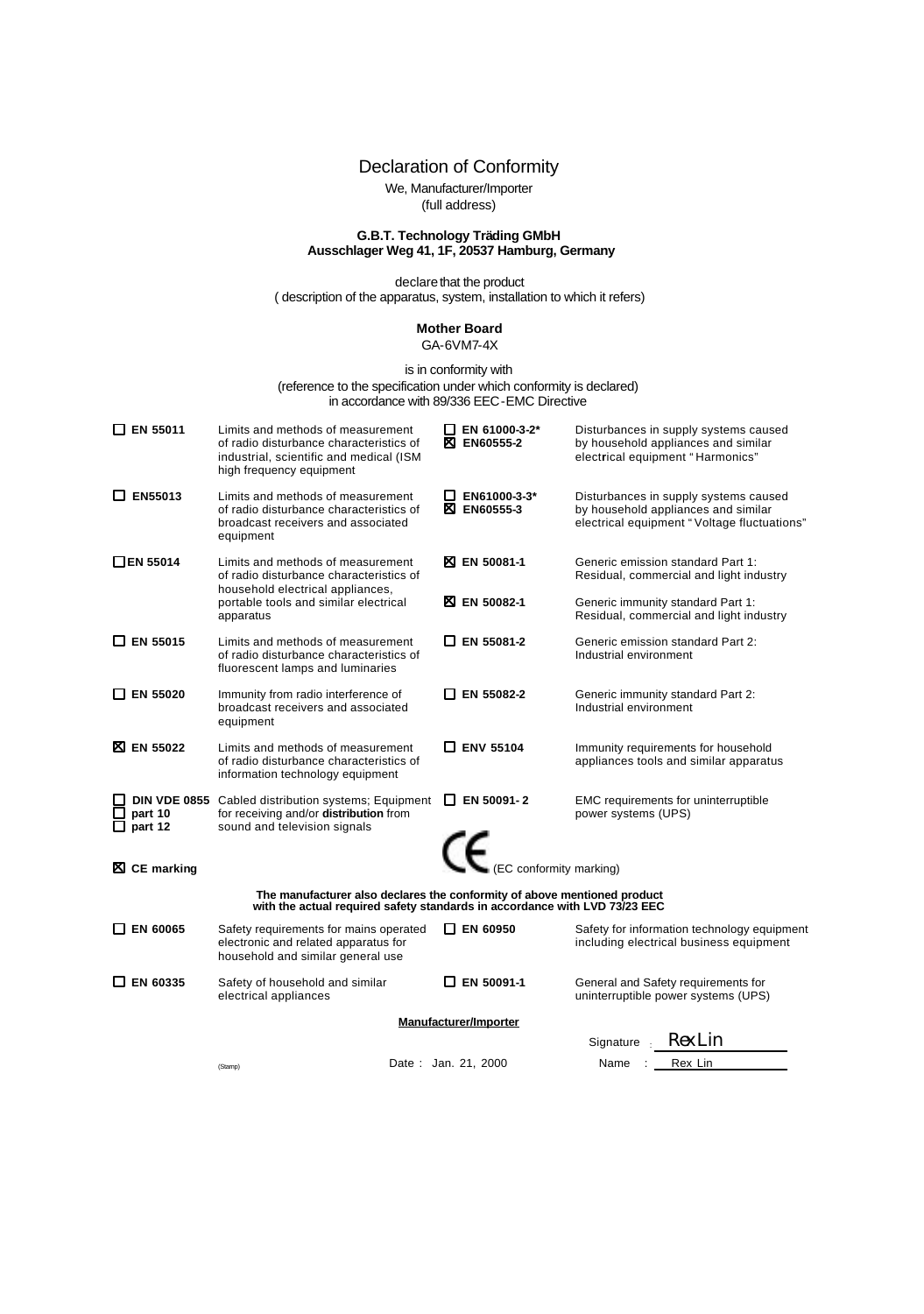# Declaration of Conformity

We, Manufacturer/Importer
(full address)

**G.B.T. Technology Träding GMbH**
**Ausschlager Weg 41, 1F, 20537 Hamburg, Germany**

declare that the product
( description of the apparatus, system, installation to which it refers)

**Mother Board**
GA-6VM7-4X

is in conformity with
(reference to the specification under which conformity is declared)
in accordance with 89/336 EEC-EMC Directive

| | | | |
|---|---|---|---|
| ☐ **EN 55011** | Limits and methods of measurement of radio disturbance characteristics of industrial, scientific and medical (ISM high frequency equipment | ☐ **EN 61000-3-2*** ☒ **EN60555-2** | Disturbances in supply systems caused by household appliances and similar electrical equipment "Harmonics" |
| ☐ **EN55013** | Limits and methods of measurement of radio disturbance characteristics of broadcast receivers and associated equipment | ☐ **EN61000-3-3*** ☒ **EN60555-3** | Disturbances in supply systems caused by household appliances and similar electrical equipment "Voltage fluctuations" |
| ☐ **EN 55014** | Limits and methods of measurement of radio disturbance characteristics of household electrical appliances, portable tools and similar electrical apparatus | ☒ **EN 50081-1** | Generic emission standard Part 1: Residual, commercial and light industry |
| | | ☒ **EN 50082-1** | Generic immunity standard Part 1: Residual, commercial and light industry |
| ☐ **EN 55015** | Limits and methods of measurement of radio disturbance characteristics of fluorescent lamps and luminaries | ☐ **EN 55081-2** | Generic emission standard Part 2: Industrial environment |
| ☐ **EN 55020** | Immunity from radio interference of broadcast receivers and associated equipment | ☐ **EN 55082-2** | Generic immunity standard Part 2: Industrial environment |
| ☒ **EN 55022** | Limits and methods of measurement of radio disturbance characteristics of information technology equipment | ☐ **ENV 55104** | Immunity requirements for household appliances tools and similar apparatus |
| ☐ **DIN VDE 0855** ☐ **part 10** ☐ **part 12** | Cabled distribution systems; Equipment for receiving and/or **distribution** from sound and television signals | ☐ **EN 50091- 2** | EMC requirements for uninterruptible power systems (UPS) |
| ☒ **CE marking** | | CE (EC conformity marking) | |

**The manufacturer also declares the conformity of above mentioned product with the actual required safety standards in accordance with LVD 73/23 EEC**

| | | | |
|---|---|---|---|
| ☐ **EN 60065** | Safety requirements for mains operated electronic and related apparatus for household and similar general use | ☐ **EN 60950** | Safety for information technology equipment including electrical business equipment |
| ☐ **EN 60335** | Safety of household and similar electrical appliances | ☐ **EN 50091-1** | General and Safety requirements for uninterruptible power systems (UPS) |

**Manufacturer/Importer**

Signature : Rex Lin

(Stamp) Date : Jan. 21, 2000 Name : Rex Lin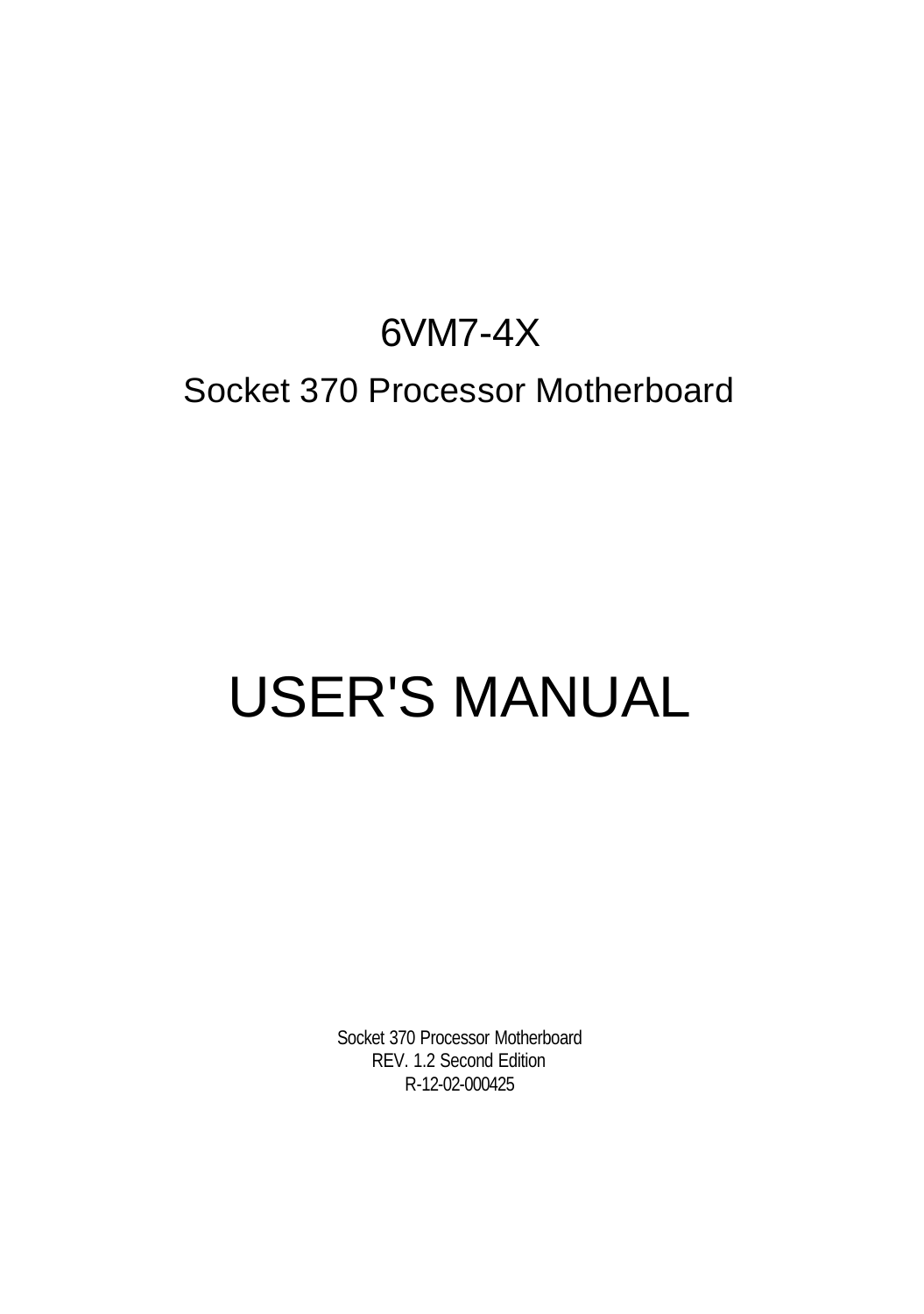# 6VM7-4X

## Socket 370 Processor Motherboard

# USER'S MANUAL

Socket 370 Processor Motherboard
REV. 1.2 Second Edition
R-12-02-000425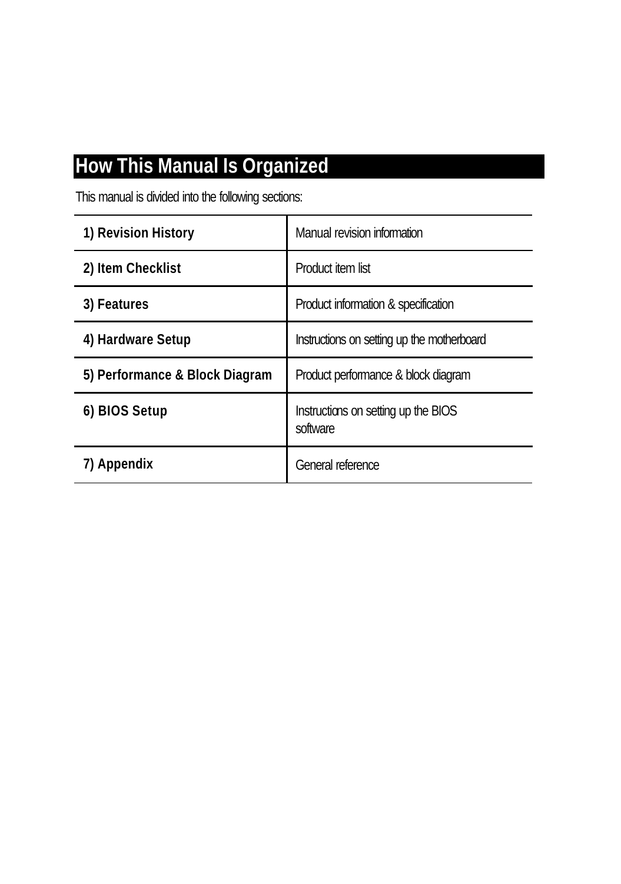# How This Manual Is Organized

This manual is divided into the following sections:

| | |
|---|---|
| **1) Revision History** | Manual revision information |
| **2) Item Checklist** | Product item list |
| **3) Features** | Product information & specification |
| **4) Hardware Setup** | Instructions on setting up the motherboard |
| **5) Performance & Block Diagram** | Product performance & block diagram |
| **6) BIOS Setup** | Instructions on setting up the BIOS software |
| **7) Appendix** | General reference |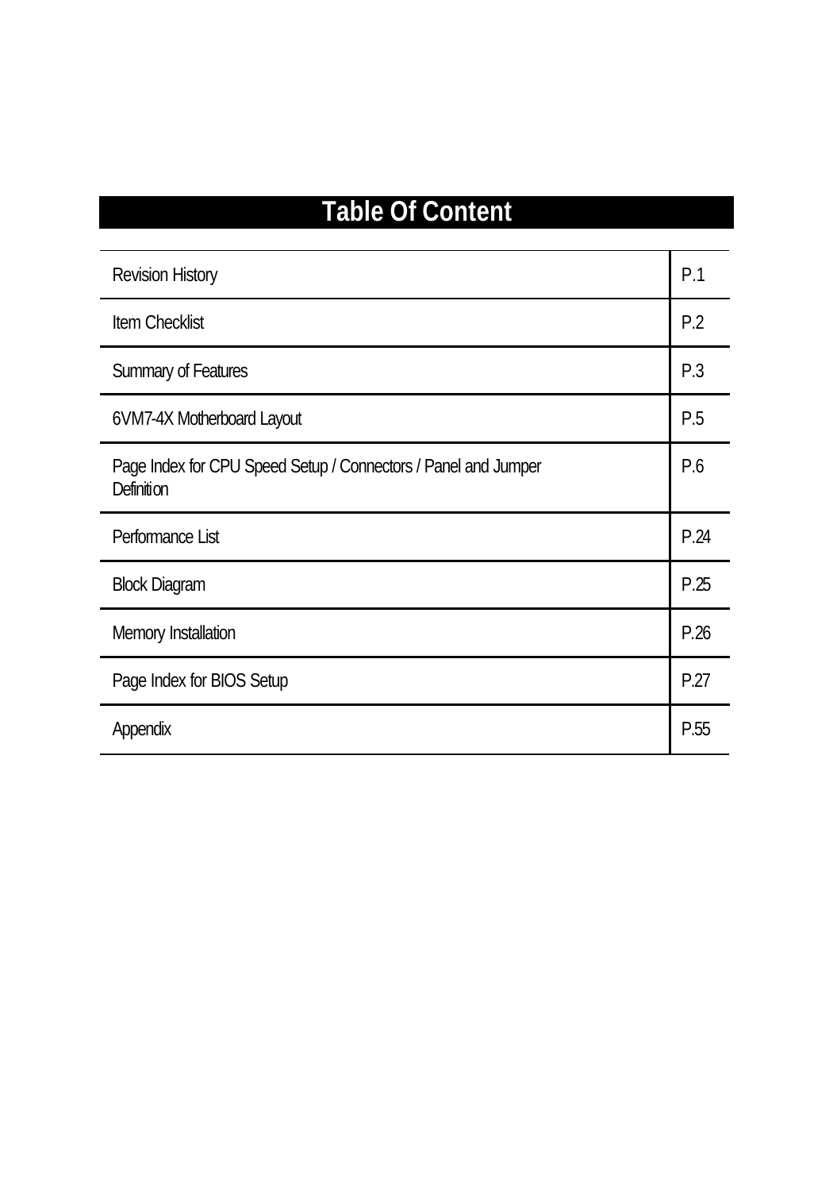# Table Of Content

| | |
|---|---|
| Revision History | P.1 |
| Item Checklist | P.2 |
| Summary of Features | P.3 |
| 6VM7-4X Motherboard Layout | P.5 |
| Page Index for CPU Speed Setup / Connectors / Panel and Jumper Definition | P.6 |
| Performance List | P.24 |
| Block Diagram | P.25 |
| Memory Installation | P.26 |
| Page Index for BIOS Setup | P.27 |
| Appendix | P.55 |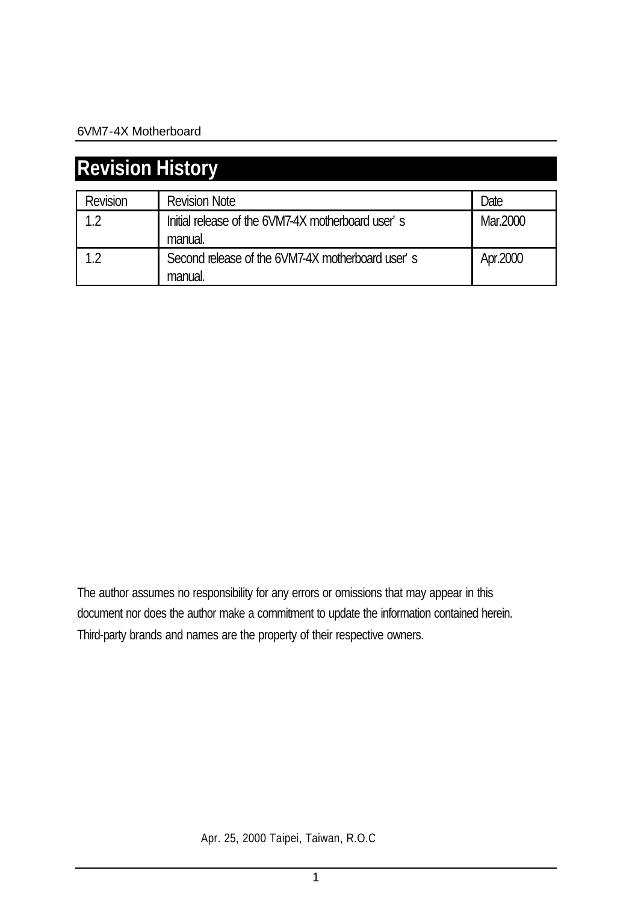# Revision History

| Revision | Revision Note | Date |
|---|---|---|
| 1.2 | Initial release of the 6VM7-4X motherboard user's manual. | Mar.2000 |
| 1.2 | Second release of the 6VM7-4X motherboard user's manual. | Apr.2000 |

The author assumes no responsibility for any errors or omissions that may appear in this document nor does the author make a commitment to update the information contained herein. Third-party brands and names are the property of their respective owners.

Apr. 25, 2000 Taipei, Taiwan, R.O.C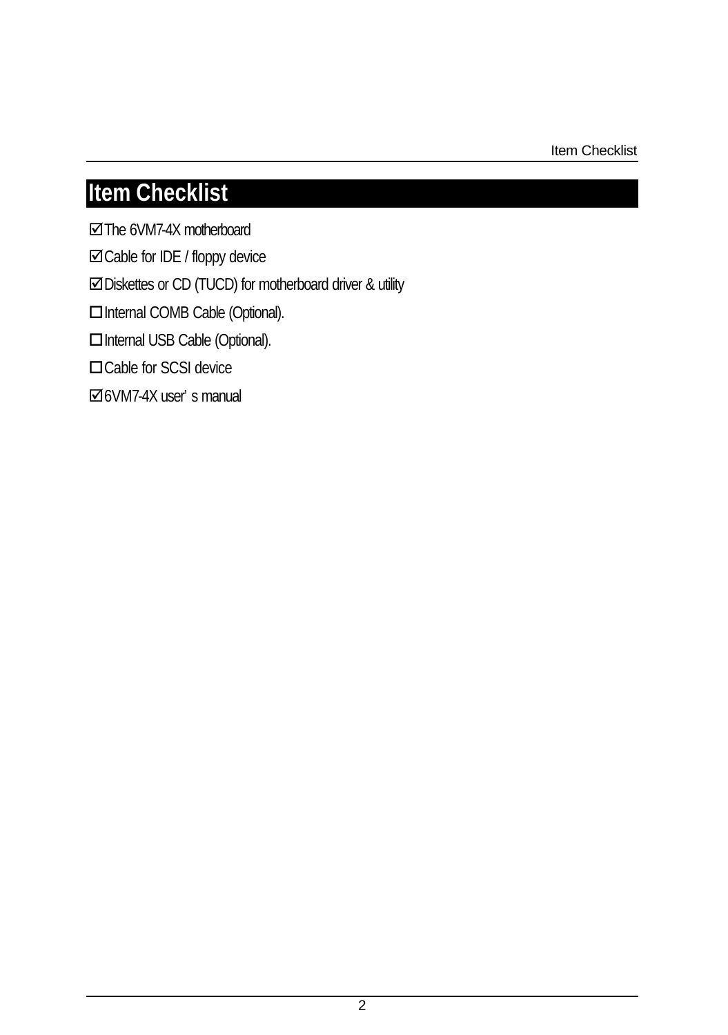# Item Checklist

☑The 6VM7-4X motherboard

☑Cable for IDE / floppy device

☑Diskettes or CD (TUCD) for motherboard driver & utility

☐Internal COMB Cable (Optional).

☐Internal USB Cable (Optional).

☐Cable for SCSI device

☑6VM7-4X user's manual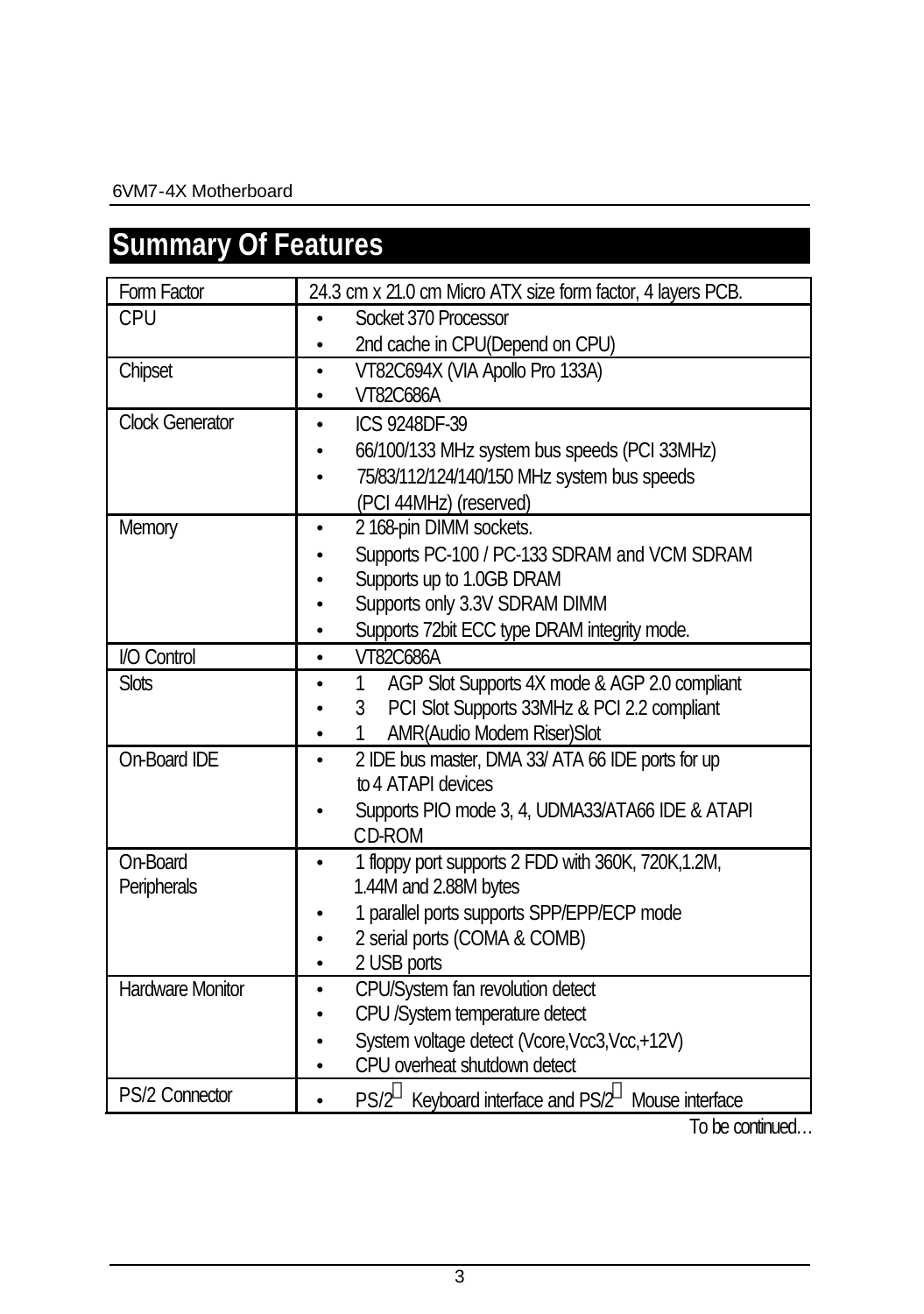# Summary Of Features

| | |
|---|---|
| Form Factor | 24.3 cm x 21.0 cm Micro ATX size form factor, 4 layers PCB. |
| CPU | • Socket 370 Processor<br>• 2nd cache in CPU(Depend on CPU) |
| Chipset | • VT82C694X (VIA Apollo Pro 133A)<br>• VT82C686A |
| Clock Generator | • ICS 9248DF-39<br>• 66/100/133 MHz system bus speeds (PCI 33MHz)<br>• 75/83/112/124/140/150 MHz system bus speeds (PCI 44MHz) (reserved) |
| Memory | • 2 168-pin DIMM sockets.<br>• Supports PC-100 / PC-133 SDRAM and VCM SDRAM<br>• Supports up to 1.0GB DRAM<br>• Supports only 3.3V SDRAM DIMM<br>• Supports 72bit ECC type DRAM integrity mode. |
| I/O Control | • VT82C686A |
| Slots | • 1 AGP Slot Supports 4X mode & AGP 2.0 compliant<br>• 3 PCI Slot Supports 33MHz & PCI 2.2 compliant<br>• 1 AMR(Audio Modem Riser)Slot |
| On-Board IDE | • 2 IDE bus master, DMA 33/ ATA 66 IDE ports for up to 4 ATAPI devices<br>• Supports PIO mode 3, 4, UDMA33/ATA66 IDE & ATAPI CD-ROM |
| On-Board Peripherals | • 1 floppy port supports 2 FDD with 360K, 720K,1.2M, 1.44M and 2.88M bytes<br>• 1 parallel ports supports SPP/EPP/ECP mode<br>• 2 serial ports (COMA & COMB)<br>• 2 USB ports |
| Hardware Monitor | • CPU/System fan revolution detect<br>• CPU /System temperature detect<br>• System voltage detect (Vcore,Vcc3,Vcc,+12V)<br>• CPU overheat shutdown detect |
| PS/2 Connector | • PS/2 Keyboard interface and PS/2 Mouse interface |

To be continued…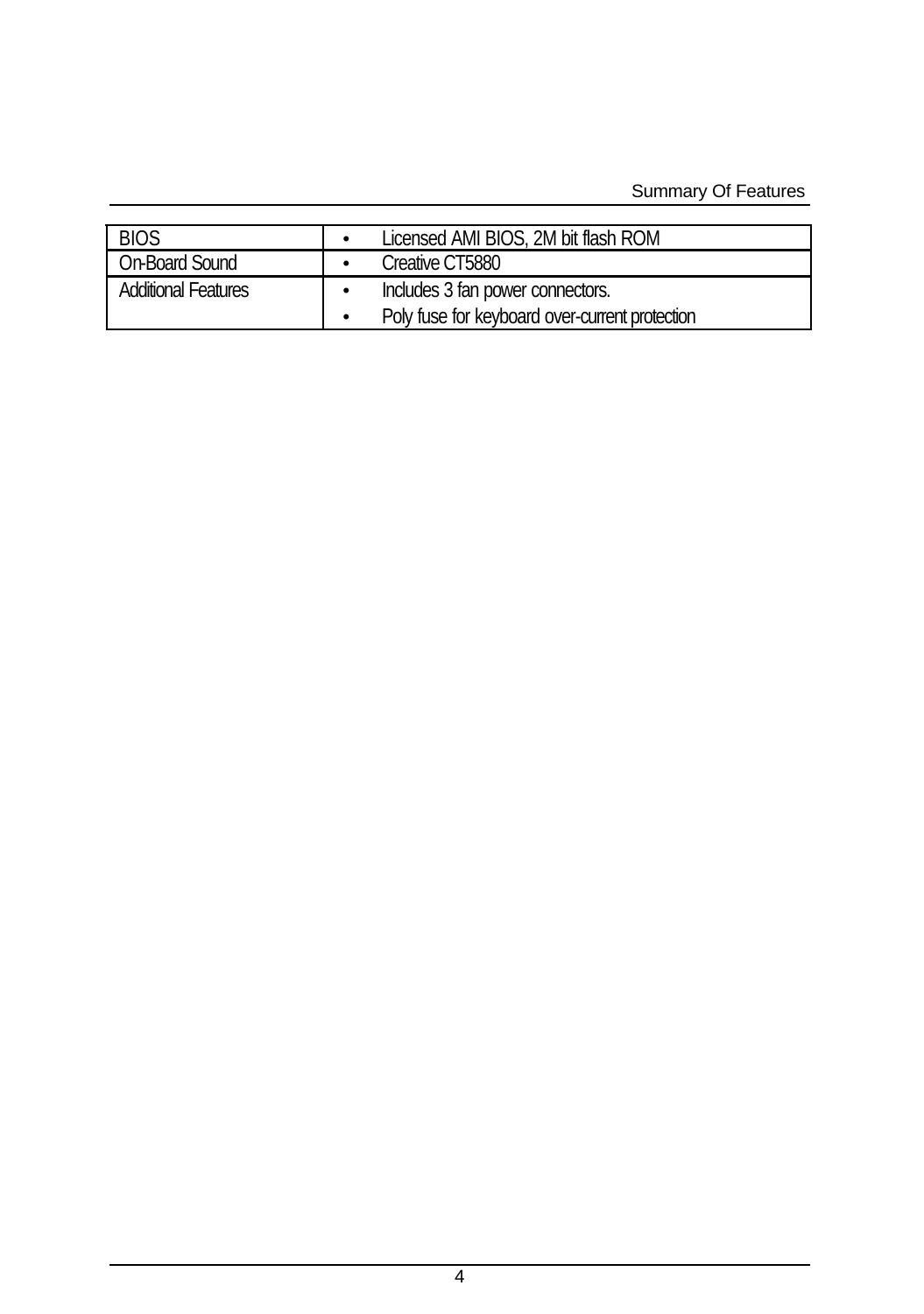| | |
|---|---|
| BIOS | • Licensed AMI BIOS, 2M bit flash ROM |
| On-Board Sound | • Creative CT5880 |
| Additional Features | • Includes 3 fan power connectors.<br>• Poly fuse for keyboard over-current protection |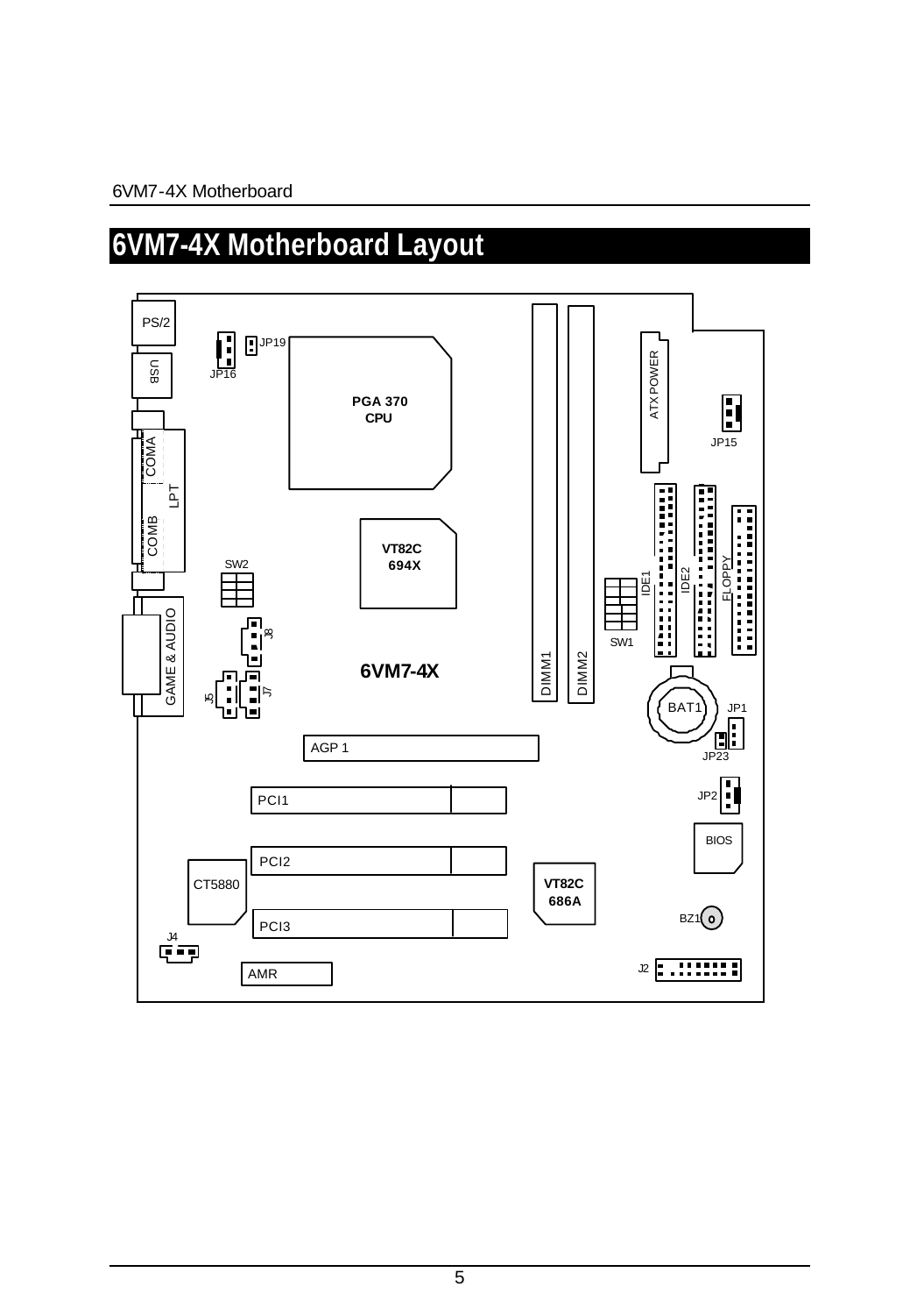# 6VM7-4X Motherboard Layout

PS/2

USB

JP16

JP19

PGA 370
CPU

ATX POWER

JP15

COMA

LPT

COMB

VT82C
694X

SW2

IDE1

IDE2

FLOPPY

SW1

GAME & AUDIO

J8

J5

J7

6VM7-4X

DIMM1

DIMM2

BAT1

JP1

JP23

AGP 1

PCI1

JP2

BIOS

PCI2

CT5880

VT82C
686A

BZ1

PCI3

J4

J2

AMR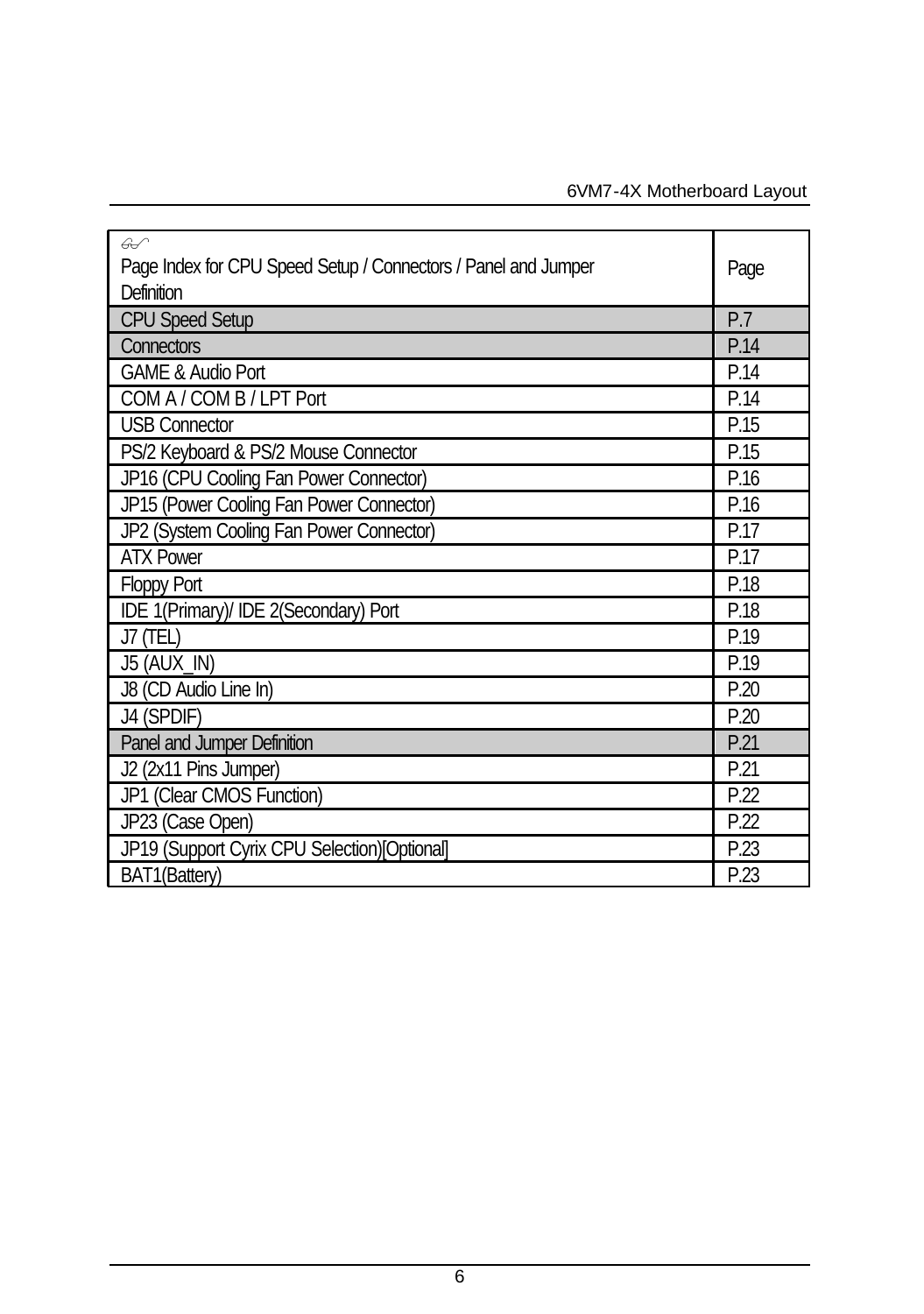| Page Index for CPU Speed Setup / Connectors / Panel and Jumper Definition | Page |
|---|---|
| CPU Speed Setup | P.7 |
| Connectors | P.14 |
| GAME & Audio Port | P.14 |
| COM A / COM B / LPT Port | P.14 |
| USB Connector | P.15 |
| PS/2 Keyboard & PS/2 Mouse Connector | P.15 |
| JP16 (CPU Cooling Fan Power Connector) | P.16 |
| JP15 (Power Cooling Fan Power Connector) | P.16 |
| JP2 (System Cooling Fan Power Connector) | P.17 |
| ATX Power | P.17 |
| Floppy Port | P.18 |
| IDE 1(Primary)/ IDE 2(Secondary) Port | P.18 |
| J7 (TEL) | P.19 |
| J5 (AUX_IN) | P.19 |
| J8 (CD Audio Line In) | P.20 |
| J4 (SPDIF) | P.20 |
| Panel and Jumper Definition | P.21 |
| J2 (2x11 Pins Jumper) | P.21 |
| JP1 (Clear CMOS Function) | P.22 |
| JP23 (Case Open) | P.22 |
| JP19 (Support Cyrix CPU Selection)[Optional] | P.23 |
| BAT1(Battery) | P.23 |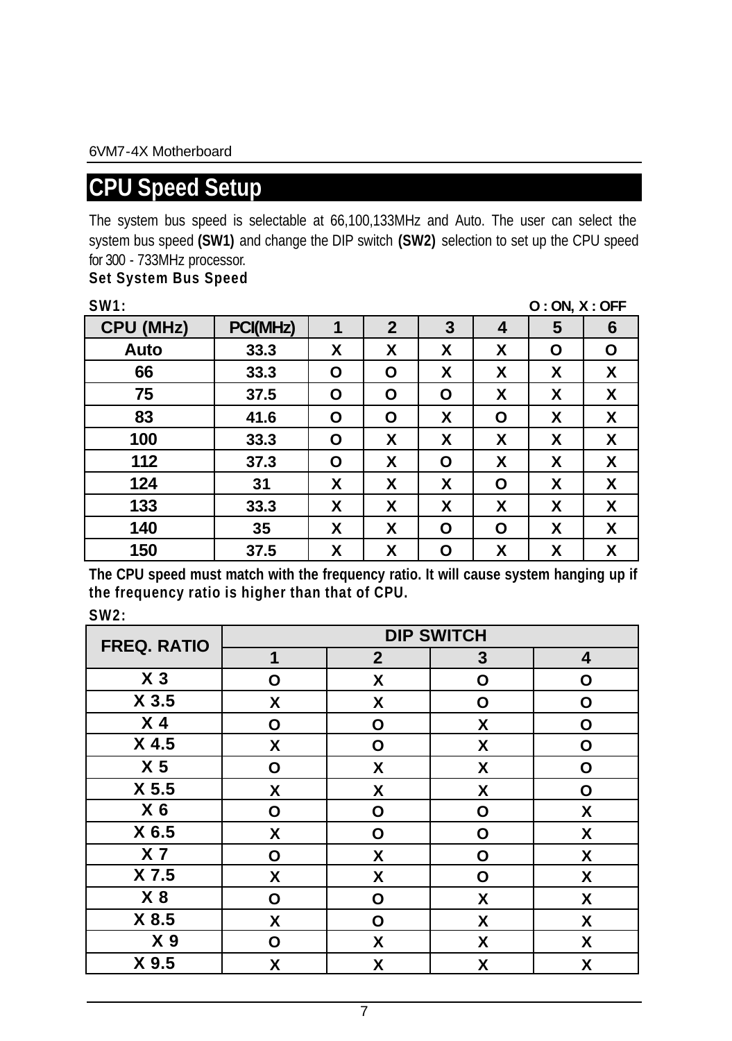# CPU Speed Setup

The system bus speed is selectable at 66,100,133MHz and Auto. The user can select the system bus speed **(SW1)** and change the DIP switch **(SW2)** selection to set up the CPU speed for 300 - 733MHz processor.

**Set System Bus Speed**

**SW1:** **O : ON, X : OFF**

| CPU (MHz) | PCI(MHz) | 1 | 2 | 3 | 4 | 5 | 6 |
|---|---|---|---|---|---|---|---|
| Auto | 33.3 | X | X | X | X | O | O |
| 66 | 33.3 | O | O | X | X | X | X |
| 75 | 37.5 | O | O | O | X | X | X |
| 83 | 41.6 | O | O | X | O | X | X |
| 100 | 33.3 | O | X | X | X | X | X |
| 112 | 37.3 | O | X | O | X | X | X |
| 124 | 31 | X | X | X | O | X | X |
| 133 | 33.3 | X | X | X | X | X | X |
| 140 | 35 | X | X | O | O | X | X |
| 150 | 37.5 | X | X | O | X | X | X |

**The CPU speed must match with the frequency ratio. It will cause system hanging up if the frequency ratio is higher than that of CPU.**

**SW2:**

| FREQ. RATIO | DIP SWITCH | | | |
|---|---|---|---|---|
| | 1 | 2 | 3 | 4 |
| X 3 | O | X | O | O |
| X 3.5 | X | X | O | O |
| X 4 | O | O | X | O |
| X 4.5 | X | O | X | O |
| X 5 | O | X | X | O |
| X 5.5 | X | X | X | O |
| X 6 | O | O | O | X |
| X 6.5 | X | O | O | X |
| X 7 | O | X | O | X |
| X 7.5 | X | X | O | X |
| X 8 | O | O | X | X |
| X 8.5 | X | O | X | X |
| X 9 | O | X | X | X |
| X 9.5 | X | X | X | X |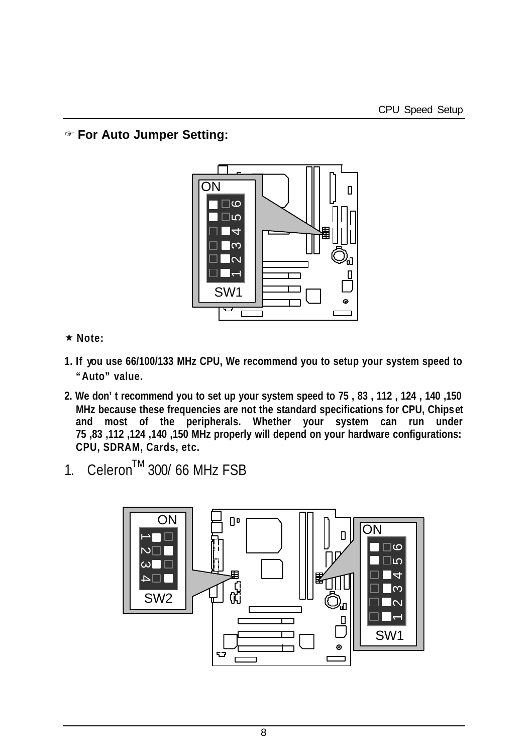☞ **For Auto Jumper Setting:**

★ **Note:**

1. **If you use 66/100/133 MHz CPU, We recommend you to setup your system speed to "Auto" value.**
2. **We don't recommend you to set up your system speed to 75 , 83 , 112 , 124 , 140 ,150 MHz because these frequencies are not the standard specifications for CPU, Chipset and most of the peripherals. Whether your system can run under 75 ,83 ,112 ,124 ,140 ,150 MHz properly will depend on your hardware configurations: CPU, SDRAM, Cards, etc.**

1. Celeron™ 300/ 66 MHz FSB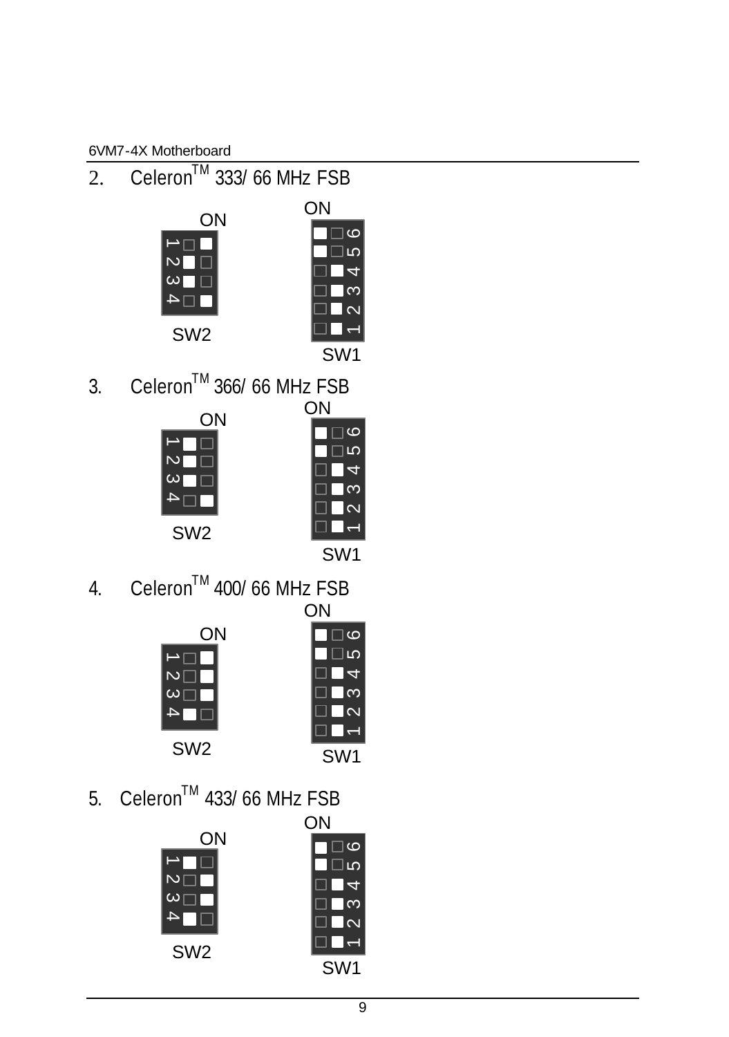2. Celeron™ 333/ 66 MHz FSB

ON

ON

1 2 3 4

SW2

6 5 4 3 2 1

SW1

3. Celeron™ 366/ 66 MHz FSB

ON

ON

1 2 3 4

SW2

6 5 4 3 2 1

SW1

4. Celeron™ 400/ 66 MHz FSB

ON

ON

1 2 3 4

SW2

6 5 4 3 2 1

SW1

5. Celeron™ 433/ 66 MHz FSB

ON

ON

1 2 3 4

SW2

6 5 4 3 2 1

SW1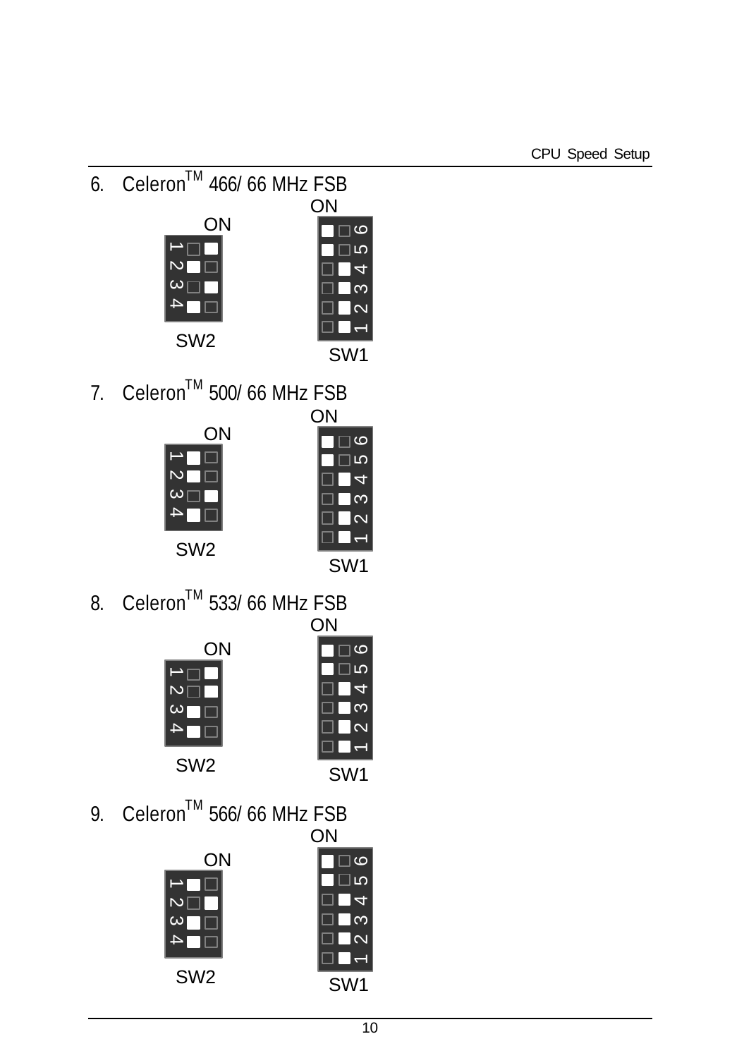6. Celeron™ 466/ 66 MHz FSB

ON

ON

SW2

SW1

7. Celeron™ 500/ 66 MHz FSB

ON

ON

SW2

SW1

8. Celeron™ 533/ 66 MHz FSB

ON

ON

SW2

SW1

9. Celeron™ 566/ 66 MHz FSB

ON

ON

SW2

SW1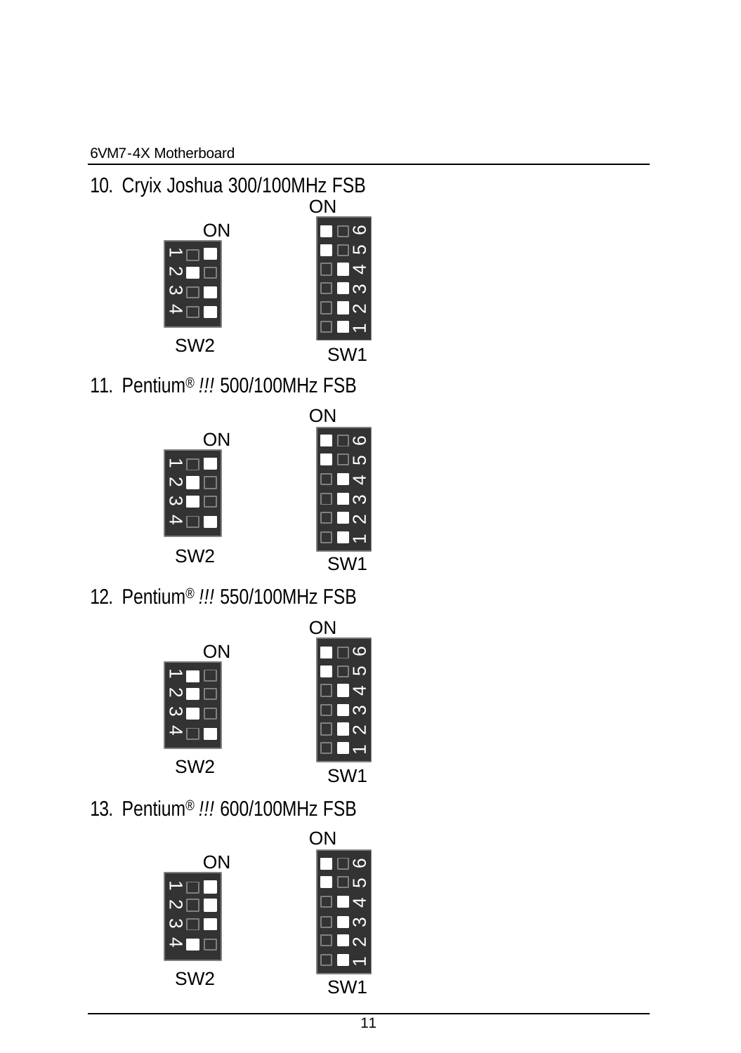10. Cryix Joshua 300/100MHz FSB

ON

ON

SW2

SW1

11. Pentium® !!! 500/100MHz FSB

ON

ON

SW2

SW1

12. Pentium® !!! 550/100MHz FSB

ON

ON

SW2

SW1

13. Pentium® !!! 600/100MHz FSB

ON

ON

SW2

SW1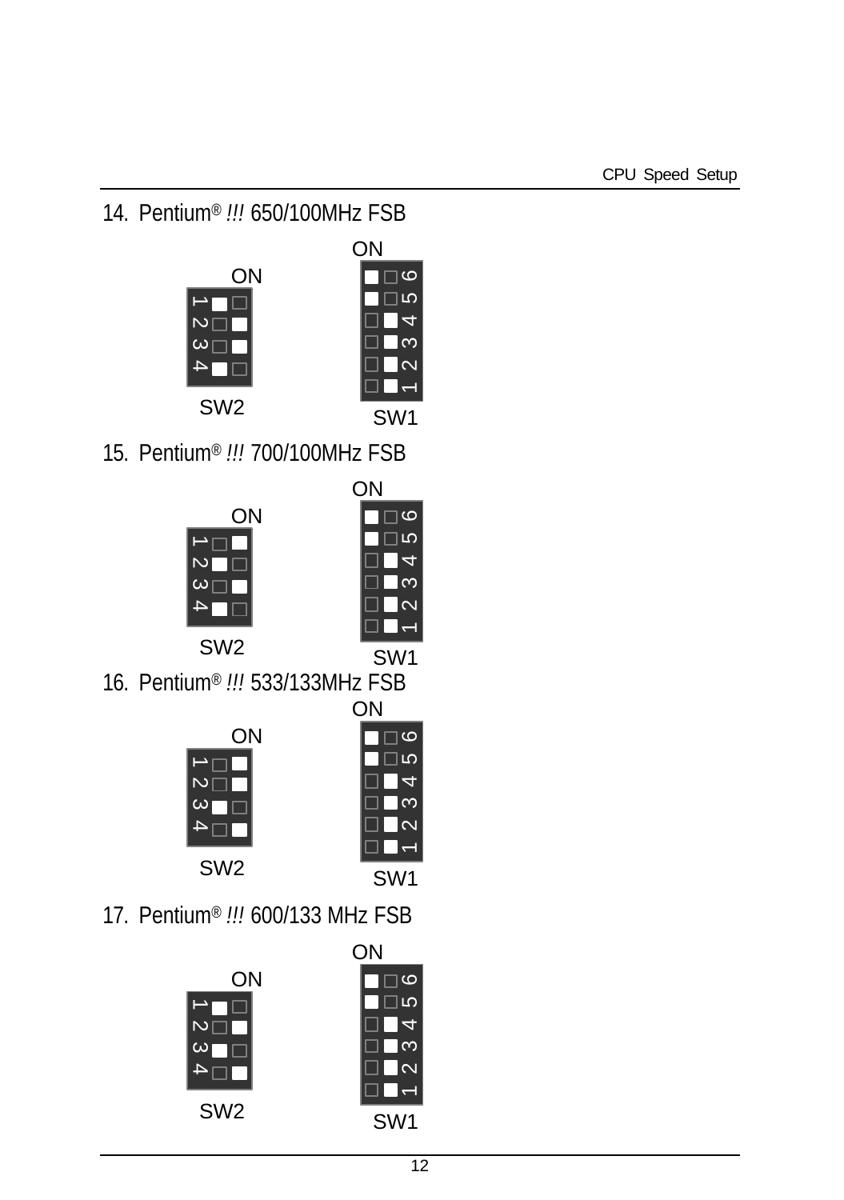14. Pentium® !!! 650/100MHz FSB

ON

ON

SW2

SW1

15. Pentium® !!! 700/100MHz FSB

ON

ON

SW2

SW1

16. Pentium® !!! 533/133MHz FSB

ON

ON

SW2

SW1

17. Pentium® !!! 600/133 MHz FSB

ON

ON

SW2

SW1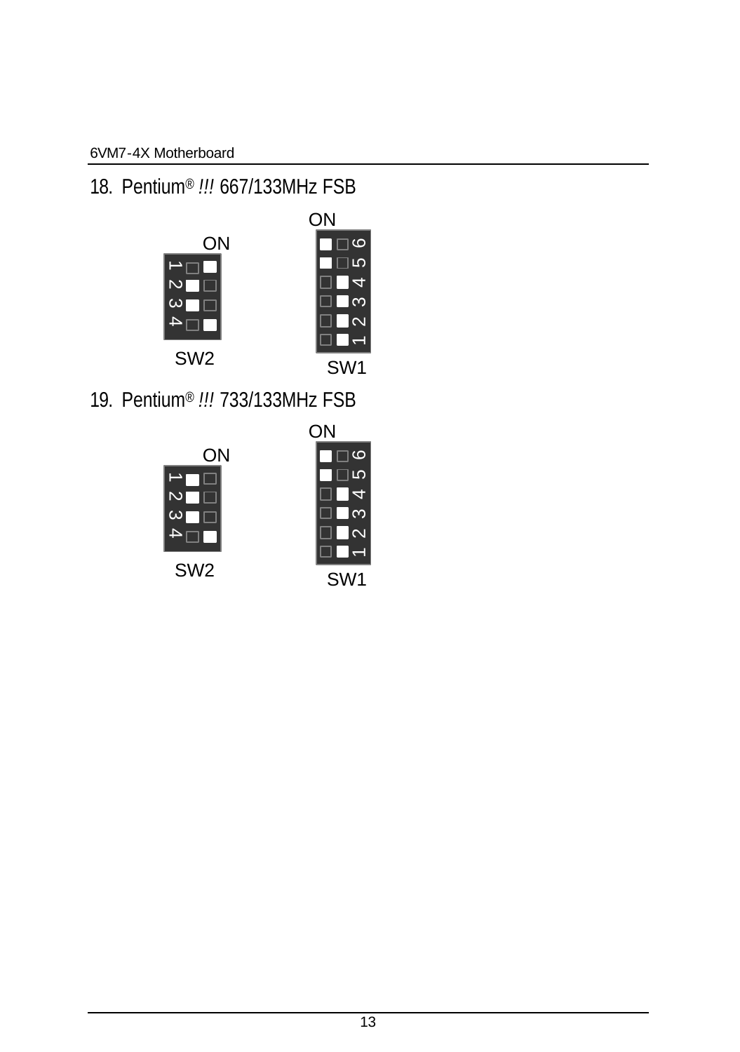18. Pentium® *!!!* 667/133MHz FSB

ON

ON

1 2 3 4

6 5 4 3 2 1

SW2

SW1

19. Pentium® *!!!* 733/133MHz FSB

ON

ON

1 2 3 4

6 5 4 3 2 1

SW2

SW1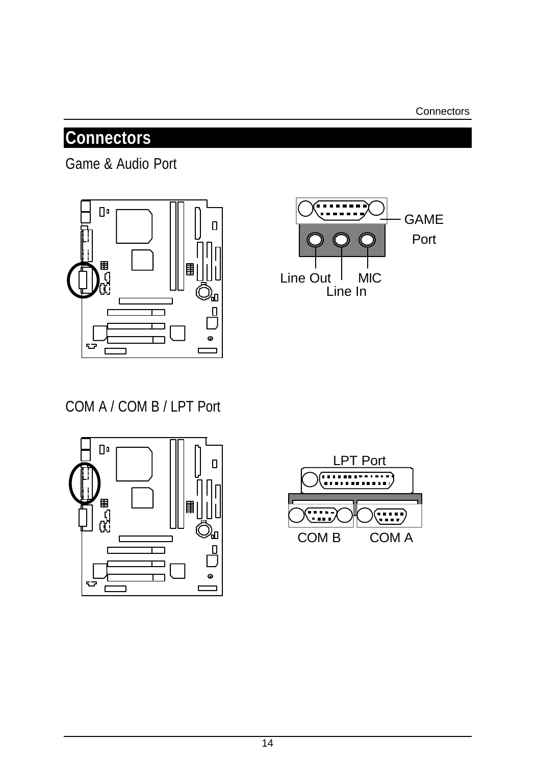# Connectors

## Game & Audio Port

GAME Port

Line Out

Line In

MIC

## COM A / COM B / LPT Port

LPT Port

COM B

COM A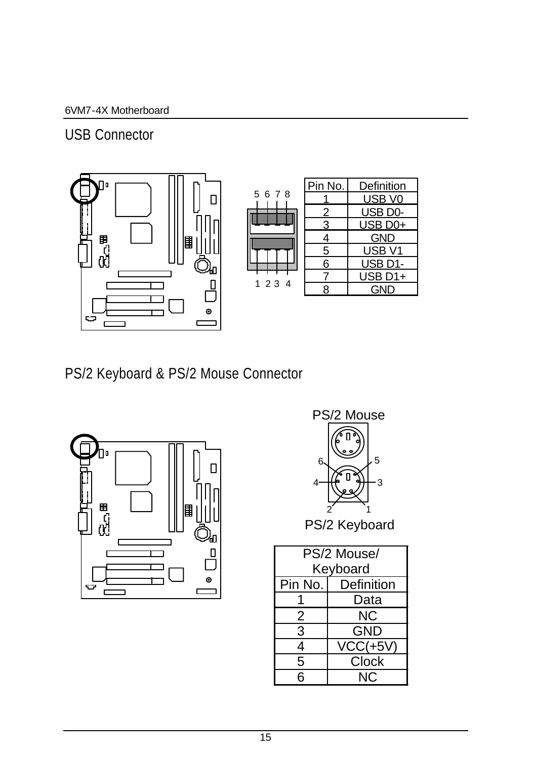## USB Connector

| Pin No. | Definition |
| --- | --- |
| 1 | USB V0 |
| 2 | USB D0- |
| 3 | USB D0+ |
| 4 | GND |
| 5 | USB V1 |
| 6 | USB D1- |
| 7 | USB D1+ |
| 8 | GND |

## PS/2 Keyboard & PS/2 Mouse Connector

PS/2 Mouse

PS/2 Keyboard

| PS/2 Mouse/ Keyboard | |
| --- | --- |
| Pin No. | Definition |
| 1 | Data |
| 2 | NC |
| 3 | GND |
| 4 | VCC(+5V) |
| 5 | Clock |
| 6 | NC |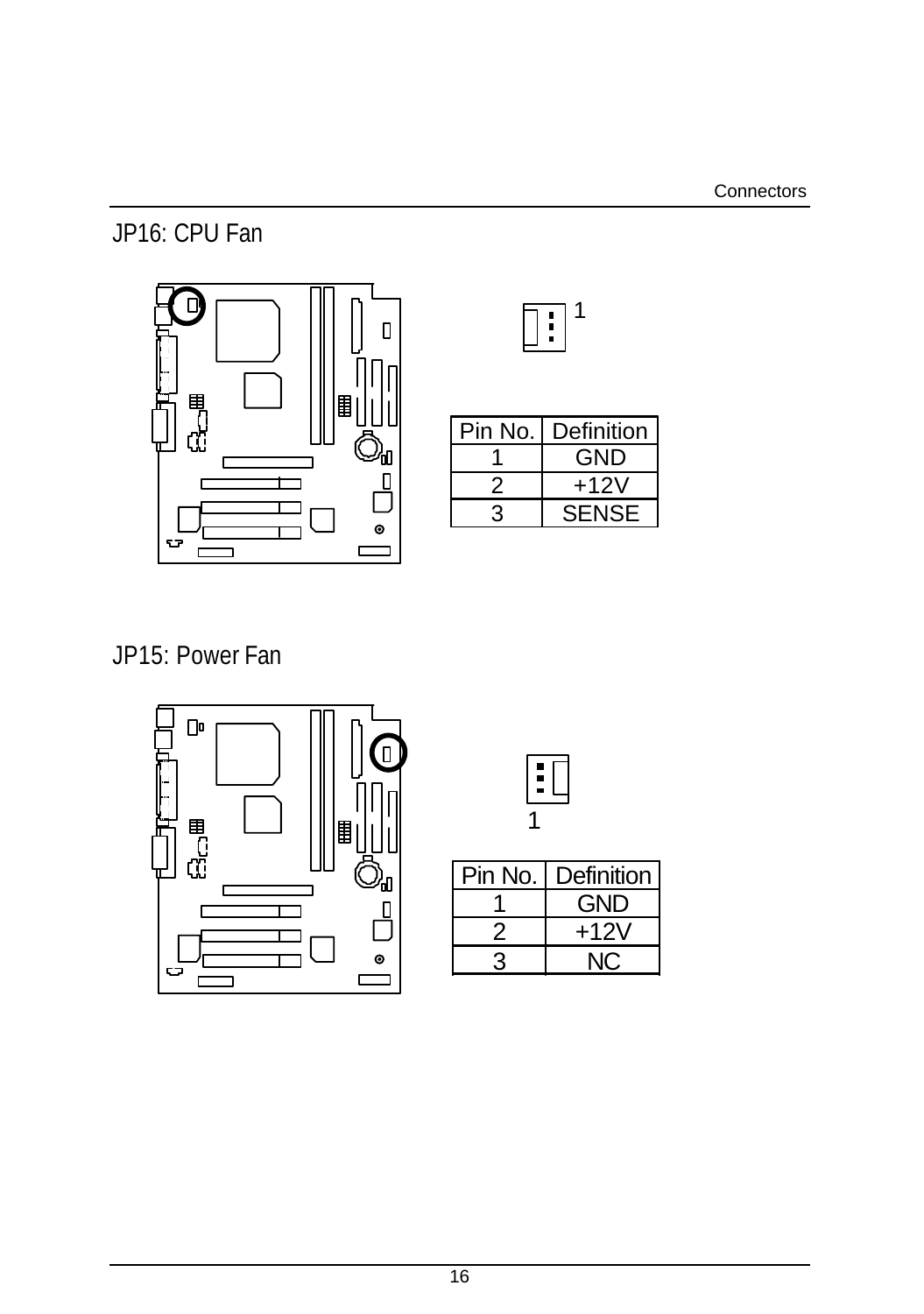## JP16: CPU Fan

| Pin No. | Definition |
| --- | --- |
| 1 | GND |
| 2 | +12V |
| 3 | SENSE |

## JP15: Power Fan

| Pin No. | Definition |
| --- | --- |
| 1 | GND |
| 2 | +12V |
| 3 | NC |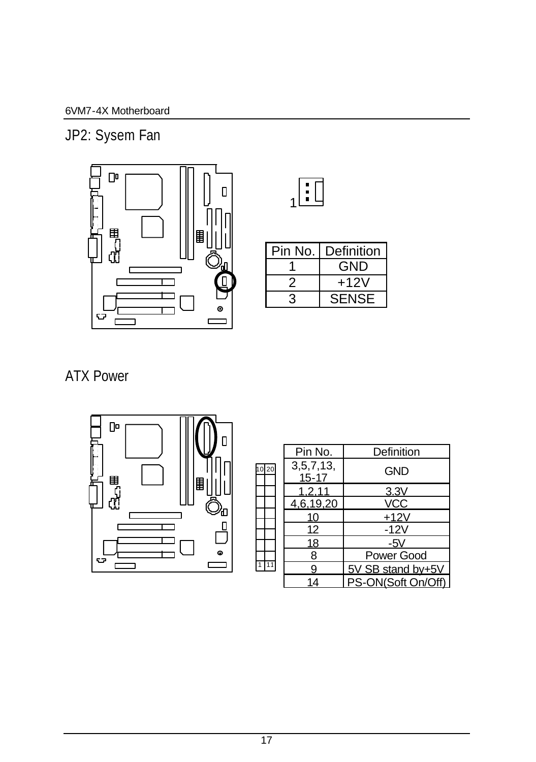## JP2: Sysem Fan

| Pin No. | Definition |
| --- | --- |
| 1 | GND |
| 2 | +12V |
| 3 | SENSE |

## ATX Power

| Pin No. | Definition |
| --- | --- |
| 3,5,7,13, 15-17 | GND |
| 1,2,11 | 3.3V |
| 4,6,19,20 | VCC |
| 10 | +12V |
| 12 | -12V |
| 18 | -5V |
| 8 | Power Good |
| 9 | 5V SB stand by+5V |
| 14 | PS-ON(Soft On/Off) |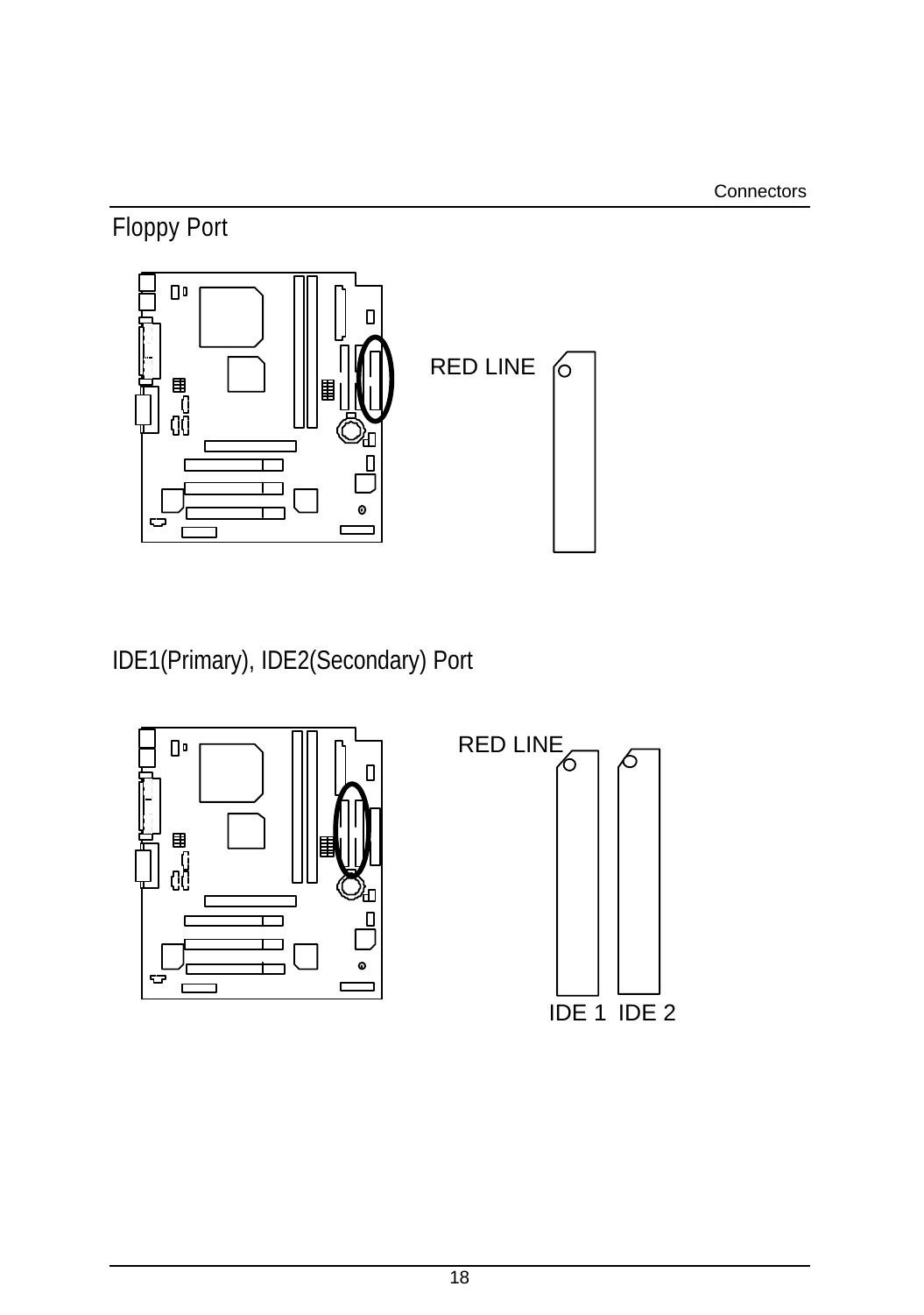## Floppy Port

RED LINE

## IDE1(Primary), IDE2(Secondary) Port

RED LINE

IDE 1 IDE 2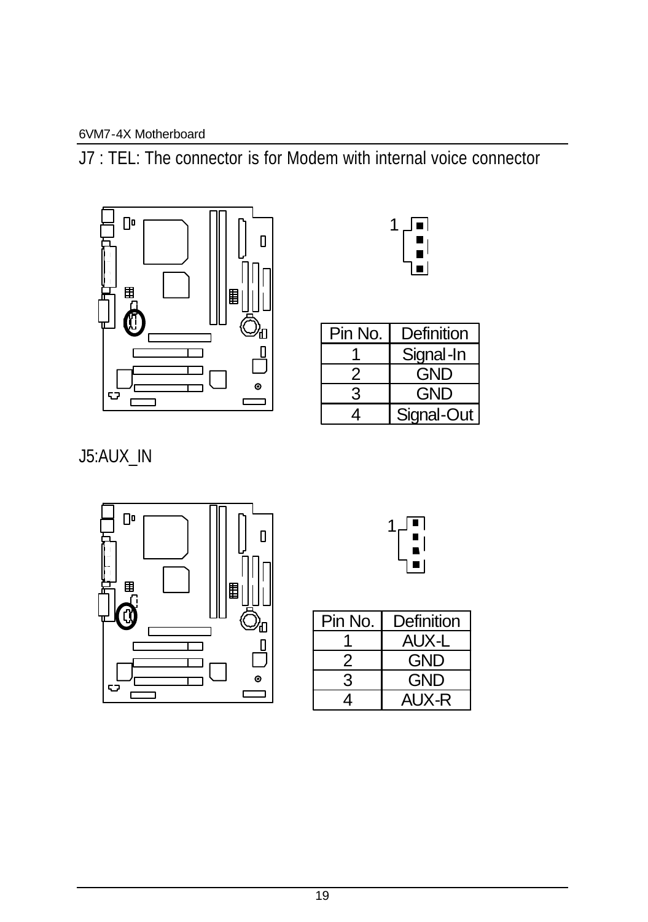## J7 : TEL: The connector is for Modem with internal voice connector

| Pin No. | Definition |
| --- | --- |
| 1 | Signal-In |
| 2 | GND |
| 3 | GND |
| 4 | Signal-Out |

## J5:AUX_IN

| Pin No. | Definition |
| --- | --- |
| 1 | AUX-L |
| 2 | GND |
| 3 | GND |
| 4 | AUX-R |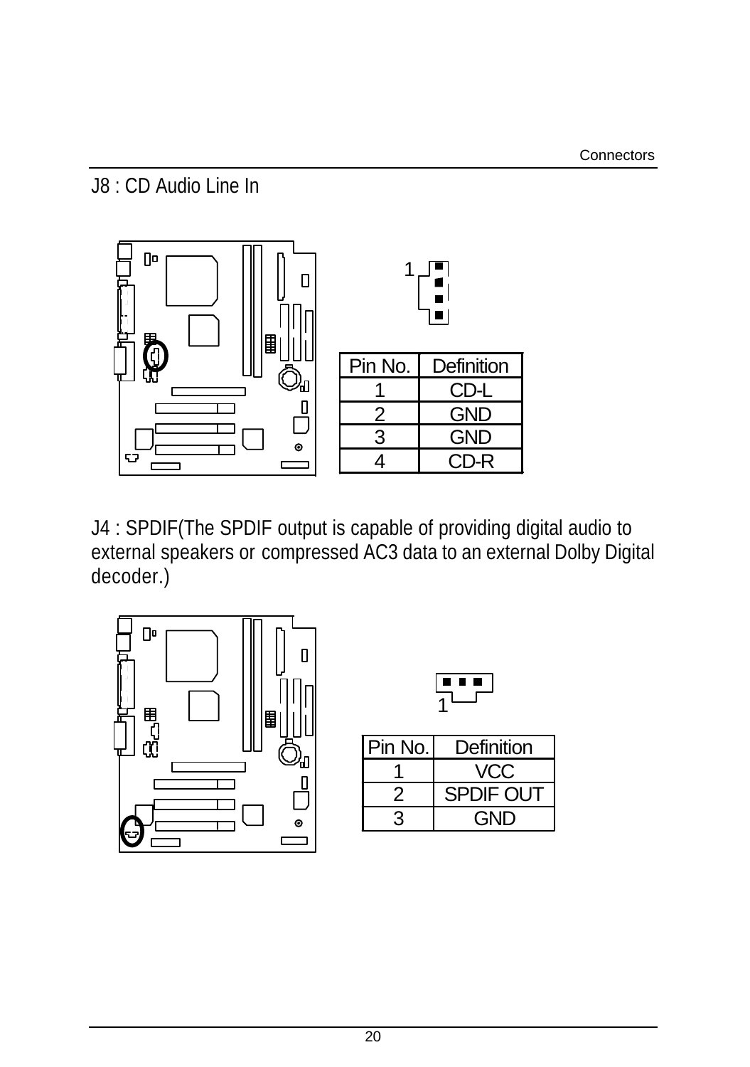## J8 : CD Audio Line In

| Pin No. | Definition |
| --- | --- |
| 1 | CD-L |
| 2 | GND |
| 3 | GND |
| 4 | CD-R |

## J4 : SPDIF(The SPDIF output is capable of providing digital audio to external speakers or compressed AC3 data to an external Dolby Digital decoder.)

| Pin No. | Definition |
| --- | --- |
| 1 | VCC |
| 2 | SPDIF OUT |
| 3 | GND |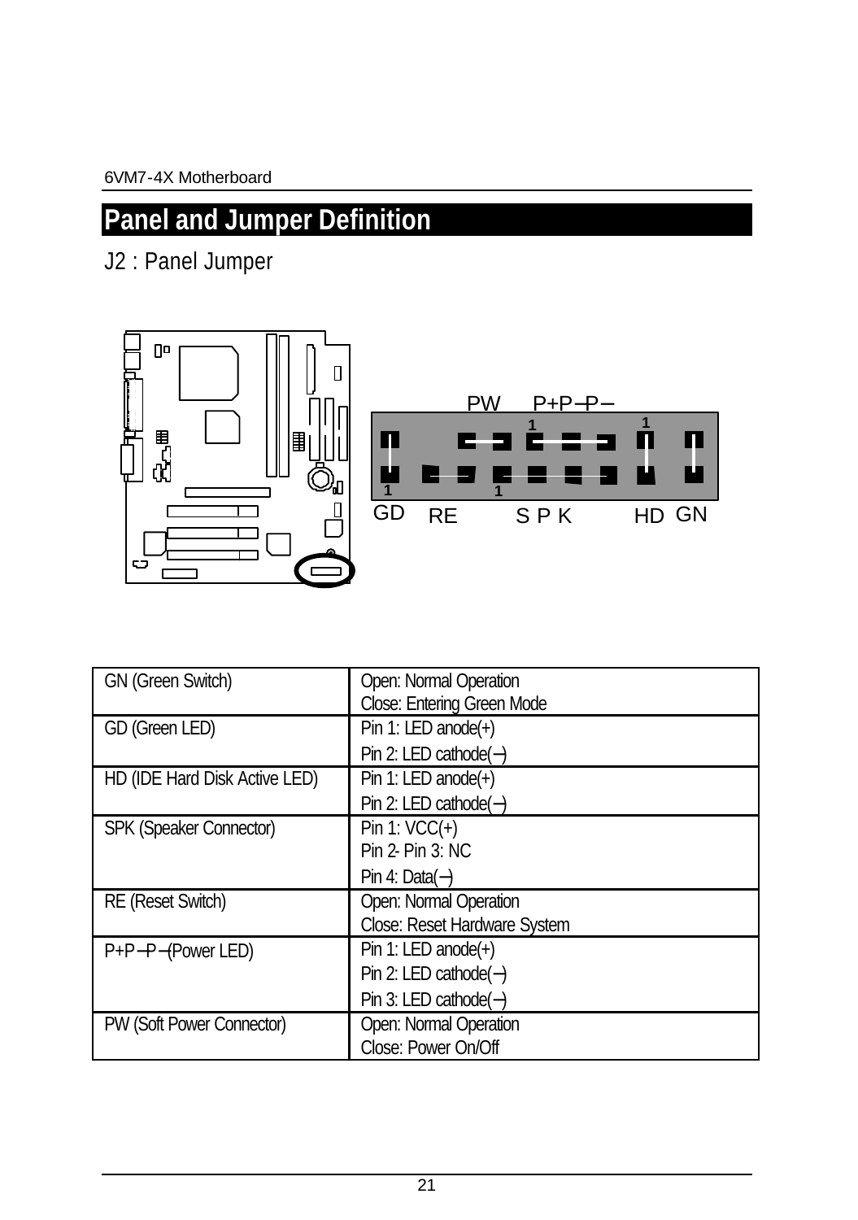## Panel and Jumper Definition

J2 : Panel Jumper

| | |
|---|---|
| GN (Green Switch) | Open: Normal Operation<br>Close: Entering Green Mode |
| GD (Green LED) | Pin 1: LED anode(+)<br>Pin 2: LED cathode(−) |
| HD (IDE Hard Disk Active LED) | Pin 1: LED anode(+)<br>Pin 2: LED cathode(−) |
| SPK (Speaker Connector) | Pin 1: VCC(+)<br>Pin 2- Pin 3: NC<br>Pin 4: Data(−) |
| RE (Reset Switch) | Open: Normal Operation<br>Close: Reset Hardware System |
| P+P−P−(Power LED) | Pin 1: LED anode(+)<br>Pin 2: LED cathode(−)<br>Pin 3: LED cathode(−) |
| PW (Soft Power Connector) | Open: Normal Operation<br>Close: Power On/Off |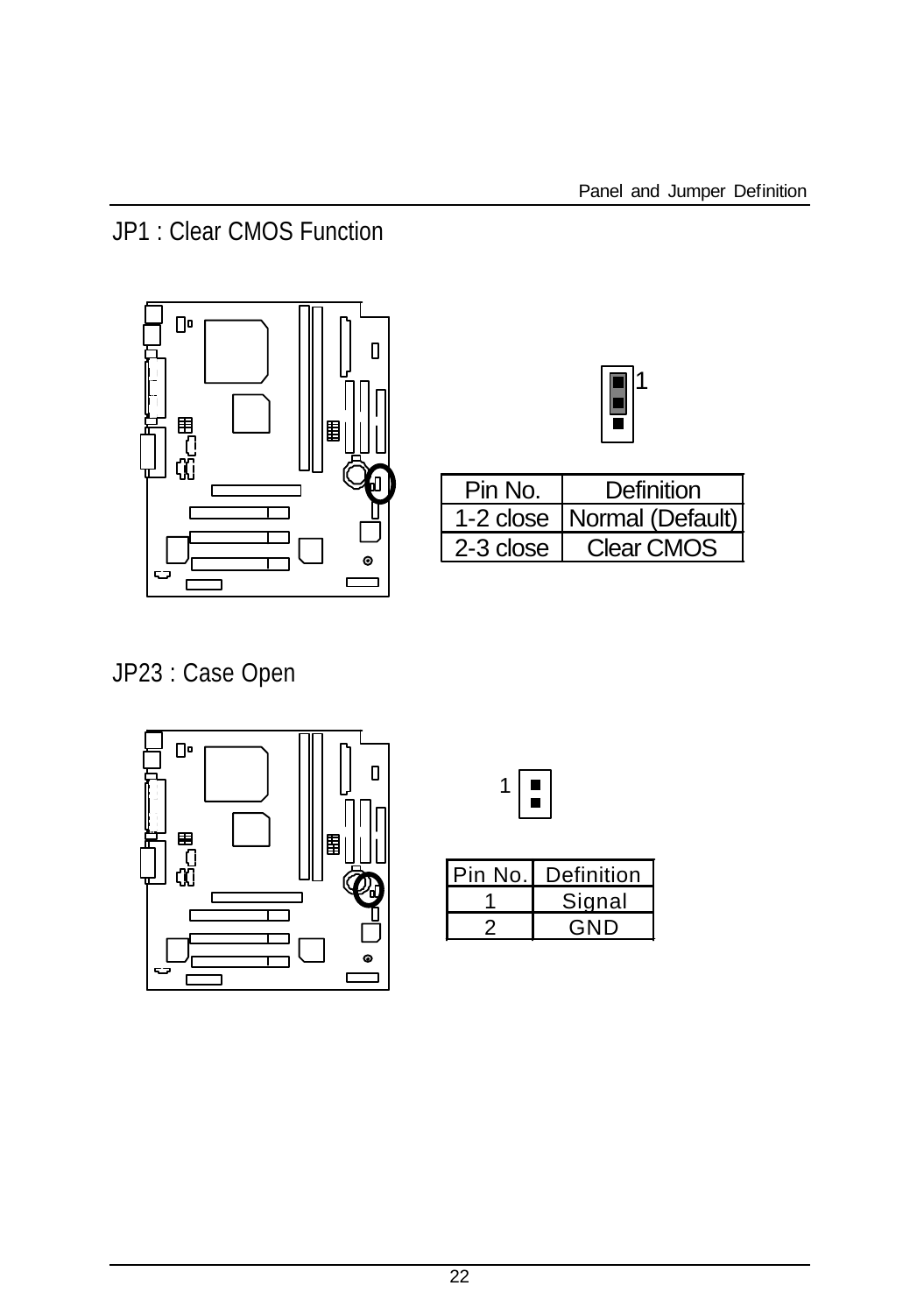## JP1 : Clear CMOS Function

| Pin No. | Definition |
| --- | --- |
| 1-2 close | Normal (Default) |
| 2-3 close | Clear CMOS |

## JP23 : Case Open

| Pin No. | Definition |
| --- | --- |
| 1 | Signal |
| 2 | GND |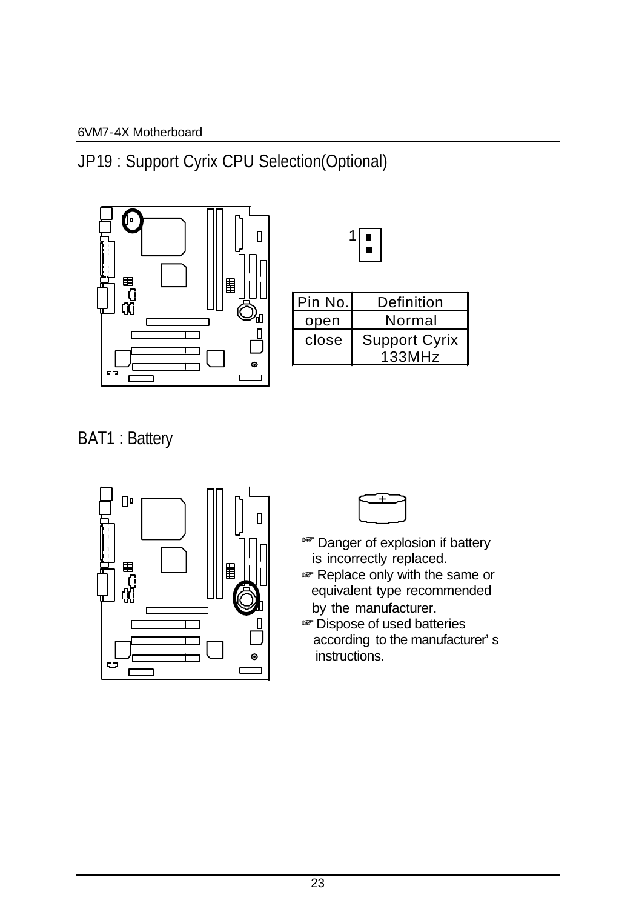## JP19 : Support Cyrix CPU Selection(Optional)

1

| Pin No. | Definition |
|---|---|
| open | Normal |
| close | Support Cyrix 133MHz |

## BAT1 : Battery

+

☞ Danger of explosion if battery is incorrectly replaced.

☞ Replace only with the same or equivalent type recommended by the manufacturer.

☞ Dispose of used batteries according to the manufacturer' s instructions.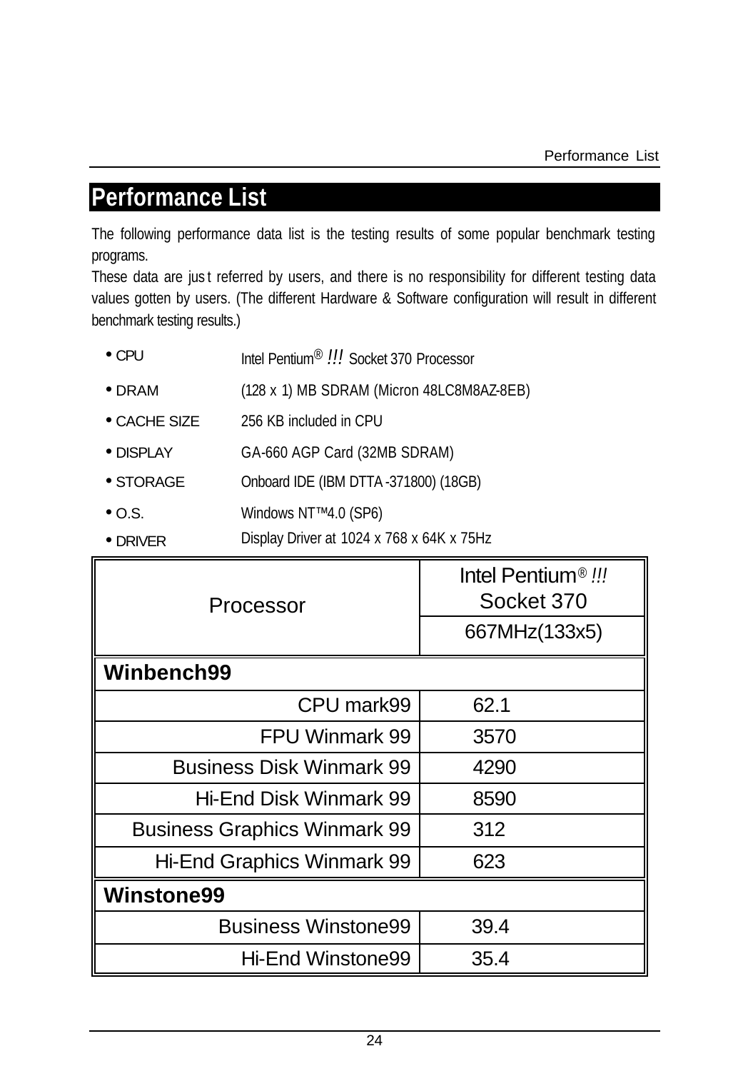# Performance List

The following performance data list is the testing results of some popular benchmark testing programs.

These data are just referred by users, and there is no responsibility for different testing data values gotten by users. (The different Hardware & Software configuration will result in different benchmark testing results.)

- CPU — Intel Pentium® !!! Socket 370 Processor
- DRAM — (128 x 1) MB SDRAM (Micron 48LC8M8AZ-8EB)
- CACHE SIZE — 256 KB included in CPU
- DISPLAY — GA-660 AGP Card (32MB SDRAM)
- STORAGE — Onboard IDE (IBM DTTA-371800) (18GB)
- O.S. — Windows NT™4.0 (SP6)
- DRIVER — Display Driver at 1024 x 768 x 64K x 75Hz

| Processor | Intel Pentium® !!! Socket 370 |
|---|---|
| | 667MHz(133x5) |
| **Winbench99** | |
| CPU mark99 | 62.1 |
| FPU Winmark 99 | 3570 |
| Business Disk Winmark 99 | 4290 |
| Hi-End Disk Winmark 99 | 8590 |
| Business Graphics Winmark 99 | 312 |
| Hi-End Graphics Winmark 99 | 623 |
| **Winstone99** | |
| Business Winstone99 | 39.4 |
| Hi-End Winstone99 | 35.4 |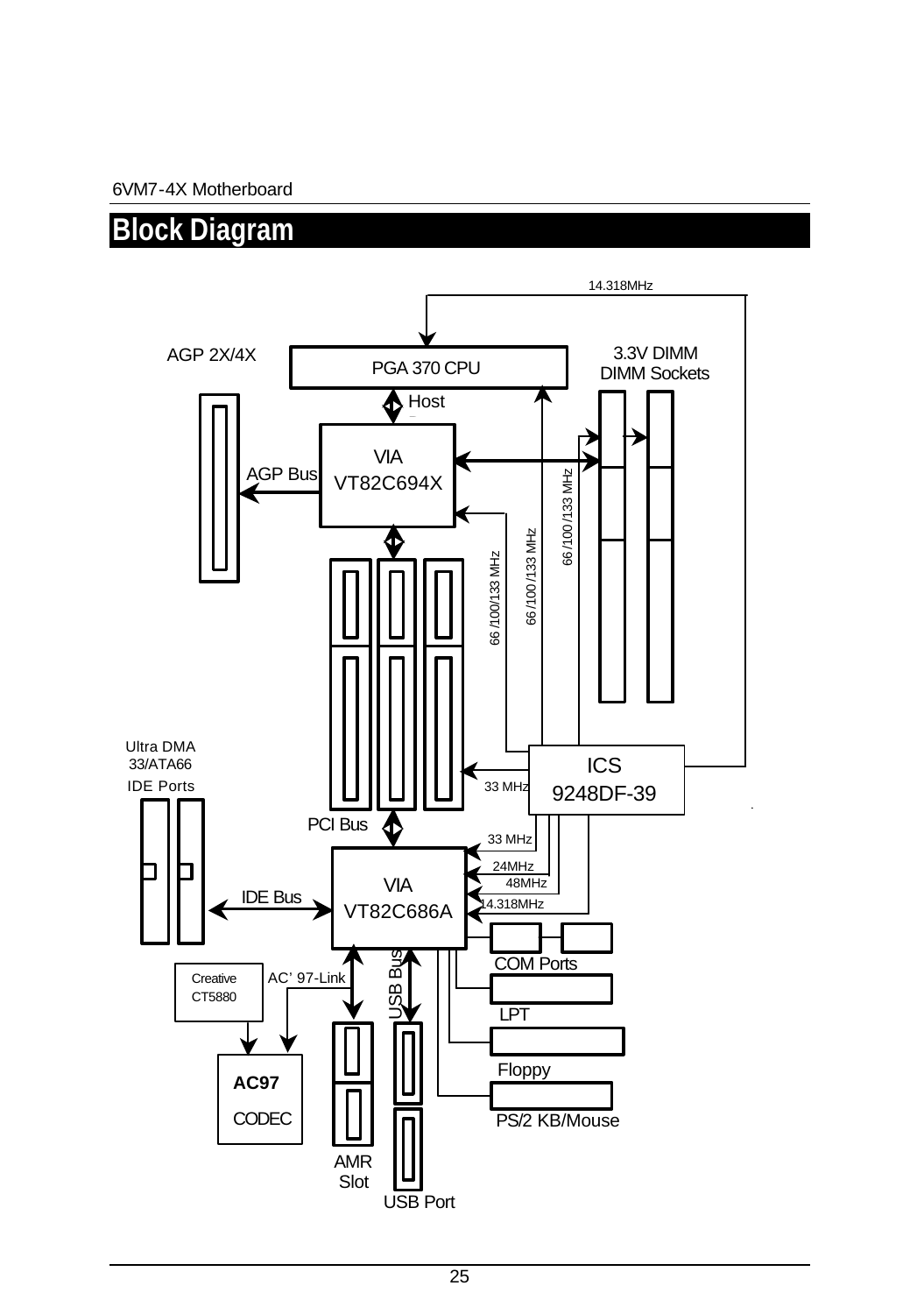## Block Diagram

14.318MHz

AGP 2X/4X

PGA 370 CPU

3.3V DIMM
DIMM Sockets

Host

VIA
VT82C694X

AGP Bus

66 /100 /133 MHz

66 /100 /133 MHz

66 /100 /133 MHz

Ultra DMA
33/ATA66
IDE Ports

ICS
9248DF-39

33 MHz

PCI Bus

33 MHz

24MHz

48MHz

14.318MHz

VIA
VT82C686A

IDE Bus

COM Ports

Creative
CT5880

AC' 97-Link

USB Bus

LPT

Floppy

AC97
CODEC

PS/2 KB/Mouse

AMR
Slot

USB Port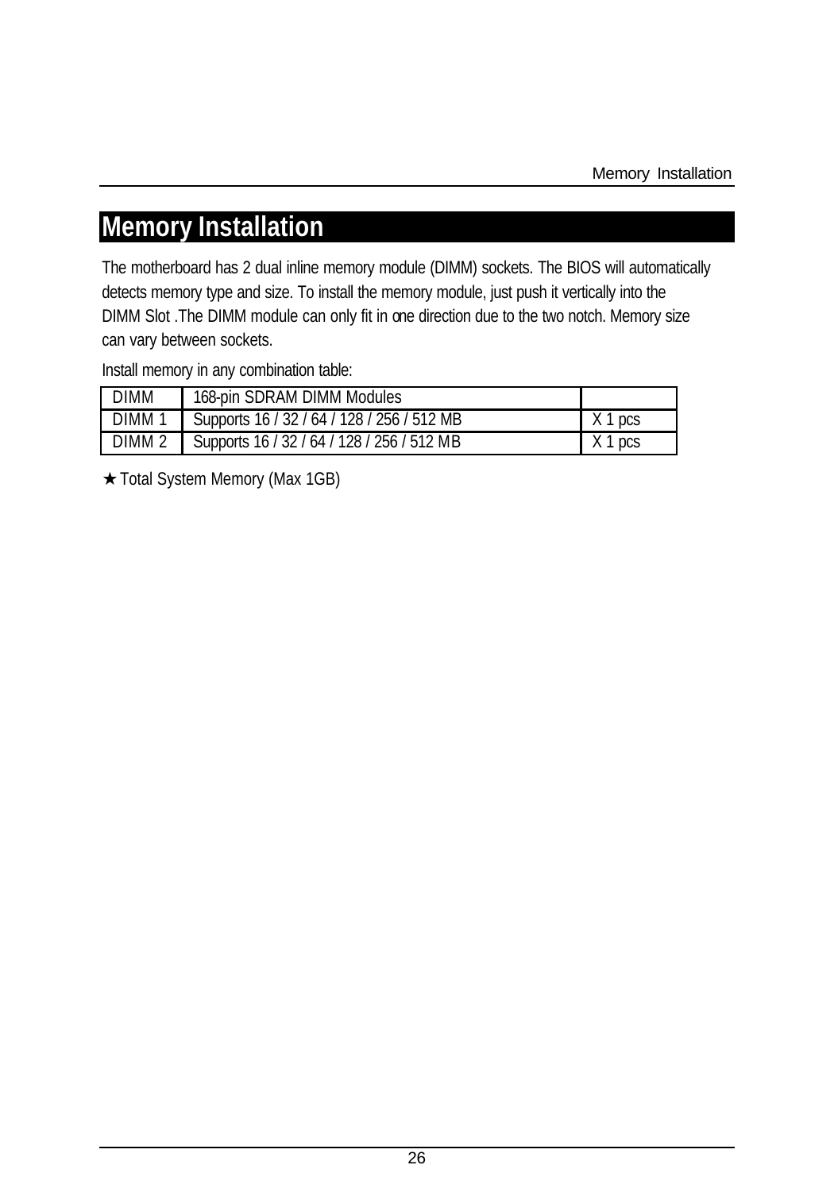# Memory Installation

The motherboard has 2 dual inline memory module (DIMM) sockets. The BIOS will automatically detects memory type and size. To install the memory module, just push it vertically into the DIMM Slot .The DIMM module can only fit in one direction due to the two notch. Memory size can vary between sockets.

Install memory in any combination table:

| DIMM | 168-pin SDRAM DIMM Modules | |
|---|---|---|
| DIMM 1 | Supports 16 / 32 / 64 / 128 / 256 / 512 MB | X 1 pcs |
| DIMM 2 | Supports 16 / 32 / 64 / 128 / 256 / 512 MB | X 1 pcs |

★ Total System Memory (Max 1GB)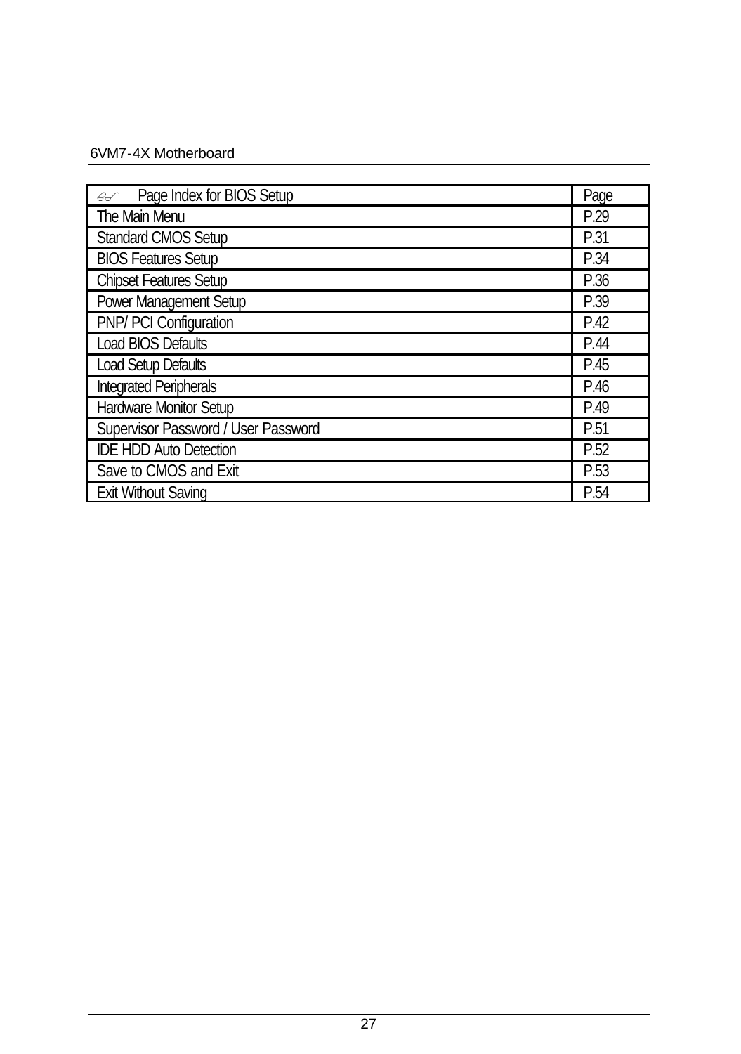| ☞ Page Index for BIOS Setup | Page |
|---|---|
| The Main Menu | P.29 |
| Standard CMOS Setup | P.31 |
| BIOS Features Setup | P.34 |
| Chipset Features Setup | P.36 |
| Power Management Setup | P.39 |
| PNP/ PCI Configuration | P.42 |
| Load BIOS Defaults | P.44 |
| Load Setup Defaults | P.45 |
| Integrated Peripherals | P.46 |
| Hardware Monitor Setup | P.49 |
| Supervisor Password / User Password | P.51 |
| IDE HDD Auto Detection | P.52 |
| Save to CMOS and Exit | P.53 |
| Exit Without Saving | P.54 |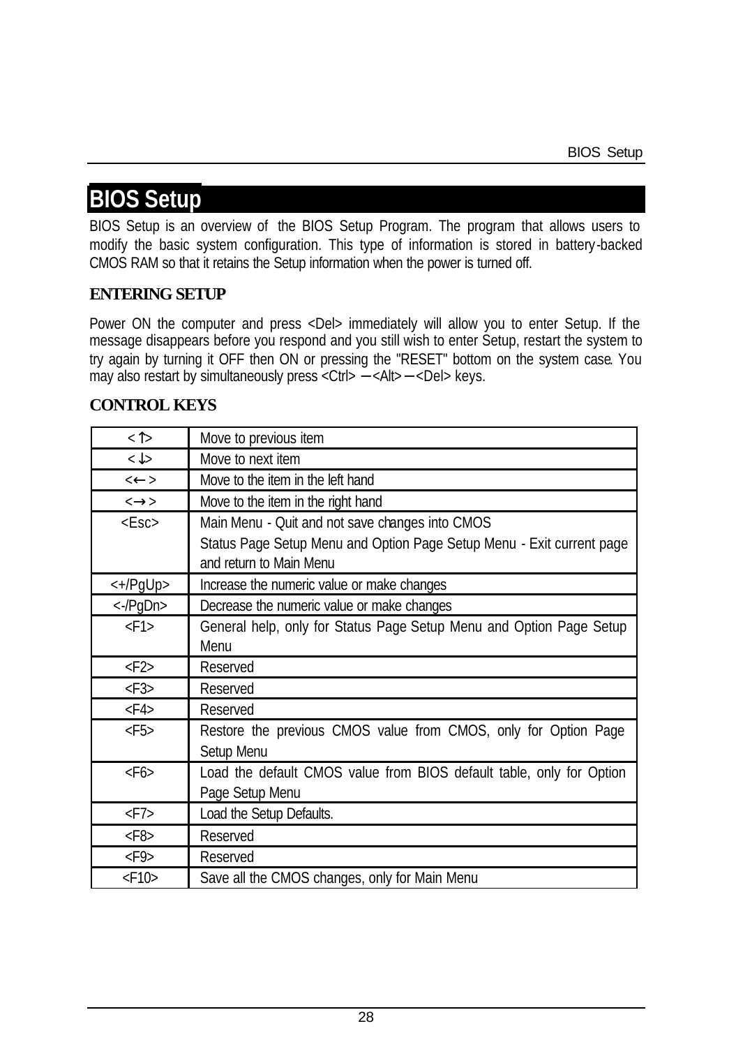# BIOS Setup

BIOS Setup is an overview of the BIOS Setup Program. The program that allows users to modify the basic system configuration. This type of information is stored in battery-backed CMOS RAM so that it retains the Setup information when the power is turned off.

## ENTERING SETUP

Power ON the computer and press <Del> immediately will allow you to enter Setup. If the message disappears before you respond and you still wish to enter Setup, restart the system to try again by turning it OFF then ON or pressing the "RESET" bottom on the system case. You may also restart by simultaneously press <Ctrl> – <Alt> – <Del> keys.

## CONTROL KEYS

| | |
|---|---|
| <↑> | Move to previous item |
| <↓> | Move to next item |
| <←> | Move to the item in the left hand |
| <→> | Move to the item in the right hand |
| <Esc> | Main Menu - Quit and not save changes into CMOS<br>Status Page Setup Menu and Option Page Setup Menu - Exit current page and return to Main Menu |
| <+/PgUp> | Increase the numeric value or make changes |
| <-/PgDn> | Decrease the numeric value or make changes |
| <F1> | General help, only for Status Page Setup Menu and Option Page Setup Menu |
| <F2> | Reserved |
| <F3> | Reserved |
| <F4> | Reserved |
| <F5> | Restore the previous CMOS value from CMOS, only for Option Page Setup Menu |
| <F6> | Load the default CMOS value from BIOS default table, only for Option Page Setup Menu |
| <F7> | Load the Setup Defaults. |
| <F8> | Reserved |
| <F9> | Reserved |
| <F10> | Save all the CMOS changes, only for Main Menu |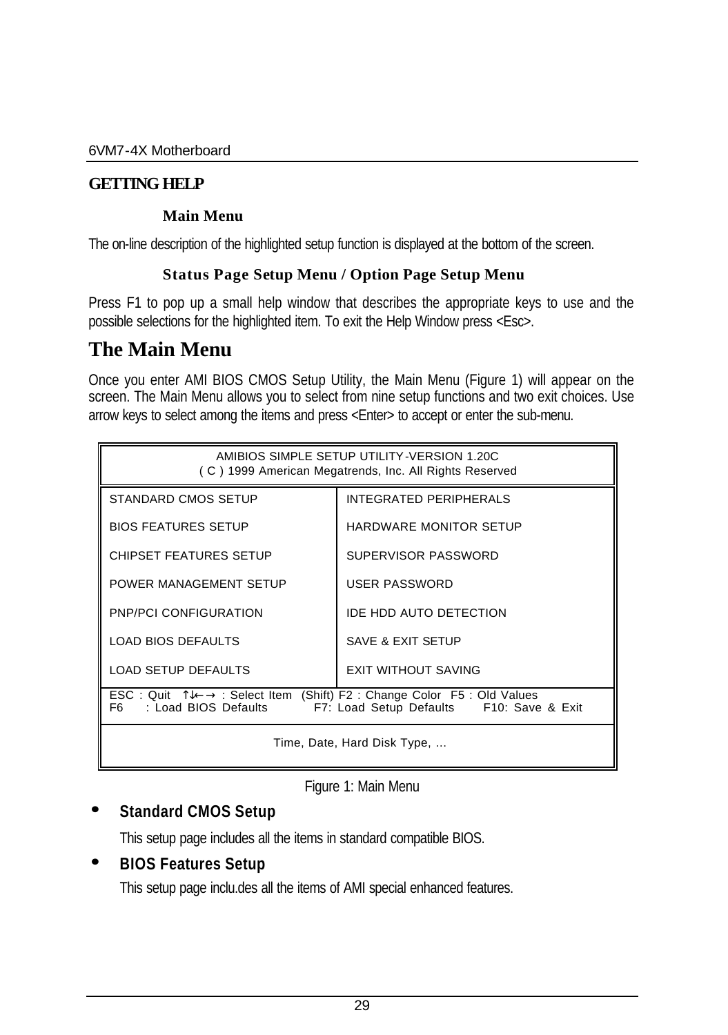## GETTING HELP

### Main Menu

The on-line description of the highlighted setup function is displayed at the bottom of the screen.

### Status Page Setup Menu / Option Page Setup Menu

Press F1 to pop up a small help window that describes the appropriate keys to use and the possible selections for the highlighted item. To exit the Help Window press <Esc>.

# The Main Menu

Once you enter AMI BIOS CMOS Setup Utility, the Main Menu (Figure 1) will appear on the screen. The Main Menu allows you to select from nine setup functions and two exit choices. Use arrow keys to select among the items and press <Enter> to accept or enter the sub-menu.

| AMIBIOS SIMPLE SETUP UTILITY-VERSION 1.20C<br>( C ) 1999 American Megatrends, Inc. All Rights Reserved | |
|---|---|
| STANDARD CMOS SETUP | INTEGRATED PERIPHERALS |
| BIOS FEATURES SETUP | HARDWARE MONITOR SETUP |
| CHIPSET FEATURES SETUP | SUPERVISOR PASSWORD |
| POWER MANAGEMENT SETUP | USER PASSWORD |
| PNP/PCI CONFIGURATION | IDE HDD AUTO DETECTION |
| LOAD BIOS DEFAULTS | SAVE & EXIT SETUP |
| LOAD SETUP DEFAULTS | EXIT WITHOUT SAVING |
| ESC : Quit ↑↓←→ : Select Item (Shift) F2 : Change Color F5 : Old Values<br>F6 : Load BIOS Defaults F7: Load Setup Defaults F10: Save & Exit | |
| Time, Date, Hard Disk Type, … | |

Figure 1: Main Menu

- **Standard CMOS Setup**

  This setup page includes all the items in standard compatible BIOS.

- **BIOS Features Setup**

  This setup page inclu.des all the items of AMI special enhanced features.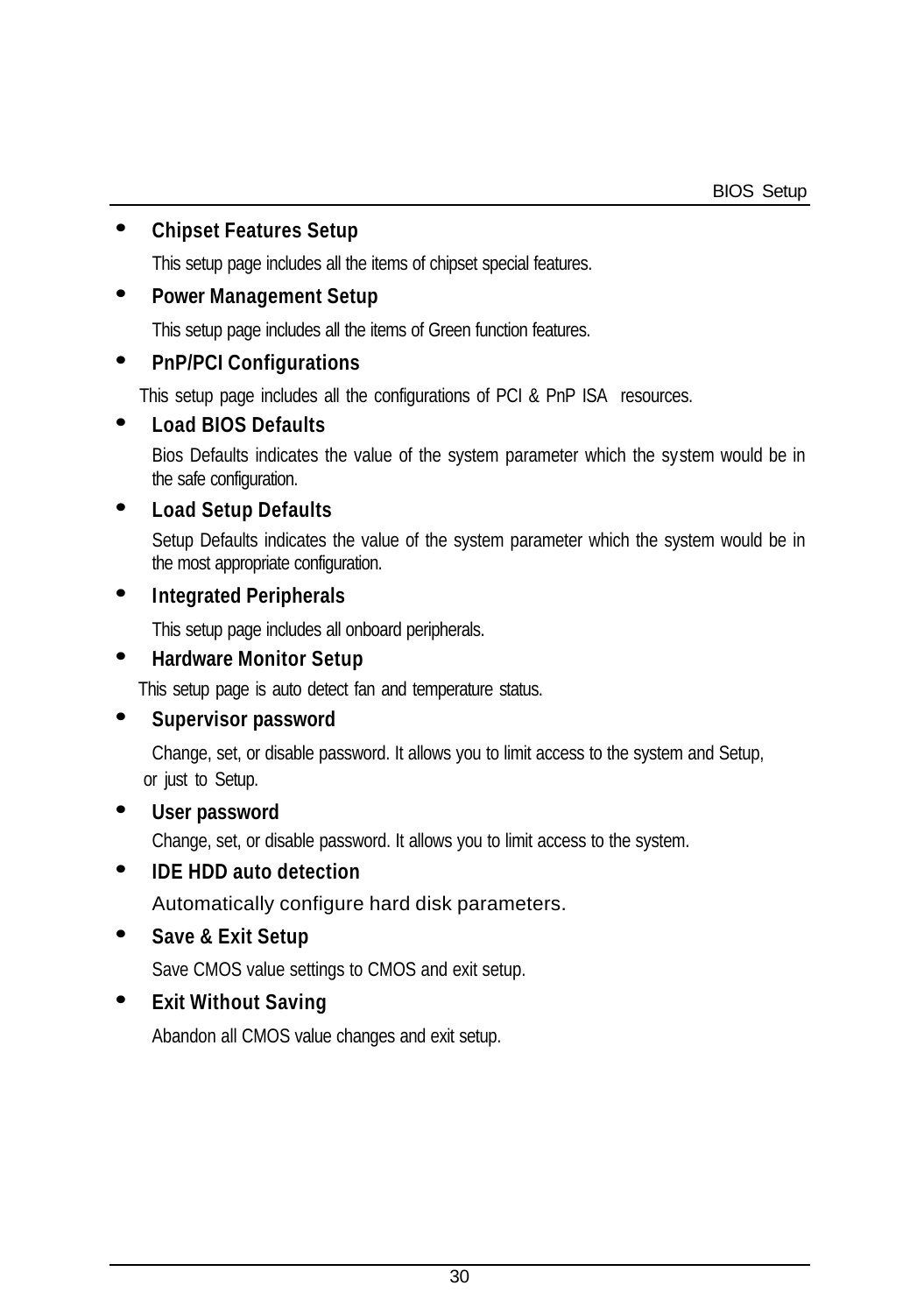- **Chipset Features Setup**

  This setup page includes all the items of chipset special features.

- **Power Management Setup**

  This setup page includes all the items of Green function features.

- **PnP/PCI Configurations**

  This setup page includes all the configurations of PCI & PnP ISA resources.

- **Load BIOS Defaults**

  Bios Defaults indicates the value of the system parameter which the system would be in the safe configuration.

- **Load Setup Defaults**

  Setup Defaults indicates the value of the system parameter which the system would be in the most appropriate configuration.

- **Integrated Peripherals**

  This setup page includes all onboard peripherals.

- **Hardware Monitor Setup**

  This setup page is auto detect fan and temperature status.

- **Supervisor password**

  Change, set, or disable password. It allows you to limit access to the system and Setup, or just to Setup.

- **User password**

  Change, set, or disable password. It allows you to limit access to the system.

- **IDE HDD auto detection**

  Automatically configure hard disk parameters.

- **Save & Exit Setup**

  Save CMOS value settings to CMOS and exit setup.

- **Exit Without Saving**

  Abandon all CMOS value changes and exit setup.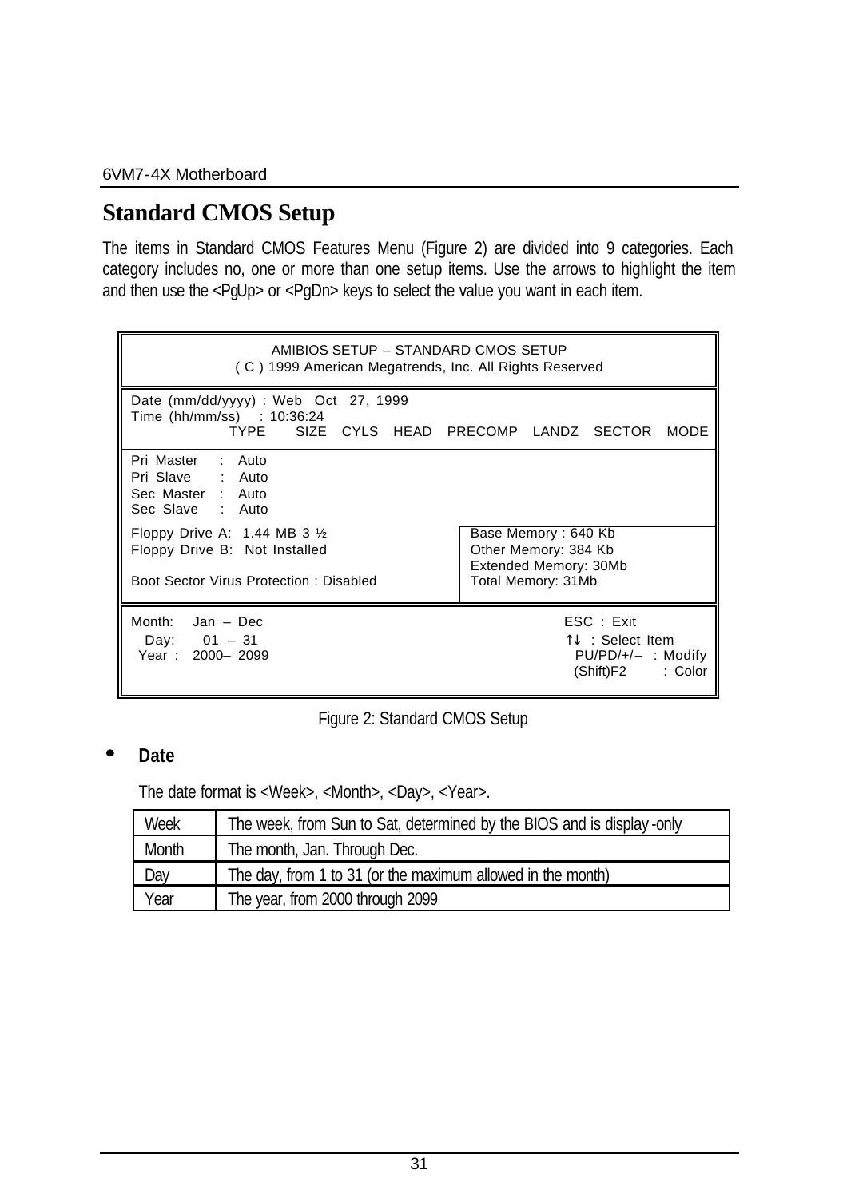## Standard CMOS Setup

The items in Standard CMOS Features Menu (Figure 2) are divided into 9 categories. Each category includes no, one or more than one setup items. Use the arrows to highlight the item and then use the <PgUp> or <PgDn> keys to select the value you want in each item.

```
AMIBIOS SETUP – STANDARD CMOS SETUP
( C ) 1999 American Megatrends, Inc. All Rights Reserved

Date (mm/dd/yyyy) : Web  Oct  27, 1999
Time (hh/mm/ss)   : 10:36:24
              TYPE    SIZE  CYLS  HEAD  PRECOMP  LANDZ  SECTOR  MODE

Pri Master   :  Auto
Pri Slave    :  Auto
Sec Master   :  Auto
Sec Slave    :  Auto

Floppy Drive A:  1.44 MB 3 ½              Base Memory : 640 Kb
Floppy Drive B:  Not Installed            Other Memory: 384 Kb
                                          Extended Memory: 30Mb
Boot Sector Virus Protection : Disabled   Total Memory: 31Mb

Month:   Jan – Dec                                    ESC : Exit
 Day:    01 – 31                                      ↑↓ : Select Item
 Year :  2000– 2099                                   PU/PD/+/– : Modify
                                                      (Shift)F2   : Color
```

Figure 2: Standard CMOS Setup

- **Date**

The date format is <Week>, <Month>, <Day>, <Year>.

| Week | The week, from Sun to Sat, determined by the BIOS and is display-only |
|---|---|
| Month | The month, Jan. Through Dec. |
| Day | The day, from 1 to 31 (or the maximum allowed in the month) |
| Year | The year, from 2000 through 2099 |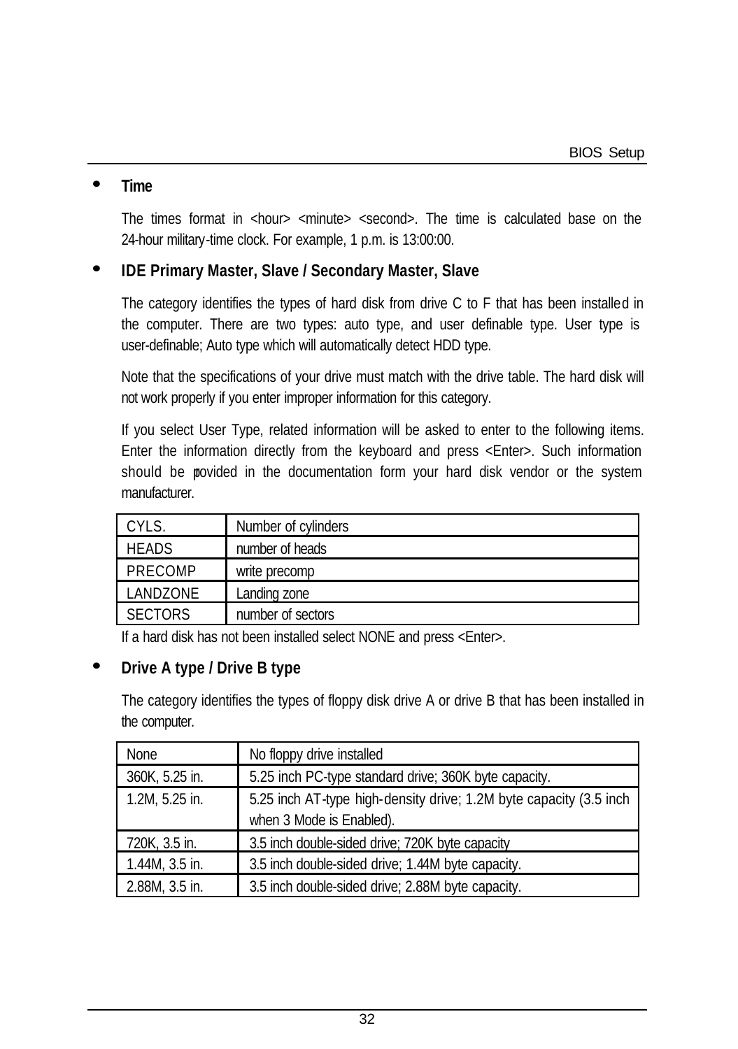- **Time**

  The times format in <hour> <minute> <second>. The time is calculated base on the 24-hour military-time clock. For example, 1 p.m. is 13:00:00.

- **IDE Primary Master, Slave / Secondary Master, Slave**

  The category identifies the types of hard disk from drive C to F that has been installed in the computer. There are two types: auto type, and user definable type. User type is user-definable; Auto type which will automatically detect HDD type.

  Note that the specifications of your drive must match with the drive table. The hard disk will not work properly if you enter improper information for this category.

  If you select User Type, related information will be asked to enter to the following items. Enter the information directly from the keyboard and press <Enter>. Such information should be provided in the documentation form your hard disk vendor or the system manufacturer.

| CYLS. | Number of cylinders |
|---|---|
| HEADS | number of heads |
| PRECOMP | write precomp |
| LANDZONE | Landing zone |
| SECTORS | number of sectors |

  If a hard disk has not been installed select NONE and press <Enter>.

- **Drive A type / Drive B type**

  The category identifies the types of floppy disk drive A or drive B that has been installed in the computer.

| None | No floppy drive installed |
|---|---|
| 360K, 5.25 in. | 5.25 inch PC-type standard drive; 360K byte capacity. |
| 1.2M, 5.25 in. | 5.25 inch AT-type high-density drive; 1.2M byte capacity (3.5 inch when 3 Mode is Enabled). |
| 720K, 3.5 in. | 3.5 inch double-sided drive; 720K byte capacity |
| 1.44M, 3.5 in. | 3.5 inch double-sided drive; 1.44M byte capacity. |
| 2.88M, 3.5 in. | 3.5 inch double-sided drive; 2.88M byte capacity. |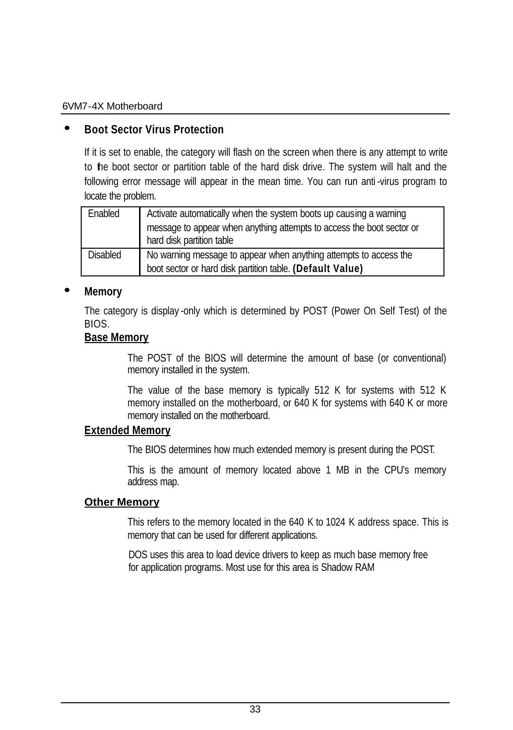- **Boot Sector Virus Protection**

  If it is set to enable, the category will flash on the screen when there is any attempt to write to the boot sector or partition table of the hard disk drive. The system will halt and the following error message will appear in the mean time. You can run anti-virus program to locate the problem.

| Enabled | Activate automatically when the system boots up causing a warning message to appear when anything attempts to access the boot sector or hard disk partition table |
|---|---|
| Disabled | No warning message to appear when anything attempts to access the boot sector or hard disk partition table. **(Default Value)** |

- **Memory**

  The category is display-only which is determined by POST (Power On Self Test) of the BIOS.

  **Base Memory**

  The POST of the BIOS will determine the amount of base (or conventional) memory installed in the system.

  The value of the base memory is typically 512 K for systems with 512 K memory installed on the motherboard, or 640 K for systems with 640 K or more memory installed on the motherboard.

  **Extended Memory**

  The BIOS determines how much extended memory is present during the POST.

  This is the amount of memory located above 1 MB in the CPU's memory address map.

  **Other Memory**

  This refers to the memory located in the 640 K to 1024 K address space. This is memory that can be used for different applications.

  DOS uses this area to load device drivers to keep as much base memory free for application programs. Most use for this area is Shadow RAM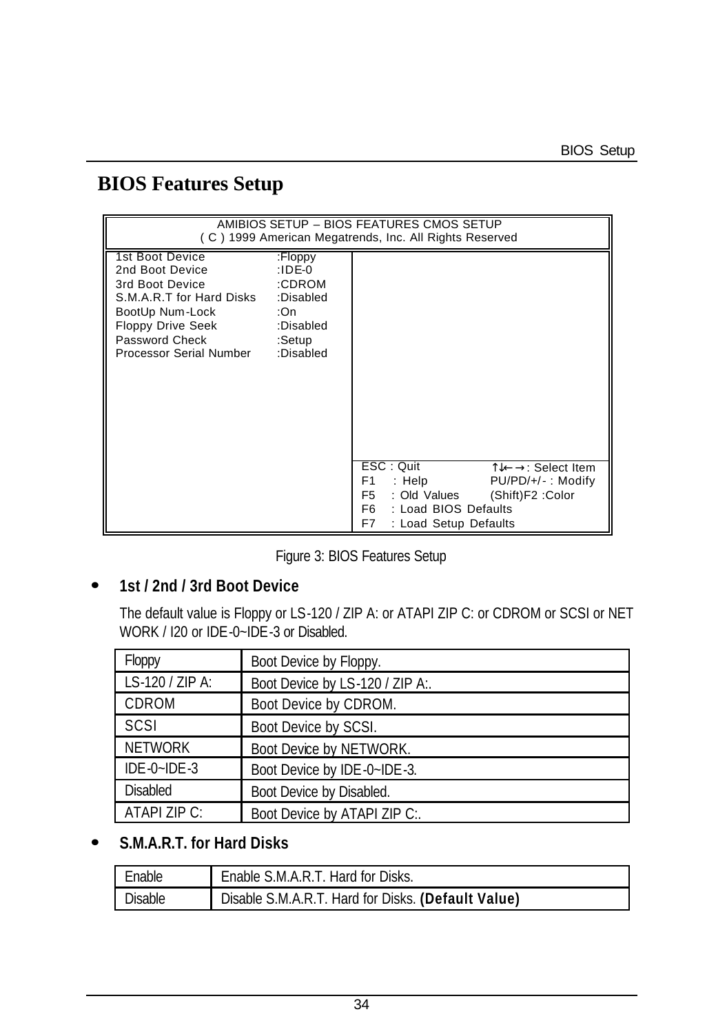# BIOS Features Setup

```
                AMIBIOS SETUP – BIOS FEATURES CMOS SETUP
        ( C ) 1999 American Megatrends, Inc. All Rights Reserved

1st Boot Device            :Floppy
2nd Boot Device            :IDE-0
3rd Boot Device            :CDROM
S.M.A.R.T for Hard Disks   :Disabled
BootUp Num-Lock            :On
Floppy Drive Seek          :Disabled
Password Check             :Setup
Processor Serial Number    :Disabled

                                   ESC : Quit           ↑↓←→ : Select Item
                                   F1  : Help           PU/PD/+/- : Modify
                                   F5  : Old Values     (Shift)F2 :Color
                                   F6  : Load BIOS Defaults
                                   F7  : Load Setup Defaults
```

Figure 3: BIOS Features Setup

- **1st / 2nd / 3rd Boot Device**

  The default value is Floppy or LS-120 / ZIP A: or ATAPI ZIP C: or CDROM or SCSI or NET WORK / I20 or IDE-0~IDE-3 or Disabled.

| Floppy | Boot Device by Floppy. |
|---|---|
| LS-120 / ZIP A: | Boot Device by LS-120 / ZIP A:. |
| CDROM | Boot Device by CDROM. |
| SCSI | Boot Device by SCSI. |
| NETWORK | Boot Device by NETWORK. |
| IDE-0~IDE-3 | Boot Device by IDE-0~IDE-3. |
| Disabled | Boot Device by Disabled. |
| ATAPI ZIP C: | Boot Device by ATAPI ZIP C:. |

- **S.M.A.R.T. for Hard Disks**

| Enable | Enable S.M.A.R.T. Hard for Disks. |
|---|---|
| Disable | Disable S.M.A.R.T. Hard for Disks. **(Default Value)** |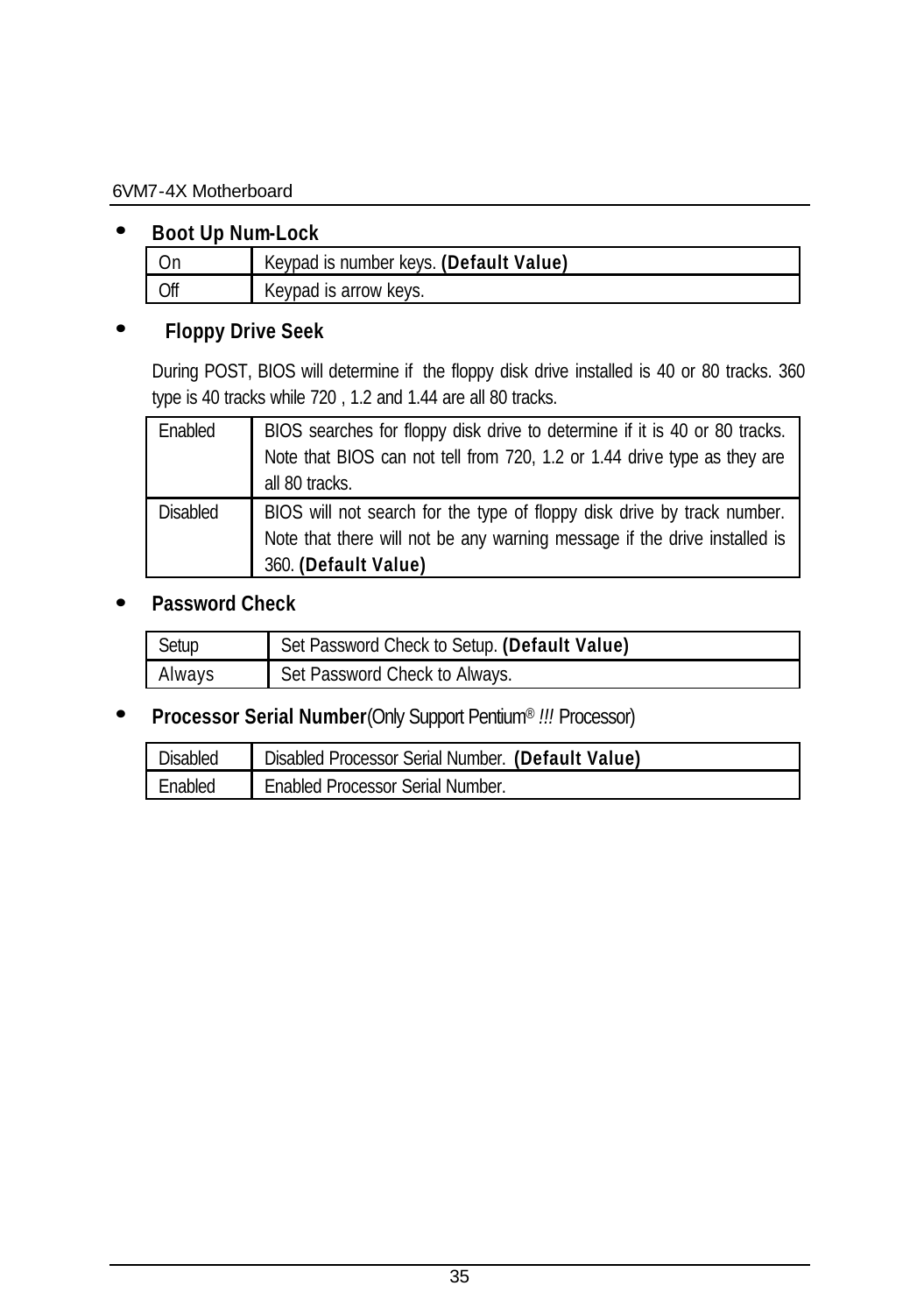- **Boot Up Num-Lock**

| On | Keypad is number keys. **(Default Value)** |
|---|---|
| Off | Keypad is arrow keys. |

- **Floppy Drive Seek**

During POST, BIOS will determine if the floppy disk drive installed is 40 or 80 tracks. 360 type is 40 tracks while 720 , 1.2 and 1.44 are all 80 tracks.

| Enabled | BIOS searches for floppy disk drive to determine if it is 40 or 80 tracks. Note that BIOS can not tell from 720, 1.2 or 1.44 drive type as they are all 80 tracks. |
|---|---|
| Disabled | BIOS will not search for the type of floppy disk drive by track number. Note that there will not be any warning message if the drive installed is 360. **(Default Value)** |

- **Password Check**

| Setup | Set Password Check to Setup. **(Default Value)** |
|---|---|
| Always | Set Password Check to Always. |

- **Processor Serial Number**(Only Support Pentium® !!! Processor)

| Disabled | Disabled Processor Serial Number. **(Default Value)** |
|---|---|
| Enabled | Enabled Processor Serial Number. |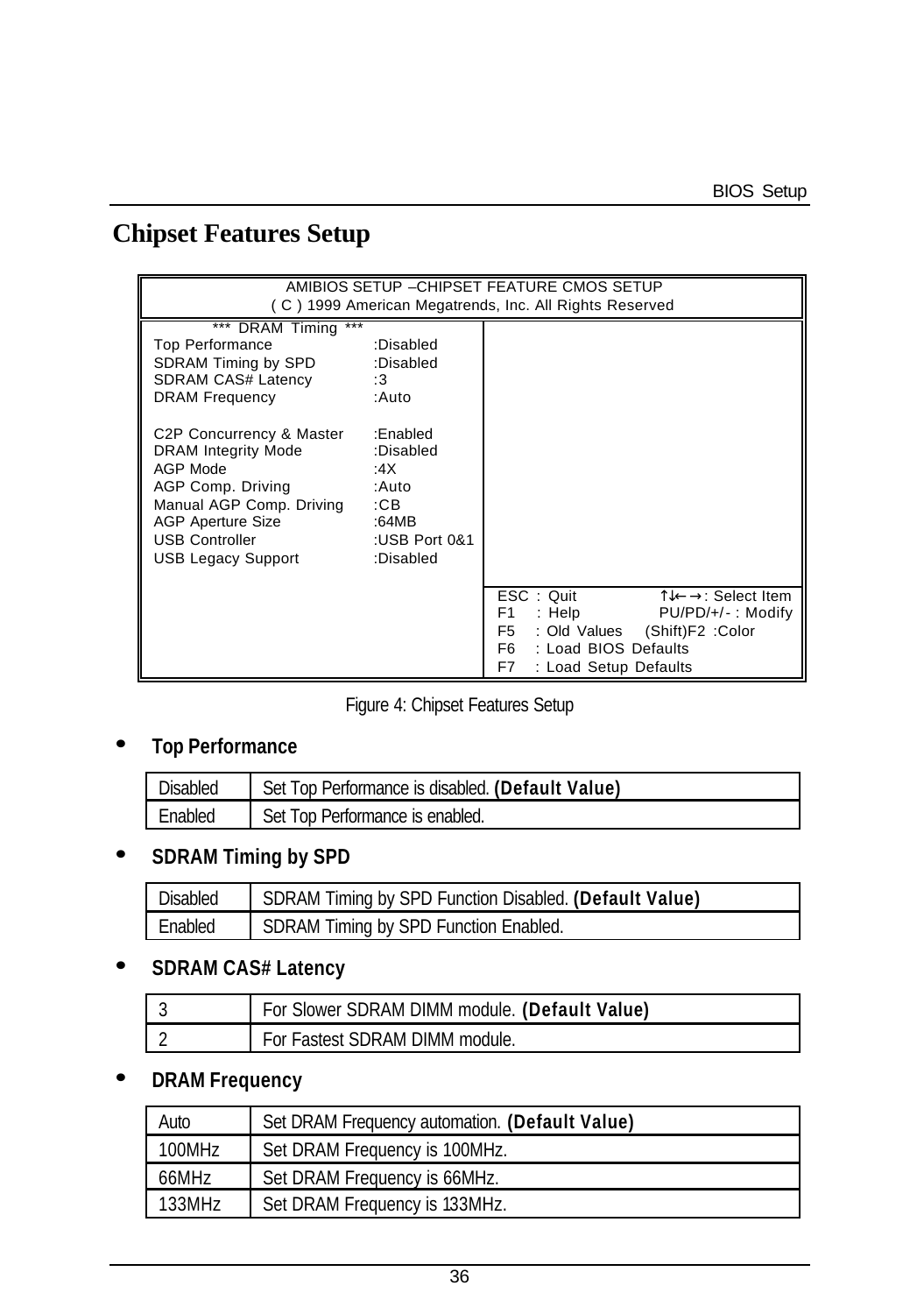## Chipset Features Setup

```
AMIBIOS SETUP –CHIPSET FEATURE CMOS SETUP
( C ) 1999 American Megatrends, Inc. All Rights Reserved

        *** DRAM Timing ***
Top Performance              :Disabled
SDRAM Timing by SPD          :Disabled
SDRAM CAS# Latency           :3
DRAM Frequency               :Auto

C2P Concurrency & Master     :Enabled
DRAM Integrity Mode          :Disabled
AGP Mode                     :4X
AGP Comp. Driving            :Auto
Manual AGP Comp. Driving     :CB
AGP Aperture Size            :64MB
USB Controller               :USB Port 0&1
USB Legacy Support           :Disabled

ESC : Quit              ↑↓←→: Select Item
F1  : Help              PU/PD/+/- : Modify
F5  : Old Values     (Shift)F2 :Color
F6  : Load BIOS Defaults
F7  : Load Setup Defaults
```

Figure 4: Chipset Features Setup

- **Top Performance**

| Disabled | Set Top Performance is disabled. **(Default Value)** |
|---|---|
| Enabled | Set Top Performance is enabled. |

- **SDRAM Timing by SPD**

| Disabled | SDRAM Timing by SPD Function Disabled. **(Default Value)** |
|---|---|
| Enabled | SDRAM Timing by SPD Function Enabled. |

- **SDRAM CAS# Latency**

| 3 | For Slower SDRAM DIMM module. **(Default Value)** |
|---|---|
| 2 | For Fastest SDRAM DIMM module. |

- **DRAM Frequency**

| Auto | Set DRAM Frequency automation. **(Default Value)** |
|---|---|
| 100MHz | Set DRAM Frequency is 100MHz. |
| 66MHz | Set DRAM Frequency is 66MHz. |
| 133MHz | Set DRAM Frequency is 133MHz. |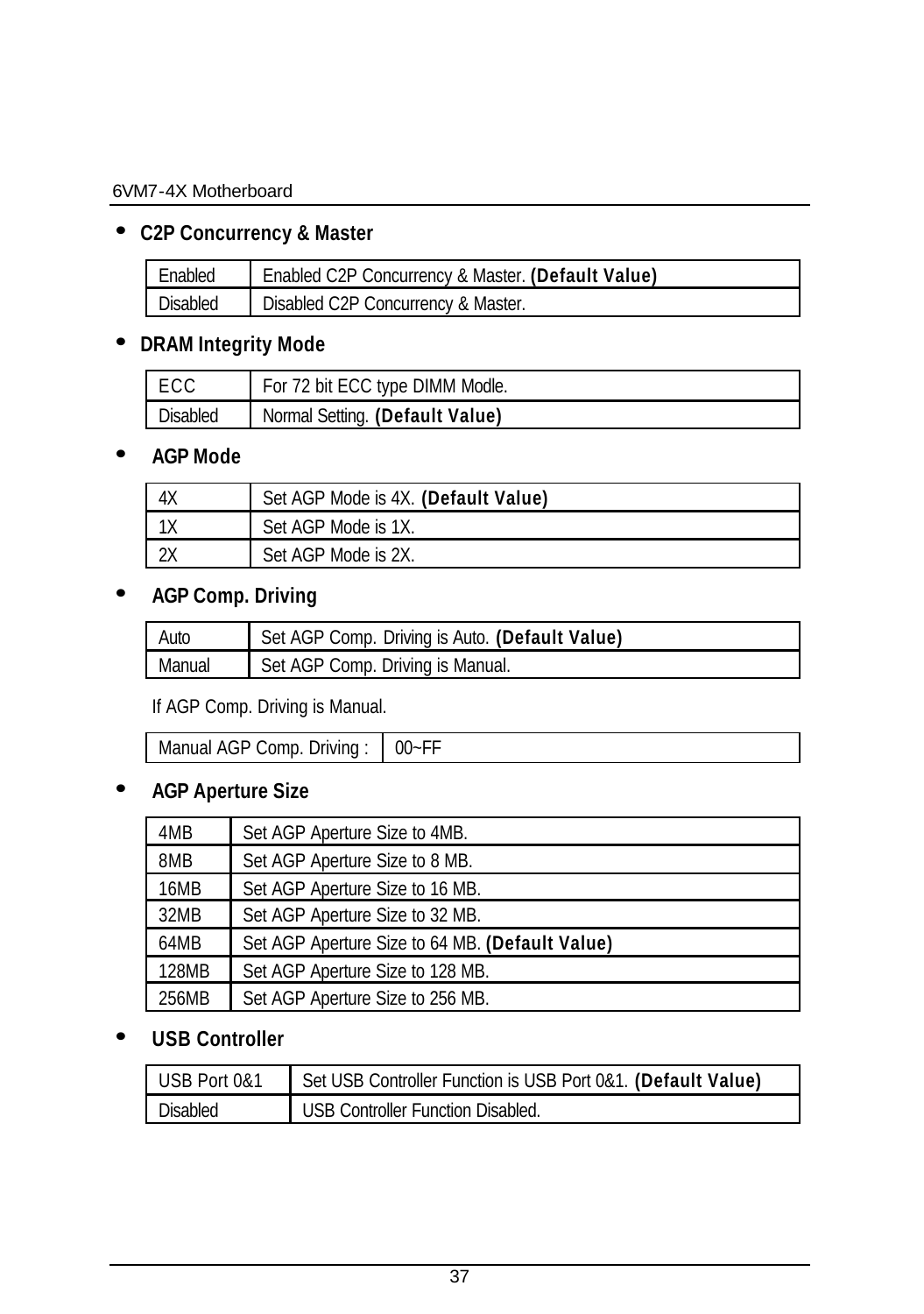- **C2P Concurrency & Master**

| | |
|---|---|
| Enabled | Enabled C2P Concurrency & Master. **(Default Value)** |
| Disabled | Disabled C2P Concurrency & Master. |

- **DRAM Integrity Mode**

| | |
|---|---|
| ECC | For 72 bit ECC type DIMM Modle. |
| Disabled | Normal Setting. **(Default Value)** |

- **AGP Mode**

| | |
|---|---|
| 4X | Set AGP Mode is 4X. **(Default Value)** |
| 1X | Set AGP Mode is 1X. |
| 2X | Set AGP Mode is 2X. |

- **AGP Comp. Driving**

| | |
|---|---|
| Auto | Set AGP Comp. Driving is Auto. **(Default Value)** |
| Manual | Set AGP Comp. Driving is Manual. |

If AGP Comp. Driving is Manual.

| | |
|---|---|
| Manual AGP Comp. Driving : | 00~FF |

- **AGP Aperture Size**

| | |
|---|---|
| 4MB | Set AGP Aperture Size to 4MB. |
| 8MB | Set AGP Aperture Size to 8 MB. |
| 16MB | Set AGP Aperture Size to 16 MB. |
| 32MB | Set AGP Aperture Size to 32 MB. |
| 64MB | Set AGP Aperture Size to 64 MB. **(Default Value)** |
| 128MB | Set AGP Aperture Size to 128 MB. |
| 256MB | Set AGP Aperture Size to 256 MB. |

- **USB Controller**

| | |
|---|---|
| USB Port 0&1 | Set USB Controller Function is USB Port 0&1. **(Default Value)** |
| Disabled | USB Controller Function Disabled. |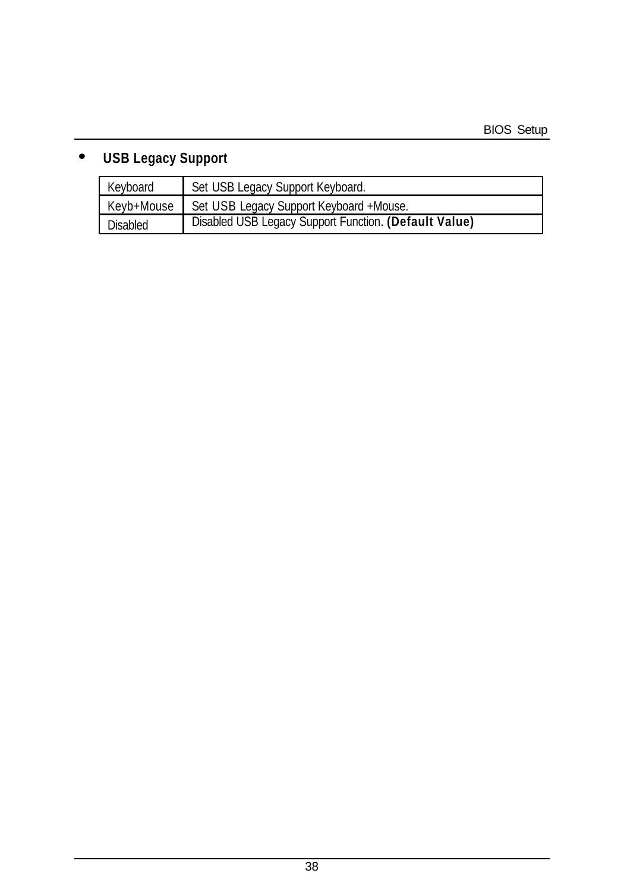- **USB Legacy Support**

| | |
|---|---|
| Keyboard | Set USB Legacy Support Keyboard. |
| Keyb+Mouse | Set USB Legacy Support Keyboard +Mouse. |
| Disabled | Disabled USB Legacy Support Function. **(Default Value)** |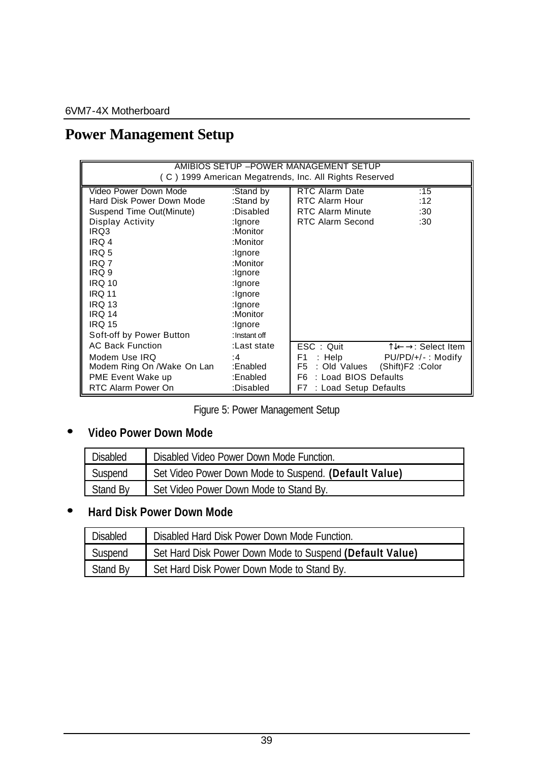# Power Management Setup

```
                     AMIBIOS SETUP –POWER MANAGEMENT SETUP
          ( C ) 1999 American Megatrends, Inc. All Rights Reserved

Video Power Down Mode          :Stand by     | RTC Alarm Date          :15
Hard Disk Power Down Mode      :Stand by     | RTC Alarm Hour          :12
Suspend Time Out(Minute)       :Disabled     | RTC Alarm Minute        :30
Display Activity               :Ignore       | RTC Alarm Second        :30
IRQ3                           :Monitor      |
IRQ 4                          :Monitor      |
IRQ 5                          :Ignore       |
IRQ 7                          :Monitor      |
IRQ 9                          :Ignore       |
IRQ 10                         :Ignore       |
IRQ 11                         :Ignore       |
IRQ 13                         :Ignore       |
IRQ 14                         :Monitor      |
IRQ 15                         :Ignore       |
Soft-off by Power Button       :Instant off  |
AC Back Function               :Last state   | ESC : Quit          ↑↓←→: Select Item
Modem Use IRQ                  :4            | F1  : Help          PU/PD/+/- : Modify
Modem Ring On /Wake On Lan     :Enabled      | F5  : Old Values    (Shift)F2 :Color
PME Event Wake up              :Enabled      | F6  : Load BIOS Defaults
RTC Alarm Power On             :Disabled     | F7  : Load Setup Defaults
```

Figure 5: Power Management Setup

- **Video Power Down Mode**

| | |
|---|---|
| Disabled | Disabled Video Power Down Mode Function. |
| Suspend | Set Video Power Down Mode to Suspend. **(Default Value)** |
| Stand By | Set Video Power Down Mode to Stand By. |

- **Hard Disk Power Down Mode**

| | |
|---|---|
| Disabled | Disabled Hard Disk Power Down Mode Function. |
| Suspend | Set Hard Disk Power Down Mode to Suspend **(Default Value)** |
| Stand By | Set Hard Disk Power Down Mode to Stand By. |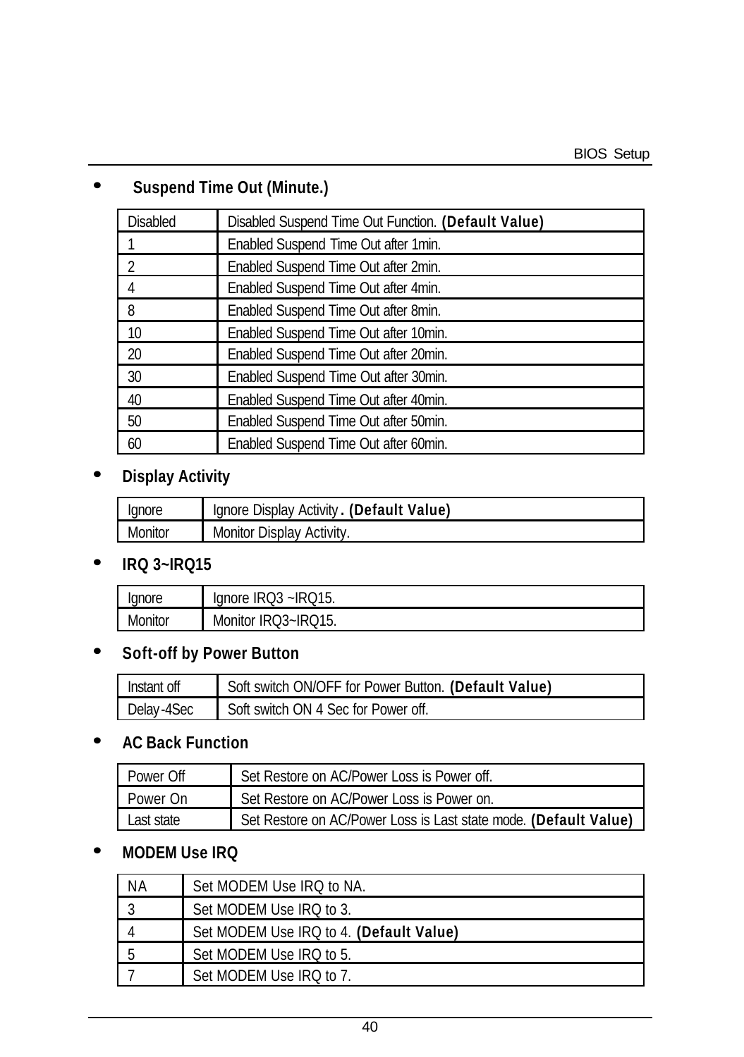- **Suspend Time Out (Minute.)**

| Disabled | Disabled Suspend Time Out Function. **(Default Value)** |
|---|---|
| 1 | Enabled Suspend Time Out after 1min. |
| 2 | Enabled Suspend Time Out after 2min. |
| 4 | Enabled Suspend Time Out after 4min. |
| 8 | Enabled Suspend Time Out after 8min. |
| 10 | Enabled Suspend Time Out after 10min. |
| 20 | Enabled Suspend Time Out after 20min. |
| 30 | Enabled Suspend Time Out after 30min. |
| 40 | Enabled Suspend Time Out after 40min. |
| 50 | Enabled Suspend Time Out after 50min. |
| 60 | Enabled Suspend Time Out after 60min. |

- **Display Activity**

| Ignore | Ignore Display Activity. **(Default Value)** |
|---|---|
| Monitor | Monitor Display Activity. |

- **IRQ 3~IRQ15**

| Ignore | Ignore IRQ3 ~IRQ15. |
|---|---|
| Monitor | Monitor IRQ3~IRQ15. |

- **Soft-off by Power Button**

| Instant off | Soft switch ON/OFF for Power Button. **(Default Value)** |
|---|---|
| Delay-4Sec | Soft switch ON 4 Sec for Power off. |

- **AC Back Function**

| Power Off | Set Restore on AC/Power Loss is Power off. |
|---|---|
| Power On | Set Restore on AC/Power Loss is Power on. |
| Last state | Set Restore on AC/Power Loss is Last state mode. **(Default Value)** |

- **MODEM Use IRQ**

| NA | Set MODEM Use IRQ to NA. |
|---|---|
| 3 | Set MODEM Use IRQ to 3. |
| 4 | Set MODEM Use IRQ to 4. **(Default Value)** |
| 5 | Set MODEM Use IRQ to 5. |
| 7 | Set MODEM Use IRQ to 7. |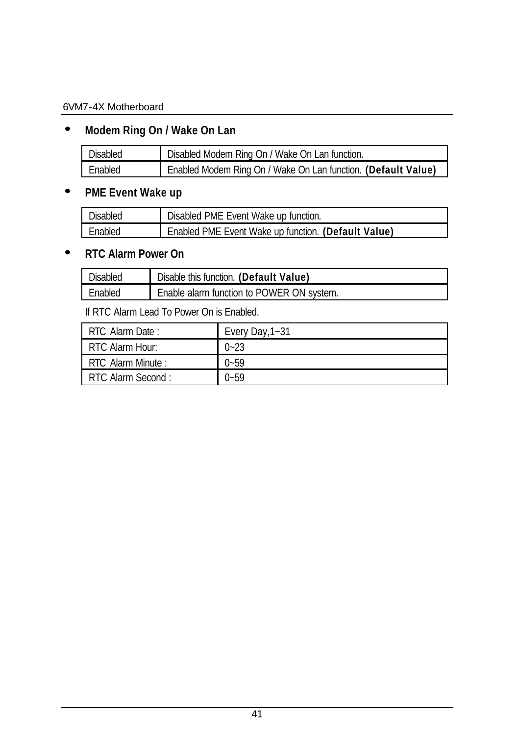- **Modem Ring On / Wake On Lan**

| Disabled | Disabled Modem Ring On / Wake On Lan function. |
|---|---|
| Enabled | Enabled Modem Ring On / Wake On Lan function. **(Default Value)** |

- **PME Event Wake up**

| Disabled | Disabled PME Event Wake up function. |
|---|---|
| Enabled | Enabled PME Event Wake up function. **(Default Value)** |

- **RTC Alarm Power On**

| Disabled | Disable this function. **(Default Value)** |
|---|---|
| Enabled | Enable alarm function to POWER ON system. |

If RTC Alarm Lead To Power On is Enabled.

| RTC Alarm Date : | Every Day,1~31 |
|---|---|
| RTC Alarm Hour: | 0~23 |
| RTC Alarm Minute : | 0~59 |
| RTC Alarm Second : | 0~59 |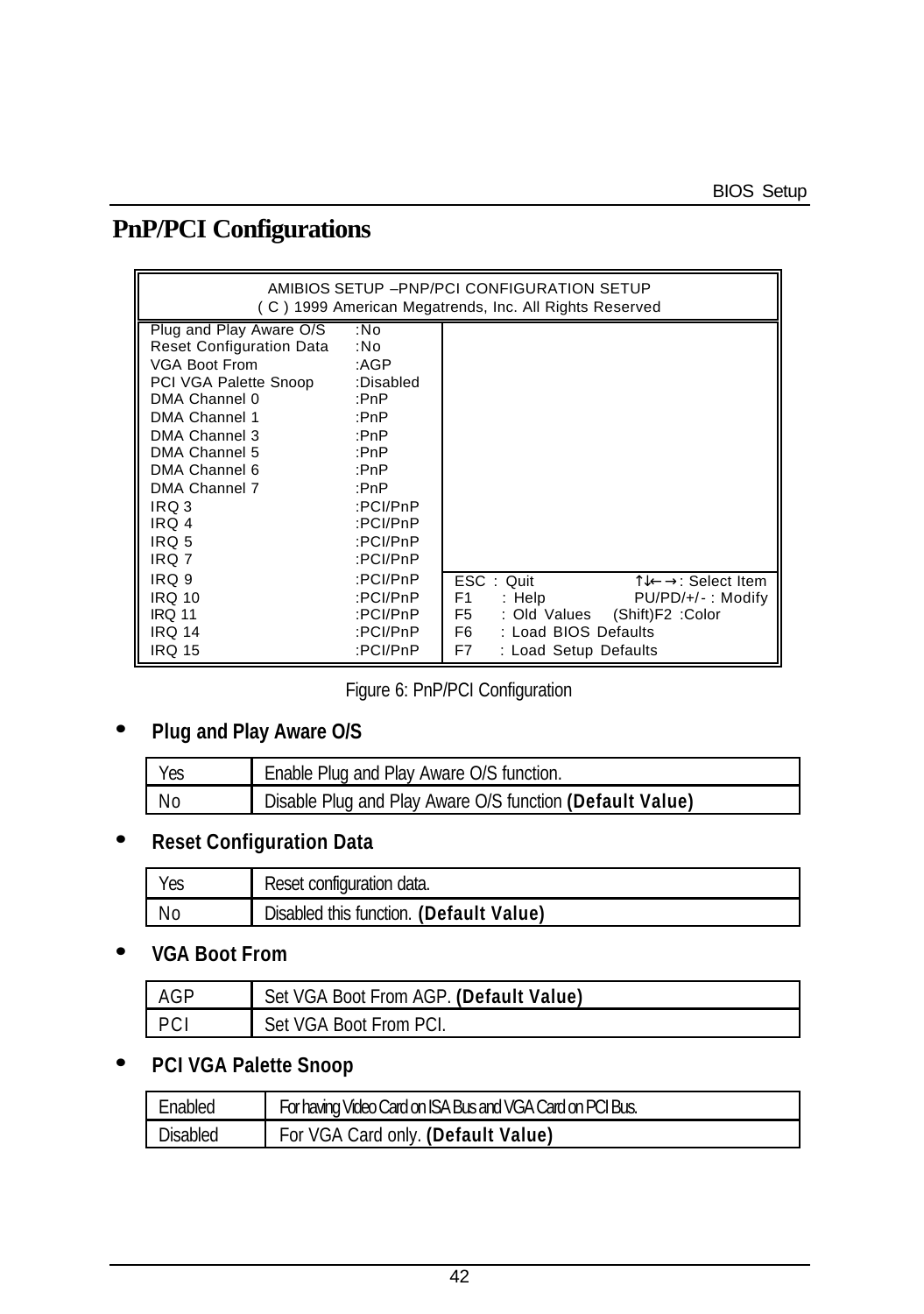# PnP/PCI Configurations

```
                AMIBIOS SETUP –PNP/PCI CONFIGURATION SETUP
          ( C ) 1999 American Megatrends, Inc. All Rights Reserved

Plug and Play Aware O/S      :No
Reset Configuration Data     :No
VGA Boot From                :AGP
PCI VGA Palette Snoop        :Disabled
DMA Channel 0                :PnP
DMA Channel 1                :PnP
DMA Channel 3                :PnP
DMA Channel 5                :PnP
DMA Channel 6                :PnP
DMA Channel 7                :PnP
IRQ 3                        :PCI/PnP
IRQ 4                        :PCI/PnP
IRQ 5                        :PCI/PnP
IRQ 7                        :PCI/PnP
IRQ 9                        :PCI/PnP    ESC : Quit            ↑↓←→: Select Item
IRQ 10                       :PCI/PnP    F1  : Help            PU/PD/+/- : Modify
IRQ 11                       :PCI/PnP    F5  : Old Values   (Shift)F2 :Color
IRQ 14                       :PCI/PnP    F6  : Load BIOS Defaults
IRQ 15                       :PCI/PnP    F7  : Load Setup Defaults
```

Figure 6: PnP/PCI Configuration

- **Plug and Play Aware O/S**

| Yes | Enable Plug and Play Aware O/S function. |
|---|---|
| No | Disable Plug and Play Aware O/S function **(Default Value)** |

- **Reset Configuration Data**

| Yes | Reset configuration data. |
|---|---|
| No | Disabled this function. **(Default Value)** |

- **VGA Boot From**

| AGP | Set VGA Boot From AGP. **(Default Value)** |
|---|---|
| PCI | Set VGA Boot From PCI. |

- **PCI VGA Palette Snoop**

| Enabled | For having Video Card on ISA Bus and VGA Card on PCI Bus. |
|---|---|
| Disabled | For VGA Card only. **(Default Value)** |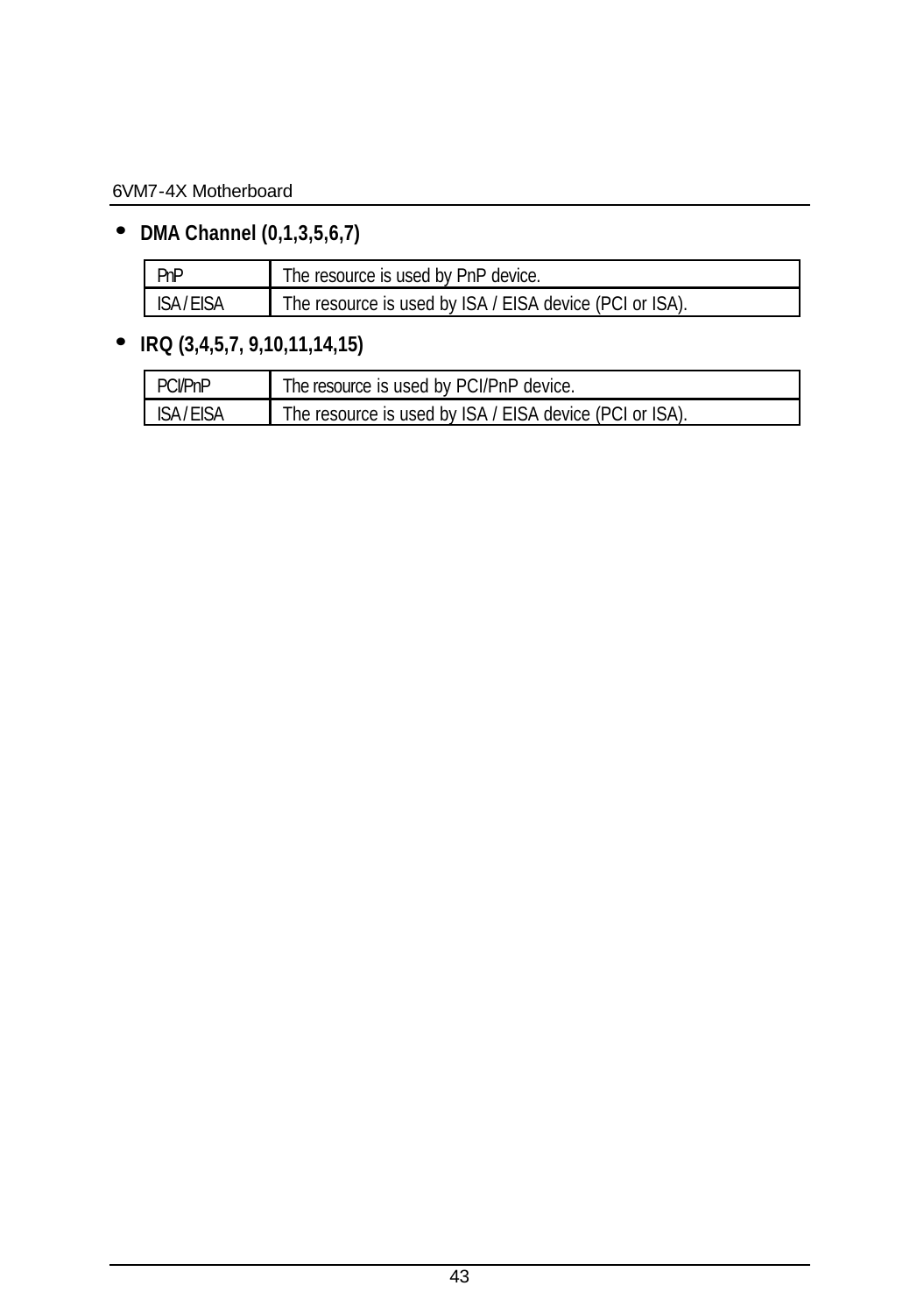- **DMA Channel (0,1,3,5,6,7)**

| PnP | The resource is used by PnP device. |
|---|---|
| ISA / EISA | The resource is used by ISA / EISA device (PCI or ISA). |

- **IRQ (3,4,5,7, 9,10,11,14,15)**

| PCI/PnP | The resource is used by PCI/PnP device. |
|---|---|
| ISA / EISA | The resource is used by ISA / EISA device (PCI or ISA). |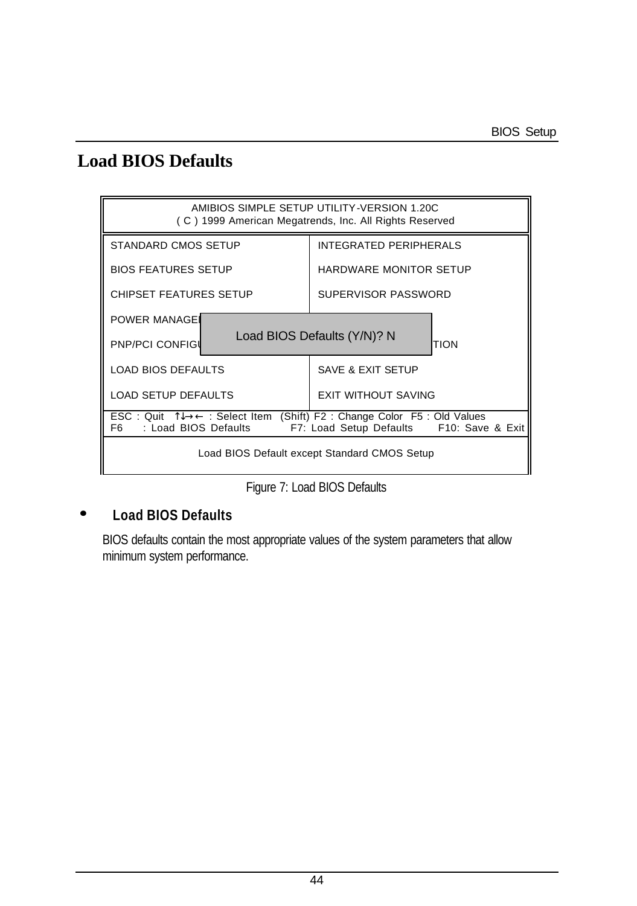# Load BIOS Defaults

```
AMIBIOS SIMPLE SETUP UTILITY-VERSION 1.20C
( C ) 1999 American Megatrends, Inc. All Rights Reserved

STANDARD CMOS SETUP              INTEGRATED PERIPHERALS
BIOS FEATURES SETUP              HARDWARE MONITOR SETUP
CHIPSET FEATURES SETUP           SUPERVISOR PASSWORD
POWER MANAGE|
PNP/PCI CONFIG|  Load BIOS Defaults (Y/N)? N  |TION
LOAD BIOS DEFAULTS               SAVE & EXIT SETUP
LOAD SETUP DEFAULTS              EXIT WITHOUT SAVING

ESC : Quit  ↑↓→← : Select Item  (Shift) F2 : Change Color  F5 : Old Values
F6  : Load BIOS Defaults     F7: Load Setup Defaults    F10: Save & Exit

Load BIOS Default except Standard CMOS Setup
```

Figure 7: Load BIOS Defaults

- **Load BIOS Defaults**

BIOS defaults contain the most appropriate values of the system parameters that allow minimum system performance.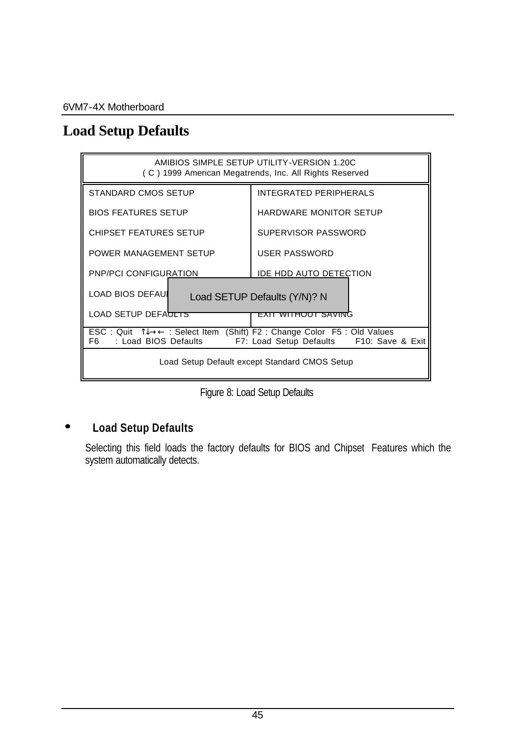# Load Setup Defaults

```
AMIBIOS SIMPLE SETUP UTILITY-VERSION 1.20C
( C ) 1999 American Megatrends, Inc. All Rights Reserved

STANDARD CMOS SETUP              INTEGRATED PERIPHERALS
BIOS FEATURES SETUP              HARDWARE MONITOR SETUP
CHIPSET FEATURES SETUP           SUPERVISOR PASSWORD
POWER MANAGEMENT SETUP           USER PASSWORD
PNP/PCI CONFIGURATION            IDE HDD AUTO DETECTION
LOAD BIOS DEFAUL   Load SETUP Defaults (Y/N)? N
LOAD SETUP DEFAULTS              EXIT WITHOUT SAVING

ESC : Quit   ↑↓→← : Select Item  (Shift) F2 : Change Color  F5 : Old Values
F6   : Load BIOS Defaults      F7: Load Setup Defaults     F10: Save & Exit

Load Setup Default except Standard CMOS Setup
```

Figure 8: Load Setup Defaults

- **Load Setup Defaults**

  Selecting this field loads the factory defaults for BIOS and Chipset Features which the system automatically detects.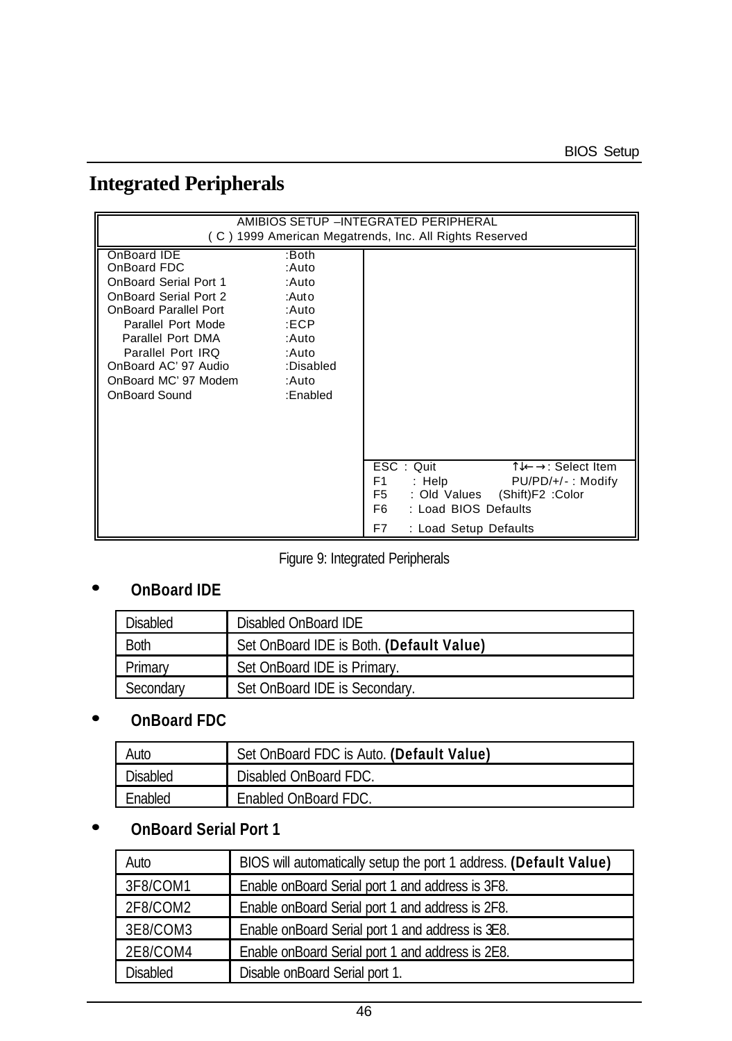# Integrated Peripherals

```
                    AMIBIOS SETUP –INTEGRATED PERIPHERAL
          ( C ) 1999 American Megatrends, Inc. All Rights Reserved

OnBoard IDE              :Both
OnBoard FDC              :Auto
OnBoard Serial Port 1    :Auto
OnBoard Serial Port 2    :Auto
OnBoard Parallel Port    :Auto
   Parallel Port Mode    :ECP
   Parallel Port DMA     :Auto
   Parallel Port IRQ     :Auto
OnBoard AC' 97 Audio     :Disabled
OnBoard MC' 97 Modem     :Auto
OnBoard Sound            :Enabled

                                  ESC : Quit          ↑↓←→: Select Item
                                  F1  : Help          PU/PD/+/- : Modify
                                  F5  : Old Values    (Shift)F2 :Color
                                  F6  : Load BIOS Defaults
                                  F7  : Load Setup Defaults
```

Figure 9: Integrated Peripherals

- **OnBoard IDE**

| Disabled | Disabled OnBoard IDE |
|---|---|
| Both | Set OnBoard IDE is Both. **(Default Value)** |
| Primary | Set OnBoard IDE is Primary. |
| Secondary | Set OnBoard IDE is Secondary. |

- **OnBoard FDC**

| Auto | Set OnBoard FDC is Auto. **(Default Value)** |
|---|---|
| Disabled | Disabled OnBoard FDC. |
| Enabled | Enabled OnBoard FDC. |

- **OnBoard Serial Port 1**

| Auto | BIOS will automatically setup the port 1 address. **(Default Value)** |
|---|---|
| 3F8/COM1 | Enable onBoard Serial port 1 and address is 3F8. |
| 2F8/COM2 | Enable onBoard Serial port 1 and address is 2F8. |
| 3E8/COM3 | Enable onBoard Serial port 1 and address is 3E8. |
| 2E8/COM4 | Enable onBoard Serial port 1 and address is 2E8. |
| Disabled | Disable onBoard Serial port 1. |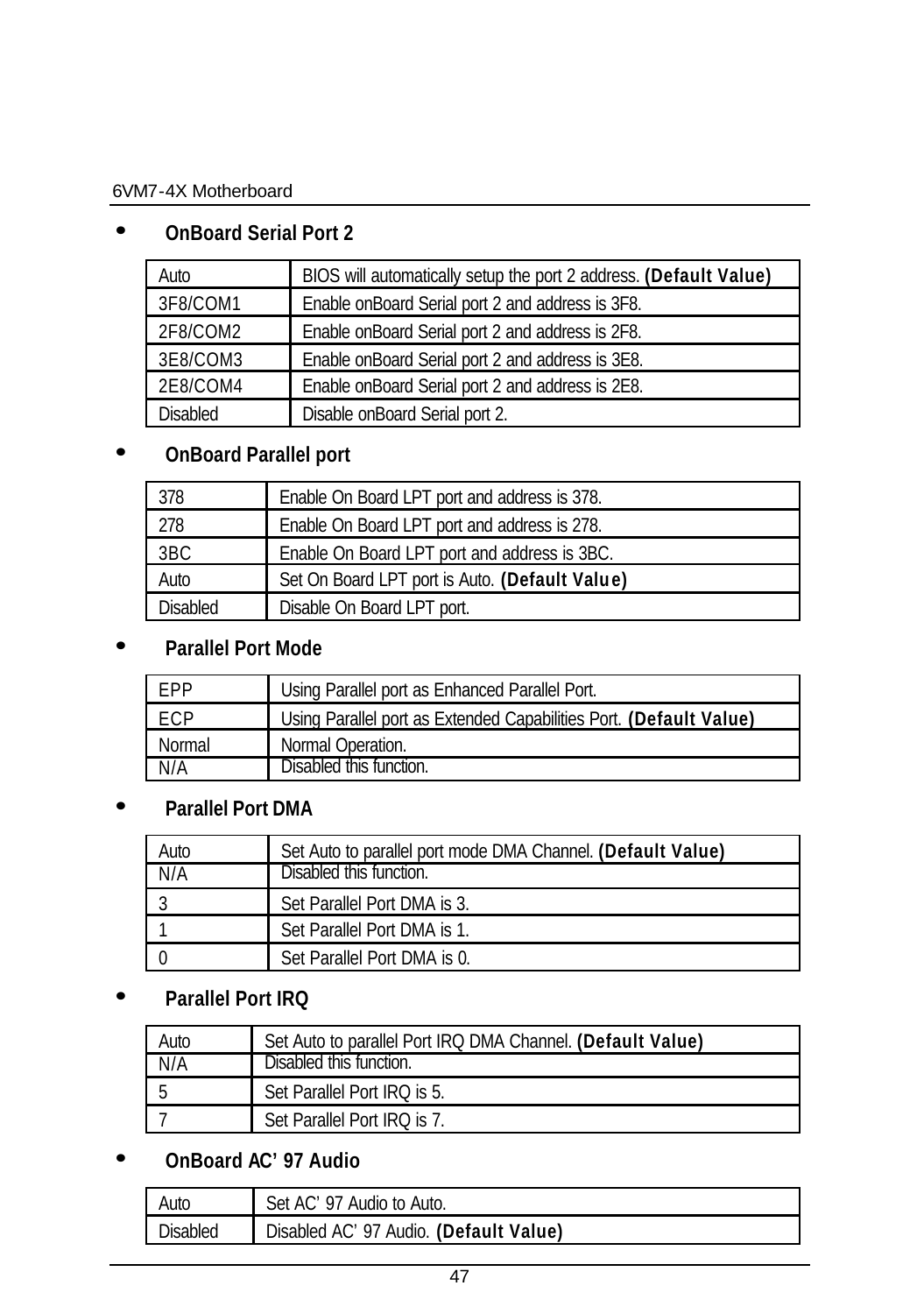- **OnBoard Serial Port 2**

| Auto | BIOS will automatically setup the port 2 address. **(Default Value)** |
|---|---|
| 3F8/COM1 | Enable onBoard Serial port 2 and address is 3F8. |
| 2F8/COM2 | Enable onBoard Serial port 2 and address is 2F8. |
| 3E8/COM3 | Enable onBoard Serial port 2 and address is 3E8. |
| 2E8/COM4 | Enable onBoard Serial port 2 and address is 2E8. |
| Disabled | Disable onBoard Serial port 2. |

- **OnBoard Parallel port**

| 378 | Enable On Board LPT port and address is 378. |
|---|---|
| 278 | Enable On Board LPT port and address is 278. |
| 3BC | Enable On Board LPT port and address is 3BC. |
| Auto | Set On Board LPT port is Auto. **(Default Value)** |
| Disabled | Disable On Board LPT port. |

- **Parallel Port Mode**

| EPP | Using Parallel port as Enhanced Parallel Port. |
|---|---|
| ECP | Using Parallel port as Extended Capabilities Port. **(Default Value)** |
| Normal | Normal Operation. |
| N/A | Disabled this function. |

- **Parallel Port DMA**

| Auto | Set Auto to parallel port mode DMA Channel. **(Default Value)** |
|---|---|
| N/A | Disabled this function. |
| 3 | Set Parallel Port DMA is 3. |
| 1 | Set Parallel Port DMA is 1. |
| 0 | Set Parallel Port DMA is 0. |

- **Parallel Port IRQ**

| Auto | Set Auto to parallel Port IRQ DMA Channel. **(Default Value)** |
|---|---|
| N/A | Disabled this function. |
| 5 | Set Parallel Port IRQ is 5. |
| 7 | Set Parallel Port IRQ is 7. |

- **OnBoard AC' 97 Audio**

| Auto | Set AC' 97 Audio to Auto. |
|---|---|
| Disabled | Disabled AC' 97 Audio. **(Default Value)** |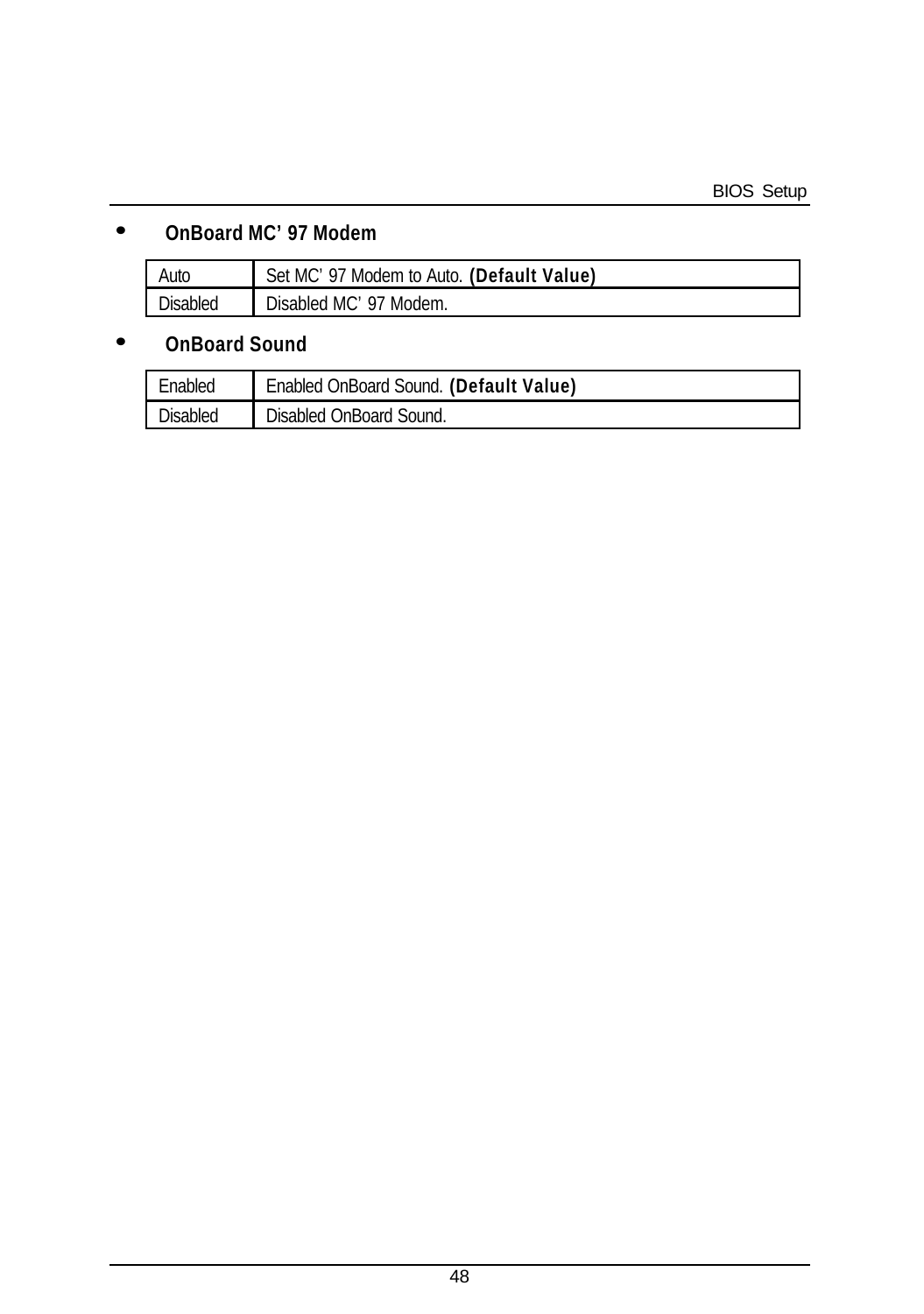- **OnBoard MC' 97 Modem**

| Auto | Set MC' 97 Modem to Auto. **(Default Value)** |
|---|---|
| Disabled | Disabled MC' 97 Modem. |

- **OnBoard Sound**

| Enabled | Enabled OnBoard Sound. **(Default Value)** |
|---|---|
| Disabled | Disabled OnBoard Sound. |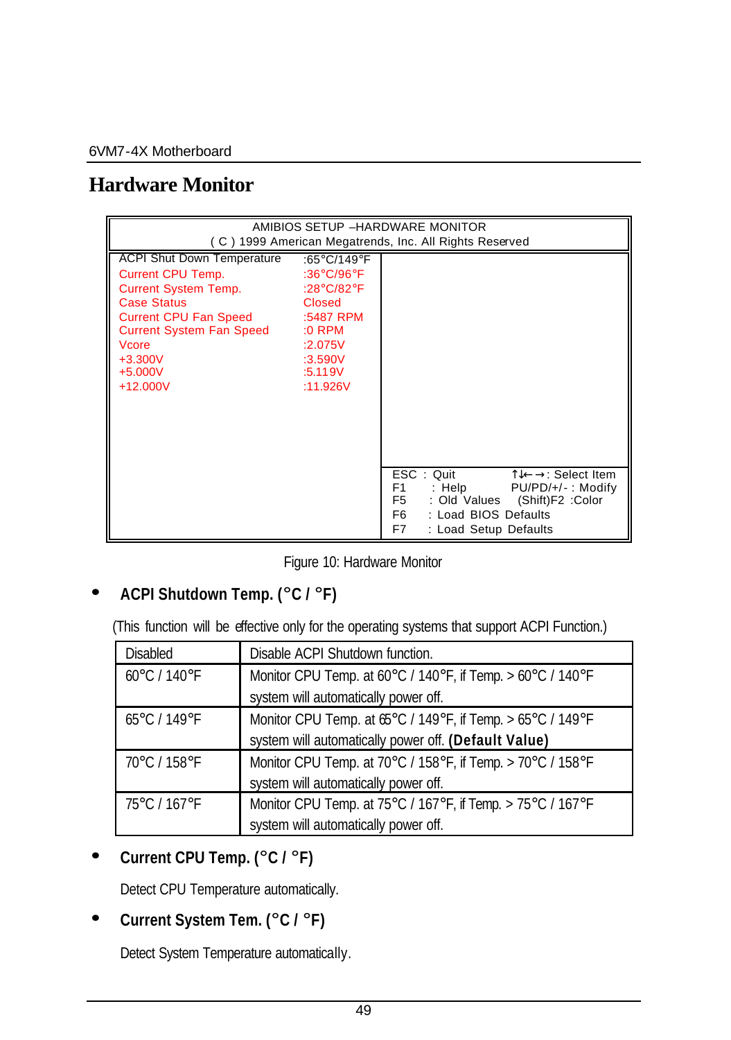# Hardware Monitor

```
AMIBIOS SETUP –HARDWARE MONITOR
( C ) 1999 American Megatrends, Inc. All Rights Reserved

ACPI Shut Down Temperature      :65°C/149°F
Current CPU Temp.               :36°C/96°F
Current System Temp.            :28°C/82°F
Case Status                     Closed
Current CPU Fan Speed           :5487 RPM
Current System Fan Speed        :0 RPM
Vcore                           :2.075V
+3.300V                         :3.590V
+5.000V                         :5.119V
+12.000V                        :11.926V

ESC : Quit             ↑↓←→: Select Item
F1  : Help             PU/PD/+/- : Modify
F5  : Old Values       (Shift)F2 :Color
F6  : Load BIOS Defaults
F7  : Load Setup Defaults
```

Figure 10: Hardware Monitor

- **ACPI Shutdown Temp. (°C / °F)**

(This function will be effective only for the operating systems that support ACPI Function.)

| Disabled | Disable ACPI Shutdown function. |
|---|---|
| 60°C / 140°F | Monitor CPU Temp. at 60°C / 140°F, if Temp. > 60°C / 140°F system will automatically power off. |
| 65°C / 149°F | Monitor CPU Temp. at 65°C / 149°F, if Temp. > 65°C / 149°F system will automatically power off. **(Default Value)** |
| 70°C / 158°F | Monitor CPU Temp. at 70°C / 158°F, if Temp. > 70°C / 158°F system will automatically power off. |
| 75°C / 167°F | Monitor CPU Temp. at 75°C / 167°F, if Temp. > 75°C / 167°F system will automatically power off. |

- **Current CPU Temp. (°C / °F)**

  Detect CPU Temperature automatically.

- **Current System Tem. (°C / °F)**

  Detect System Temperature automatically.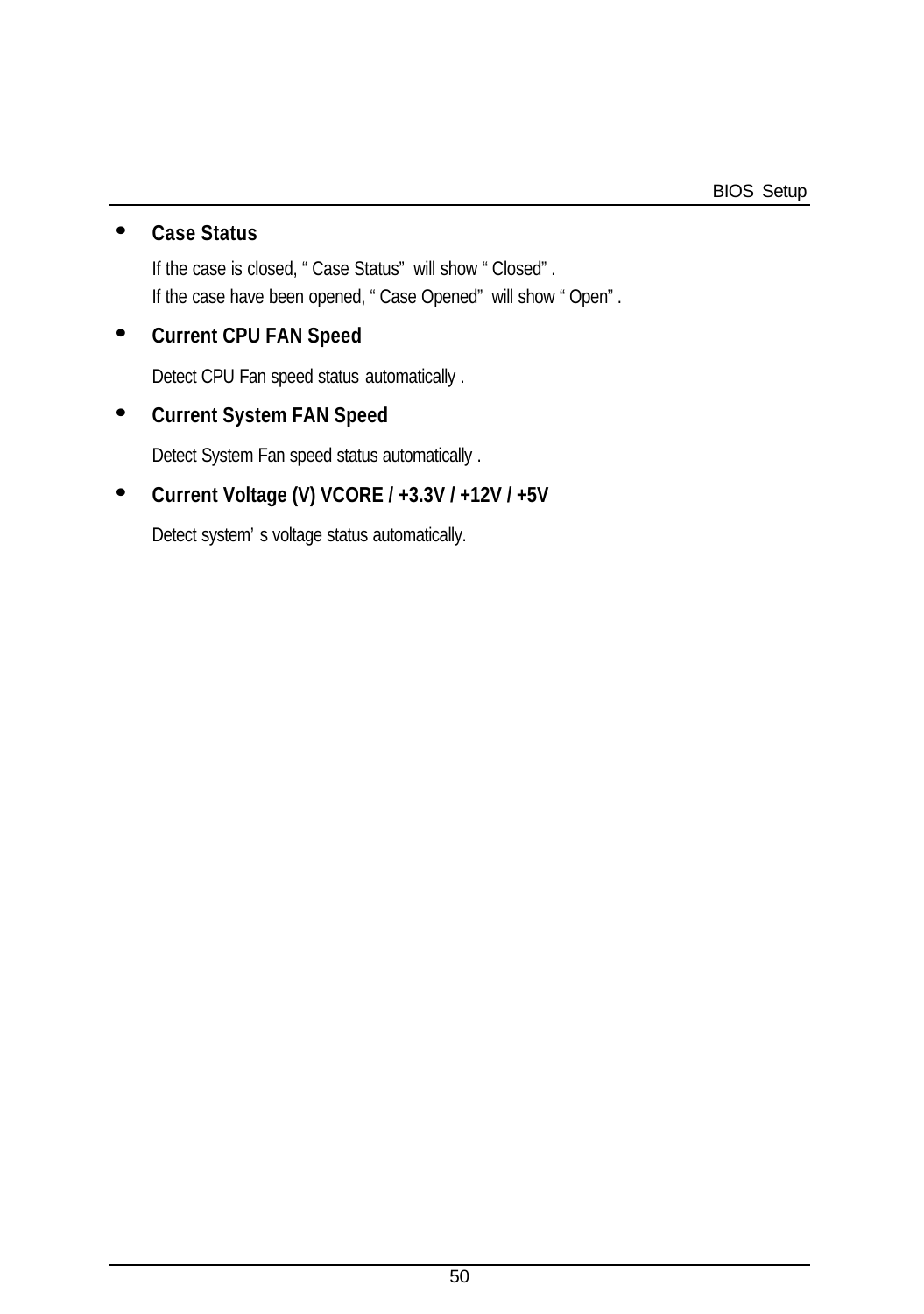- **Case Status**

  If the case is closed, " Case Status" will show " Closed" .
  If the case have been opened, " Case Opened" will show " Open" .

- **Current CPU FAN Speed**

  Detect CPU Fan speed status automatically .

- **Current System FAN Speed**

  Detect System Fan speed status automatically .

- **Current Voltage (V) VCORE / +3.3V / +12V / +5V**

  Detect system' s voltage status automatically.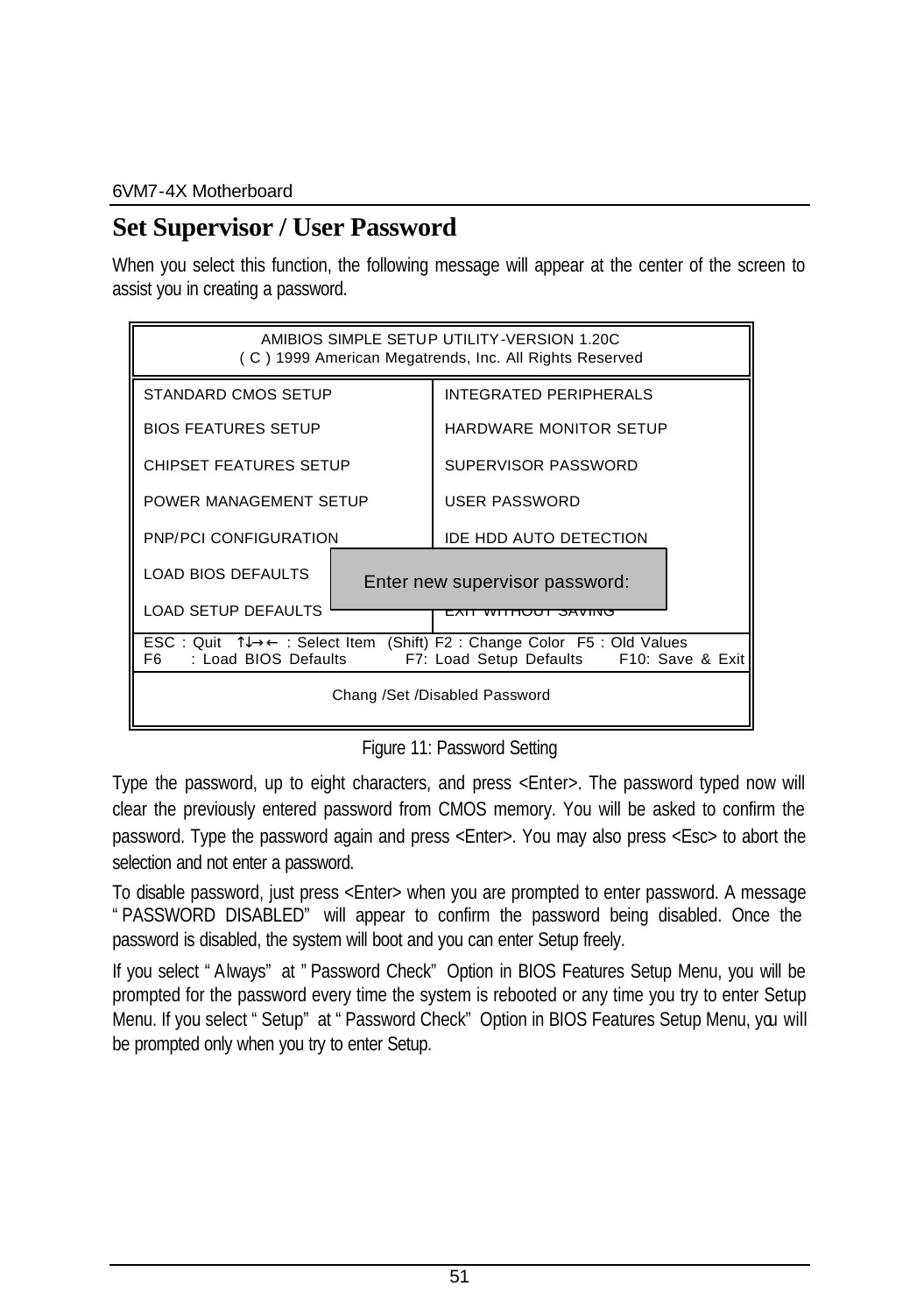## Set Supervisor / User Password

When you select this function, the following message will appear at the center of the screen to assist you in creating a password.

```
AMIBIOS SIMPLE SETUP UTILITY-VERSION 1.20C
( C ) 1999 American Megatrends, Inc. All Rights Reserved

STANDARD CMOS SETUP          INTEGRATED PERIPHERALS
BIOS FEATURES SETUP          HARDWARE MONITOR SETUP
CHIPSET FEATURES SETUP       SUPERVISOR PASSWORD
POWER MANAGEMENT SETUP       USER PASSWORD
PNP/PCI CONFIGURATION        IDE HDD AUTO DETECTION
LOAD BIOS DEFAULTS      Enter new supervisor password:
LOAD SETUP DEFAULTS          EXIT WITHOUT SAVING

ESC : Quit  ↑↓→← : Select Item  (Shift) F2 : Change Color  F5 : Old Values
F6   : Load BIOS Defaults      F7: Load Setup Defaults     F10: Save & Exit

Chang /Set /Disabled Password
```

Figure 11: Password Setting

Type the password, up to eight characters, and press <Enter>. The password typed now will clear the previously entered password from CMOS memory. You will be asked to confirm the password. Type the password again and press <Enter>. You may also press <Esc> to abort the selection and not enter a password.

To disable password, just press <Enter> when you are prompted to enter password. A message "PASSWORD DISABLED" will appear to confirm the password being disabled. Once the password is disabled, the system will boot and you can enter Setup freely.

If you select "Always" at "Password Check" Option in BIOS Features Setup Menu, you will be prompted for the password every time the system is rebooted or any time you try to enter Setup Menu. If you select "Setup" at "Password Check" Option in BIOS Features Setup Menu, you will be prompted only when you try to enter Setup.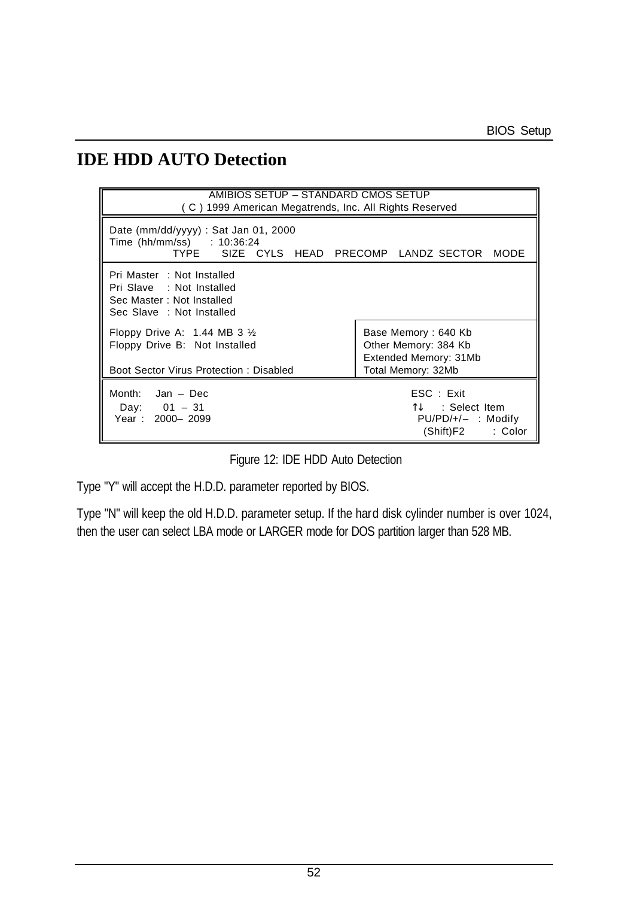# IDE HDD AUTO Detection

```
AMIBIOS SETUP – STANDARD CMOS SETUP
( C ) 1999 American Megatrends, Inc. All Rights Reserved

Date (mm/dd/yyyy) : Sat Jan 01, 2000
Time (hh/mm/ss)   : 10:36:24
           TYPE     SIZE  CYLS  HEAD  PRECOMP  LANDZ SECTOR  MODE

Pri Master  : Not Installed
Pri Slave   : Not Installed
Sec Master : Not Installed
Sec Slave   : Not Installed

Floppy Drive A:  1.44 MB 3 ½                  Base Memory : 640 Kb
Floppy Drive B:  Not Installed                Other Memory: 384 Kb
                                              Extended Memory: 31Mb
Boot Sector Virus Protection : Disabled       Total Memory: 32Mb

Month:   Jan – Dec                                 ESC : Exit
  Day:     01 – 31                                 ↑↓   : Select Item
 Year :  2000– 2099                                 PU/PD/+/–  : Modify
                                                    (Shift)F2     : Color
```

Figure 12: IDE HDD Auto Detection

Type "Y" will accept the H.D.D. parameter reported by BIOS.

Type "N" will keep the old H.D.D. parameter setup. If the hard disk cylinder number is over 1024, then the user can select LBA mode or LARGER mode for DOS partition larger than 528 MB.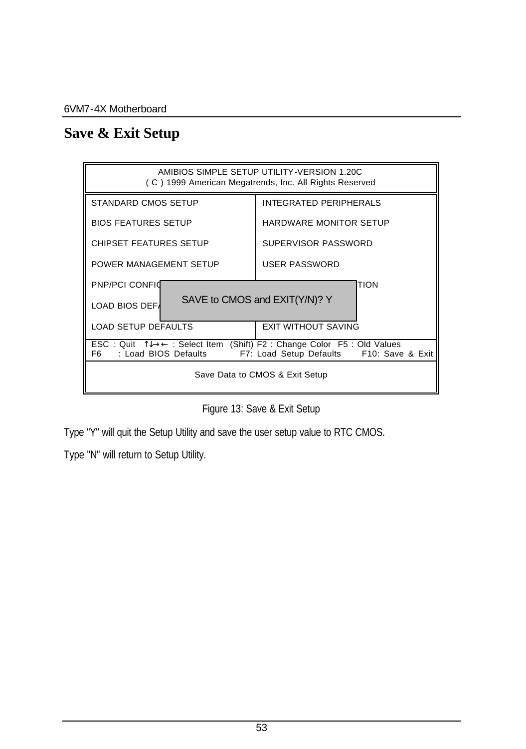## Save & Exit Setup

```
AMIBIOS SIMPLE SETUP UTILITY-VERSION 1.20C
( C ) 1999 American Megatrends, Inc. All Rights Reserved

STANDARD CMOS SETUP              INTEGRATED PERIPHERALS
BIOS FEATURES SETUP              HARDWARE MONITOR SETUP
CHIPSET FEATURES SETUP           SUPERVISOR PASSWORD
POWER MANAGEMENT SETUP           USER PASSWORD
PNP/PCI CONFIG                                 TION
              SAVE to CMOS and EXIT(Y/N)? Y
LOAD BIOS DEF
LOAD SETUP DEFAULTS              EXIT WITHOUT SAVING

ESC : Quit  ↑↓→← : Select Item  (Shift) F2 : Change Color  F5 : Old Values
F6    : Load BIOS Defaults        F7: Load Setup Defaults     F10: Save & Exit

Save Data to CMOS & Exit Setup
```

Figure 13: Save & Exit Setup

Type "Y" will quit the Setup Utility and save the user setup value to RTC CMOS.

Type "N" will return to Setup Utility.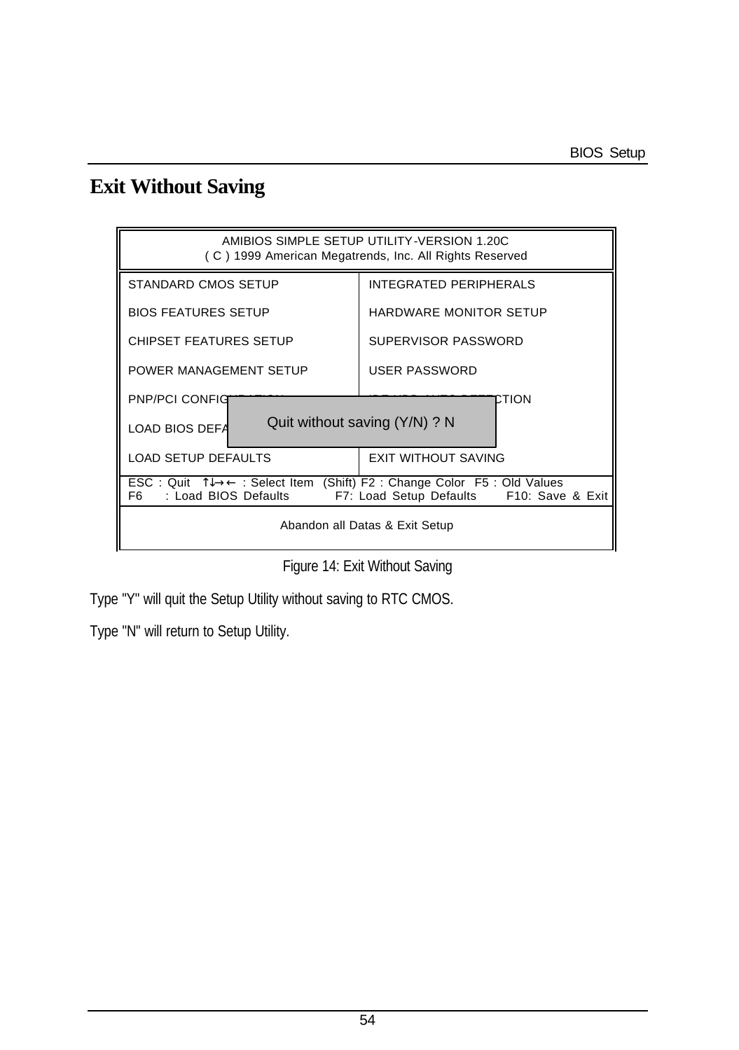# Exit Without Saving

```
AMIBIOS SIMPLE SETUP UTILITY-VERSION 1.20C
( C ) 1999 American Megatrends, Inc. All Rights Reserved

STANDARD CMOS SETUP              INTEGRATED PERIPHERALS
BIOS FEATURES SETUP              HARDWARE MONITOR SETUP
CHIPSET FEATURES SETUP           SUPERVISOR PASSWORD
POWER MANAGEMENT SETUP           USER PASSWORD
PNP/PCI CONFIG                   CTION
LOAD BIOS DEFA   Quit without saving (Y/N) ? N
LOAD SETUP DEFAULTS              EXIT WITHOUT SAVING

ESC : Quit  ↑↓→← : Select Item  (Shift) F2 : Change Color  F5 : Old Values
F6  : Load BIOS Defaults    F7: Load Setup Defaults    F10: Save & Exit

Abandon all Datas & Exit Setup
```

Figure 14: Exit Without Saving

Type "Y" will quit the Setup Utility without saving to RTC CMOS.

Type "N" will return to Setup Utility.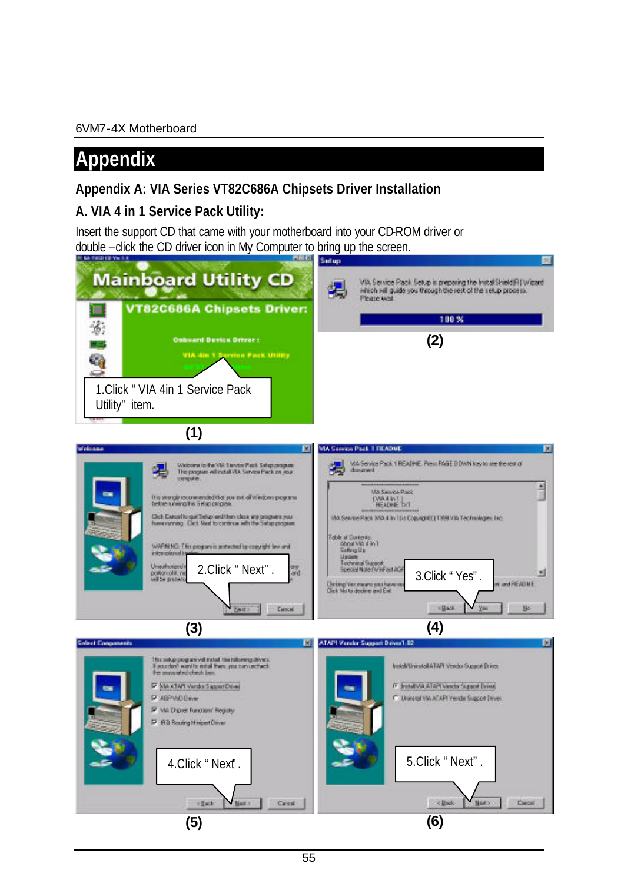# Appendix

## Appendix A: VIA Series VT82C686A Chipsets Driver Installation

### A. VIA 4 in 1 Service Pack Utility:

Insert the support CD that came with your motherboard into your CD-ROM driver or double –click the CD driver icon in My Computer to bring up the screen.

1.Click " VIA 4in 1 Service Pack Utility" item.

(1)

(2)

2.Click " Next" .

(3)

3.Click " Yes" .

(4)

4.Click " Next" .

(5)

5.Click " Next" .

(6)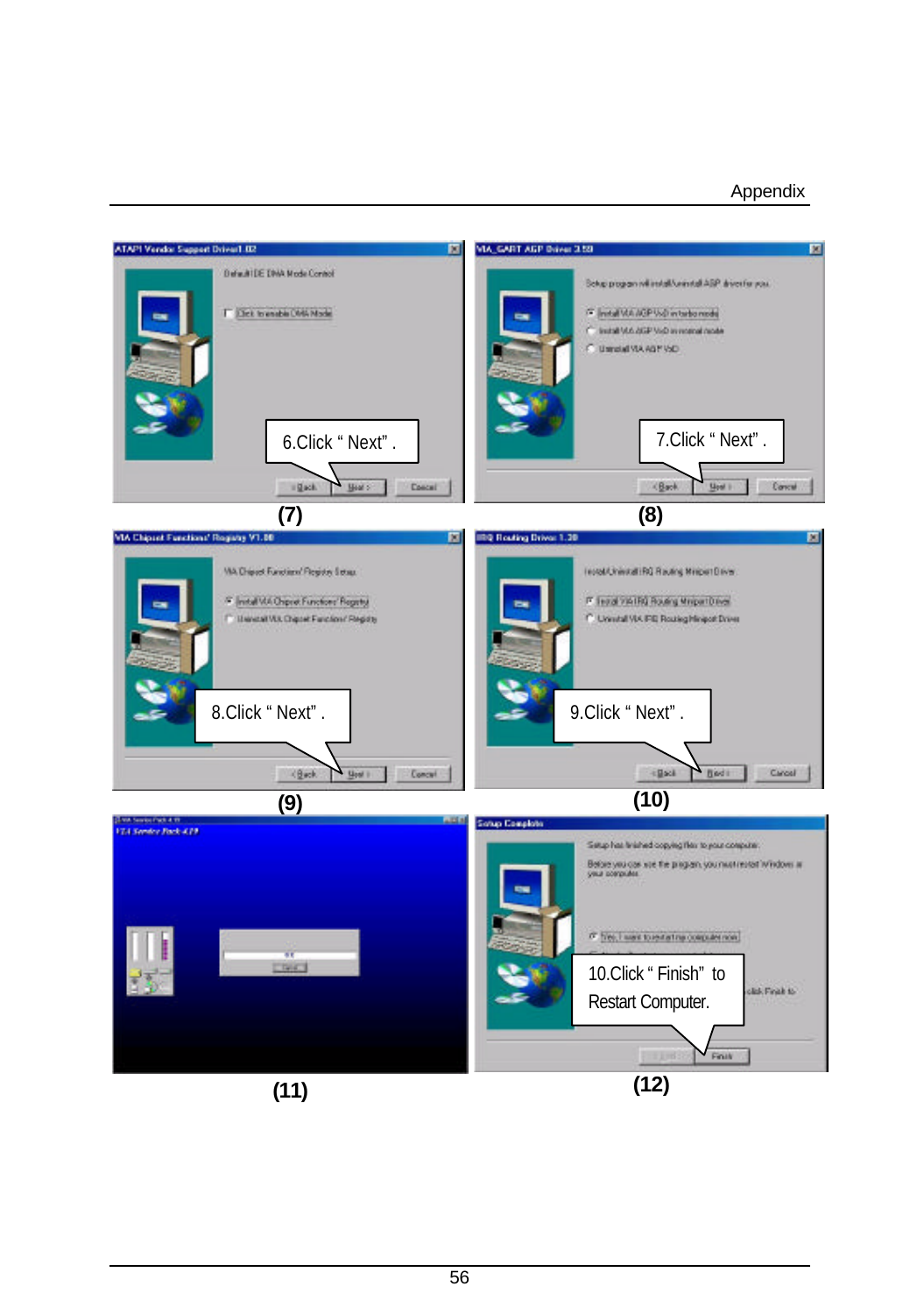6.Click " Next" .

(7)

7.Click " Next" .

(8)

8.Click " Next" .

(9)

9.Click " Next" .

(10)

(11)

10.Click " Finish" to Restart Computer.

(12)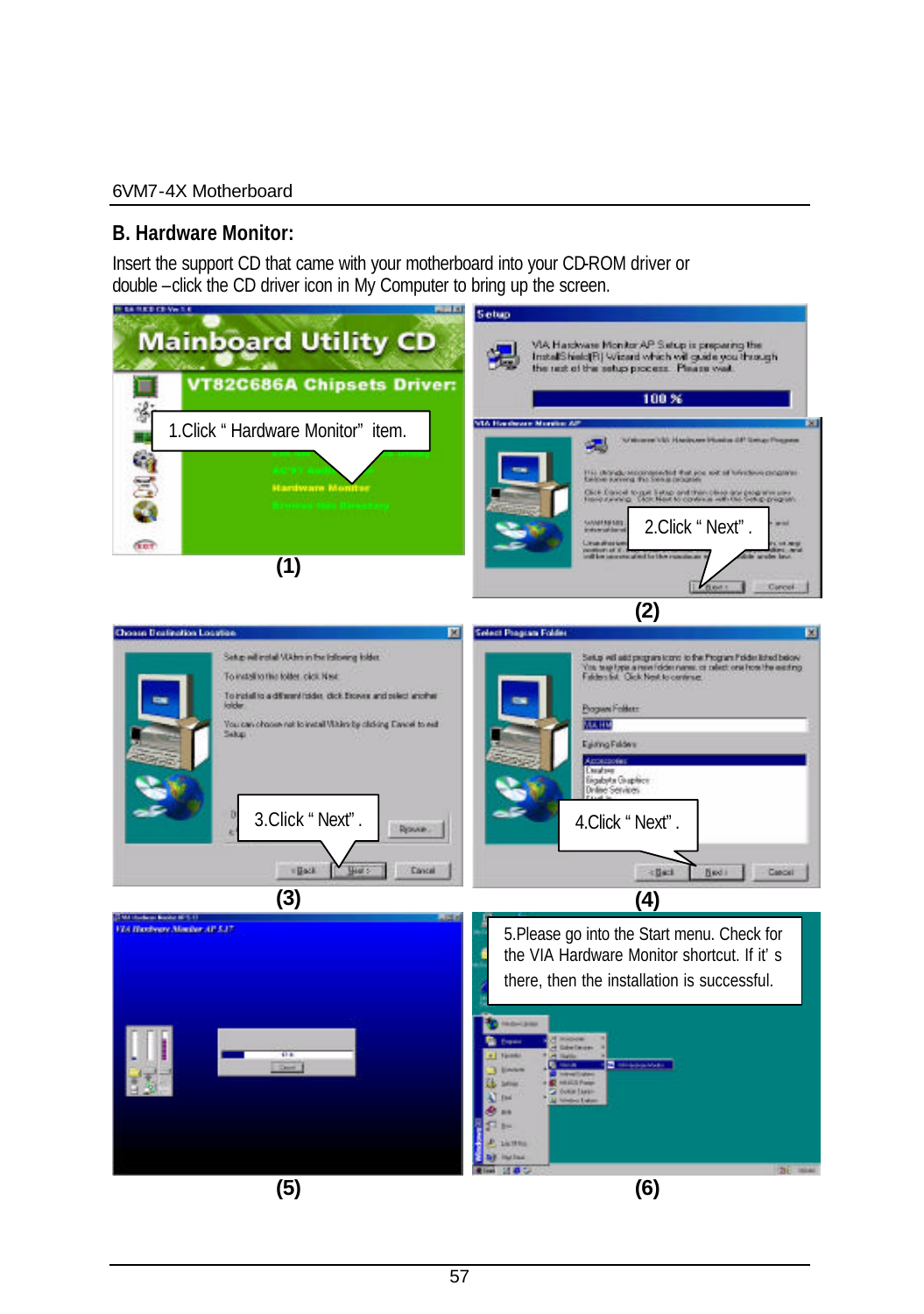## B. Hardware Monitor:

Insert the support CD that came with your motherboard into your CD-ROM driver or double –click the CD driver icon in My Computer to bring up the screen.

1.Click " Hardware Monitor" item.

(1)

2.Click " Next" .

(2)

3.Click " Next" .

(3)

4.Click " Next" .

(4)

(5)

5.Please go into the Start menu. Check for the VIA Hardware Monitor shortcut. If it' s there, then the installation is successful.

(6)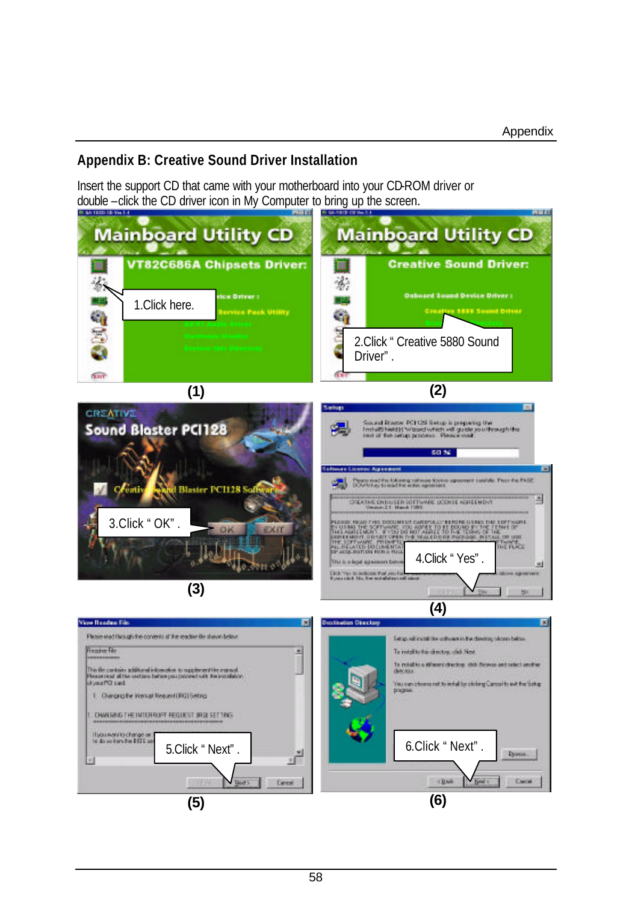## Appendix B: Creative Sound Driver Installation

Insert the support CD that came with your motherboard into your CD-ROM driver or double –click the CD driver icon in My Computer to bring up the screen.

1.Click here.

(1)

2.Click " Creative 5880 Sound Driver" .

(2)

3.Click " OK" .

(3)

4.Click " Yes" .

(4)

5.Click " Next" .

(5)

6.Click " Next" .

(6)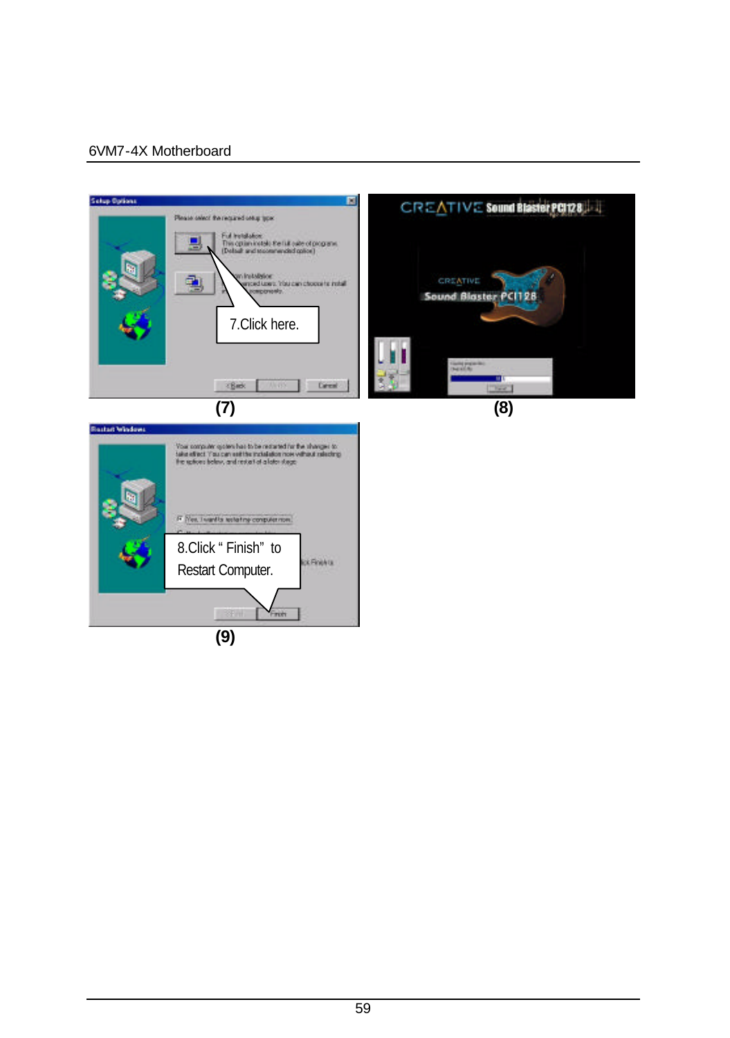7.Click here.

(7)

(8)

8.Click " Finish" to Restart Computer.

(9)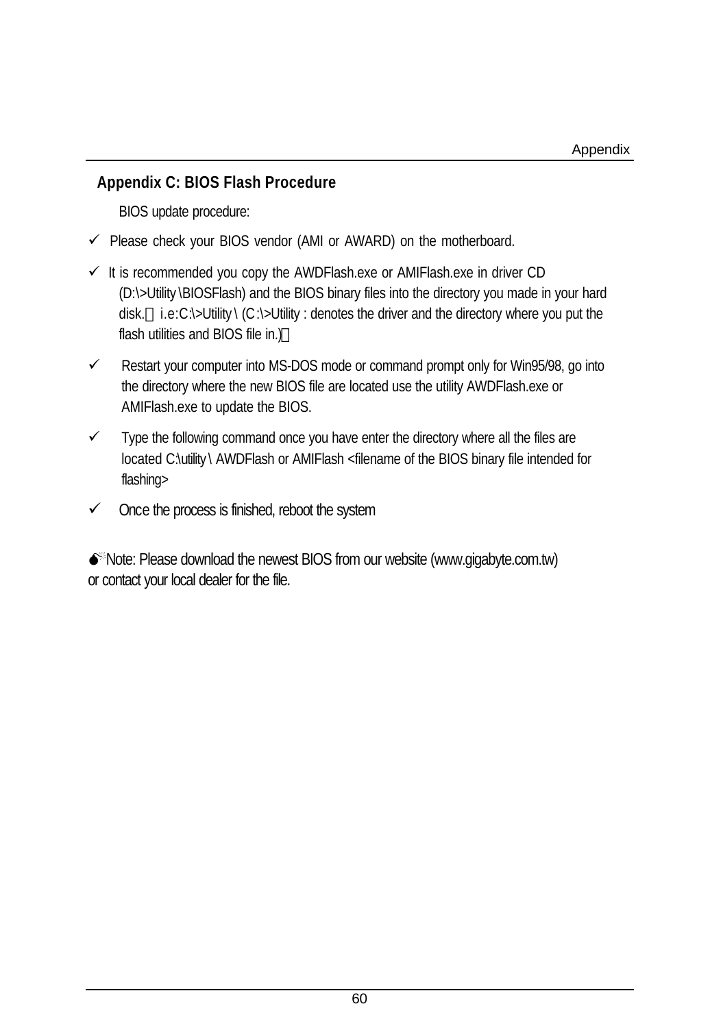## Appendix C: BIOS Flash Procedure

BIOS update procedure:

- ✓ Please check your BIOS vendor (AMI or AWARD) on the motherboard.
- ✓ It is recommended you copy the AWDFlash.exe or AMIFlash.exe in driver CD (D:\>Utility\BIOSFlash) and the BIOS binary files into the directory you made in your hard disk.（i.e:C:\>Utility\ (C:\>Utility : denotes the driver and the directory where you put the flash utilities and BIOS file in.)）
- ✓ Restart your computer into MS-DOS mode or command prompt only for Win95/98, go into the directory where the new BIOS file are located use the utility AWDFlash.exe or AMIFlash.exe to update the BIOS.
- ✓ Type the following command once you have enter the directory where all the files are located C:\utility\ AWDFlash or AMIFlash <filename of the BIOS binary file intended for flashing>
- ✓ Once the process is finished, reboot the system

Note: Please download the newest BIOS from our website (www.gigabyte.com.tw) or contact your local dealer for the file.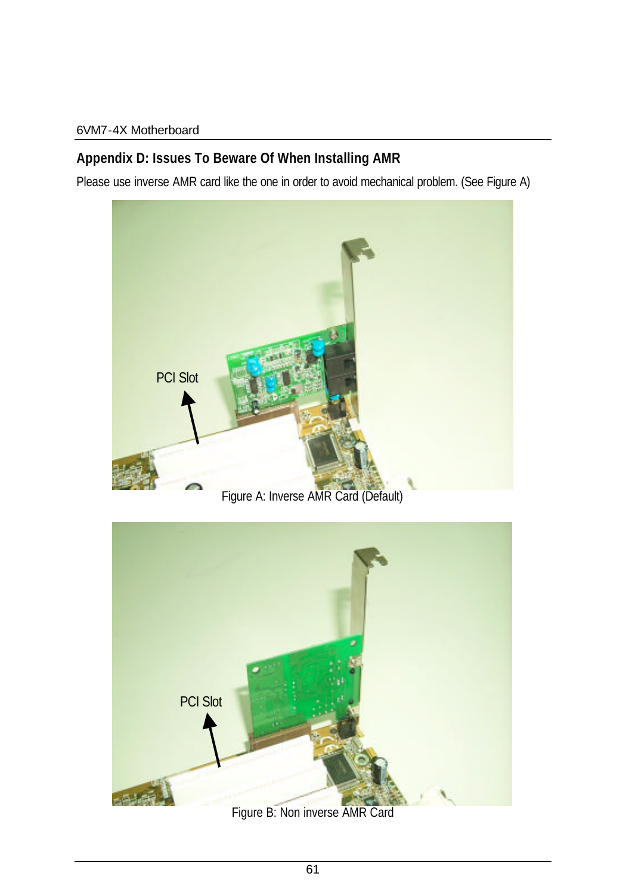## Appendix D: Issues To Beware Of When Installing AMR

Please use inverse AMR card like the one in order to avoid mechanical problem. (See Figure A)

Figure A: Inverse AMR Card (Default)

Figure B: Non inverse AMR Card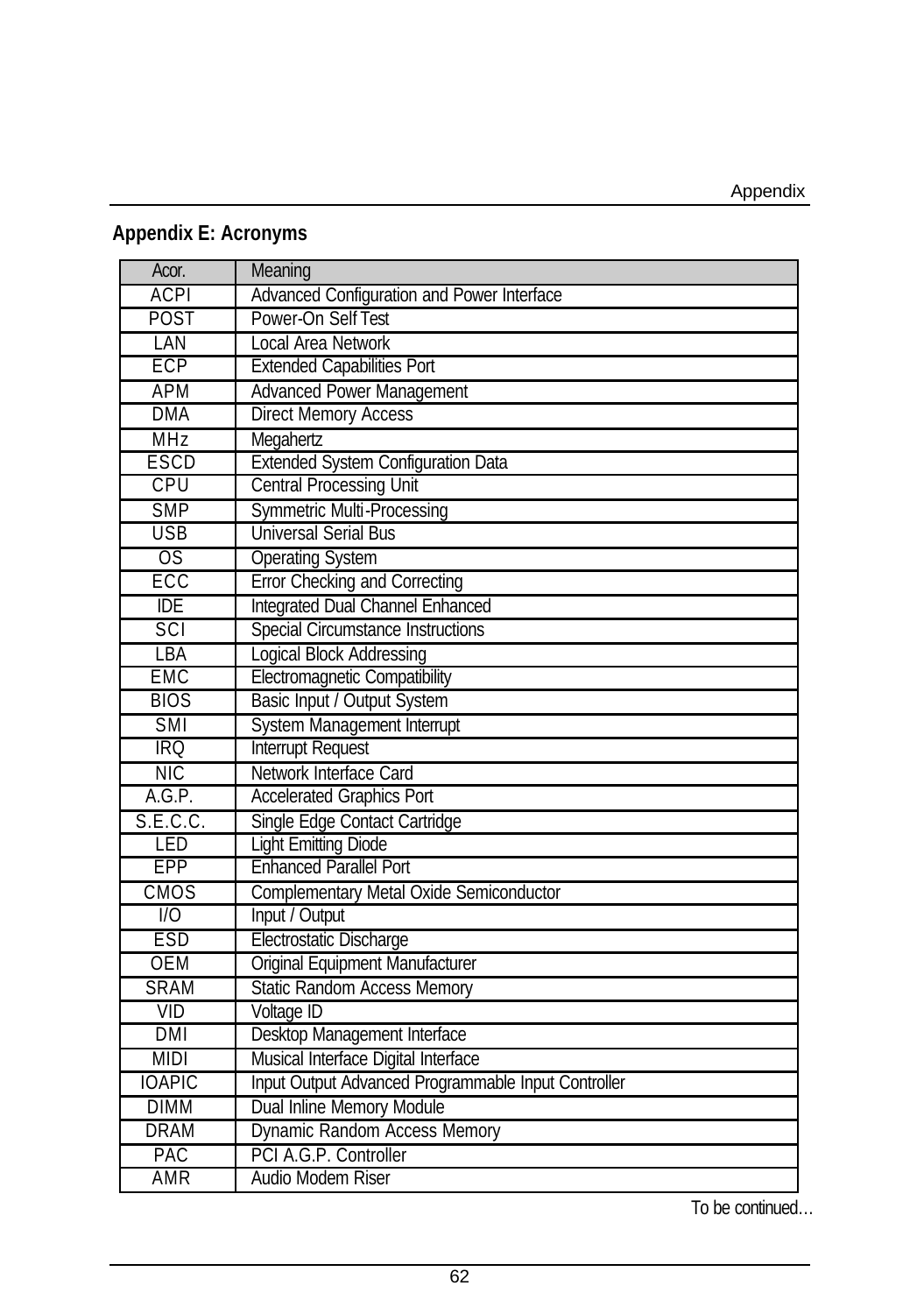## Appendix E: Acronyms

| Acor. | Meaning |
|---|---|
| ACPI | Advanced Configuration and Power Interface |
| POST | Power-On Self Test |
| LAN | Local Area Network |
| ECP | Extended Capabilities Port |
| APM | Advanced Power Management |
| DMA | Direct Memory Access |
| MHz | Megahertz |
| ESCD | Extended System Configuration Data |
| CPU | Central Processing Unit |
| SMP | Symmetric Multi-Processing |
| USB | Universal Serial Bus |
| OS | Operating System |
| ECC | Error Checking and Correcting |
| IDE | Integrated Dual Channel Enhanced |
| SCI | Special Circumstance Instructions |
| LBA | Logical Block Addressing |
| EMC | Electromagnetic Compatibility |
| BIOS | Basic Input / Output System |
| SMI | System Management Interrupt |
| IRQ | Interrupt Request |
| NIC | Network Interface Card |
| A.G.P. | Accelerated Graphics Port |
| S.E.C.C. | Single Edge Contact Cartridge |
| LED | Light Emitting Diode |
| EPP | Enhanced Parallel Port |
| CMOS | Complementary Metal Oxide Semiconductor |
| I/O | Input / Output |
| ESD | Electrostatic Discharge |
| OEM | Original Equipment Manufacturer |
| SRAM | Static Random Access Memory |
| VID | Voltage ID |
| DMI | Desktop Management Interface |
| MIDI | Musical Interface Digital Interface |
| IOAPIC | Input Output Advanced Programmable Input Controller |
| DIMM | Dual Inline Memory Module |
| DRAM | Dynamic Random Access Memory |
| PAC | PCI A.G.P. Controller |
| AMR | Audio Modem Riser |

To be continued…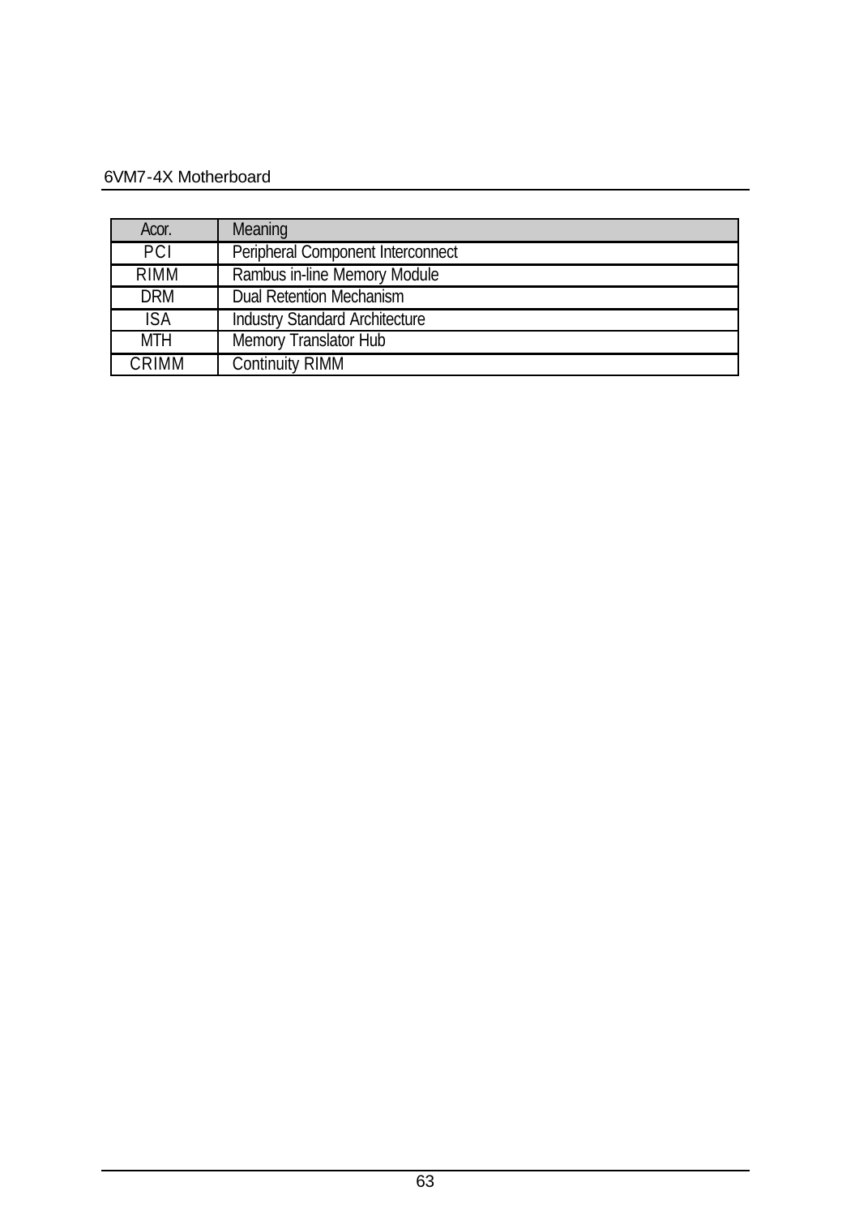| Acor. | Meaning |
|---|---|
| PCI | Peripheral Component Interconnect |
| RIMM | Rambus in-line Memory Module |
| DRM | Dual Retention Mechanism |
| ISA | Industry Standard Architecture |
| MTH | Memory Translator Hub |
| CRIMM | Continuity RIMM |